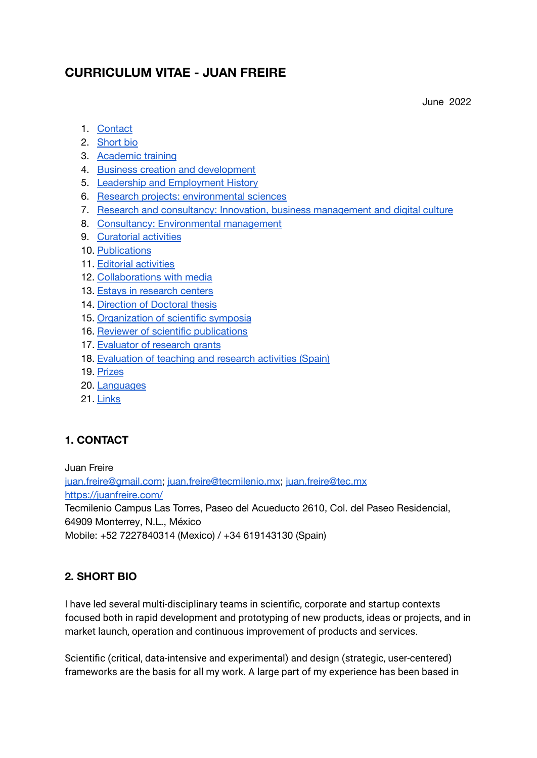# CURRICULUM VITAE - JUAN FREIRE

June 2022

1. Contact
2. Short bio
3. Academic training
4. Business creation and development
5. Leadership and Employment History
6. Research projects: environmental sciences
7. Research and consultancy: Innovation, business management and digital culture
8. Consultancy: Environmental management
9. Curatorial activities
10. Publications
11. Editorial activities
12. Collaborations with media
13. Estays in research centers
14. Direction of Doctoral thesis
15. Organization of scientific symposia
16. Reviewer of scientific publications
17. Evaluator of research grants
18. Evaluation of teaching and research activities (Spain)
19. Prizes
20. Languages
21. Links

## 1. CONTACT

Juan Freire
juan.freire@gmail.com; juan.freire@tecmilenio.mx; juan.freire@tec.mx
https://juanfreire.com/
Tecmilenio Campus Las Torres, Paseo del Acueducto 2610, Col. del Paseo Residencial, 64909 Monterrey, N.L., México
Mobile: +52 7227840314 (Mexico) / +34 619143130 (Spain)

## 2. SHORT BIO

I have led several multi-disciplinary teams in scientific, corporate and startup contexts focused both in rapid development and prototyping of new products, ideas or projects, and in market launch, operation and continuous improvement of products and services.

Scientific (critical, data-intensive and experimental) and design (strategic, user-centered) frameworks are the basis for all my work. A large part of my experience has been based in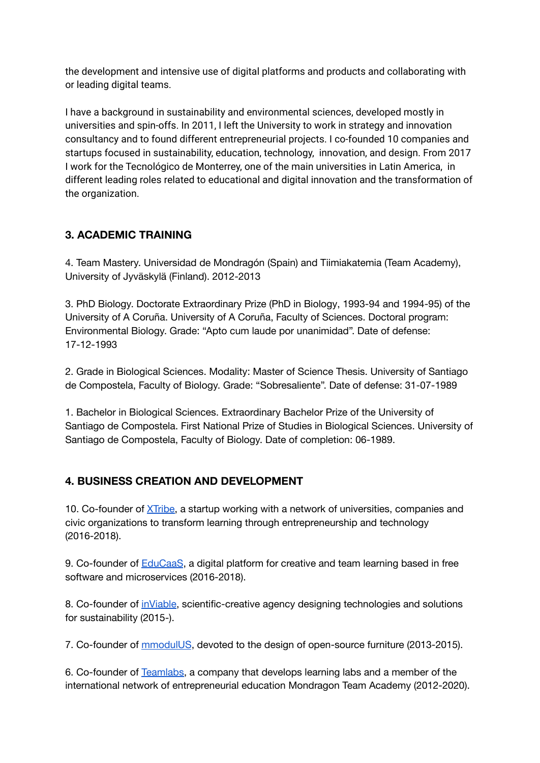the development and intensive use of digital platforms and products and collaborating with or leading digital teams.

I have a background in sustainability and environmental sciences, developed mostly in universities and spin-offs. In 2011, I left the University to work in strategy and innovation consultancy and to found different entrepreneurial projects. I co-founded 10 companies and startups focused in sustainability, education, technology, innovation, and design. From 2017 I work for the Tecnológico de Monterrey, one of the main universities in Latin America, in different leading roles related to educational and digital innovation and the transformation of the organization.

## 3. ACADEMIC TRAINING

4. Team Mastery. Universidad de Mondragón (Spain) and Tiimiakatemia (Team Academy), University of Jyväskylä (Finland). 2012-2013

3. PhD Biology. Doctorate Extraordinary Prize (PhD in Biology, 1993-94 and 1994-95) of the University of A Coruña. University of A Coruña, Faculty of Sciences. Doctoral program: Environmental Biology. Grade: "Apto cum laude por unanimidad". Date of defense: 17-12-1993

2. Grade in Biological Sciences. Modality: Master of Science Thesis. University of Santiago de Compostela, Faculty of Biology. Grade: "Sobresaliente". Date of defense: 31-07-1989

1. Bachelor in Biological Sciences. Extraordinary Bachelor Prize of the University of Santiago de Compostela. First National Prize of Studies in Biological Sciences. University of Santiago de Compostela, Faculty of Biology. Date of completion: 06-1989.

## 4. BUSINESS CREATION AND DEVELOPMENT

10. Co-founder of XTribe, a startup working with a network of universities, companies and civic organizations to transform learning through entrepreneurship and technology (2016-2018).

9. Co-founder of EduCaaS, a digital platform for creative and team learning based in free software and microservices (2016-2018).

8. Co-founder of inViable, scientific-creative agency designing technologies and solutions for sustainability (2015-).

7. Co-founder of mmodulUS, devoted to the design of open-source furniture (2013-2015).

6. Co-founder of Teamlabs, a company that develops learning labs and a member of the international network of entrepreneurial education Mondragon Team Academy (2012-2020).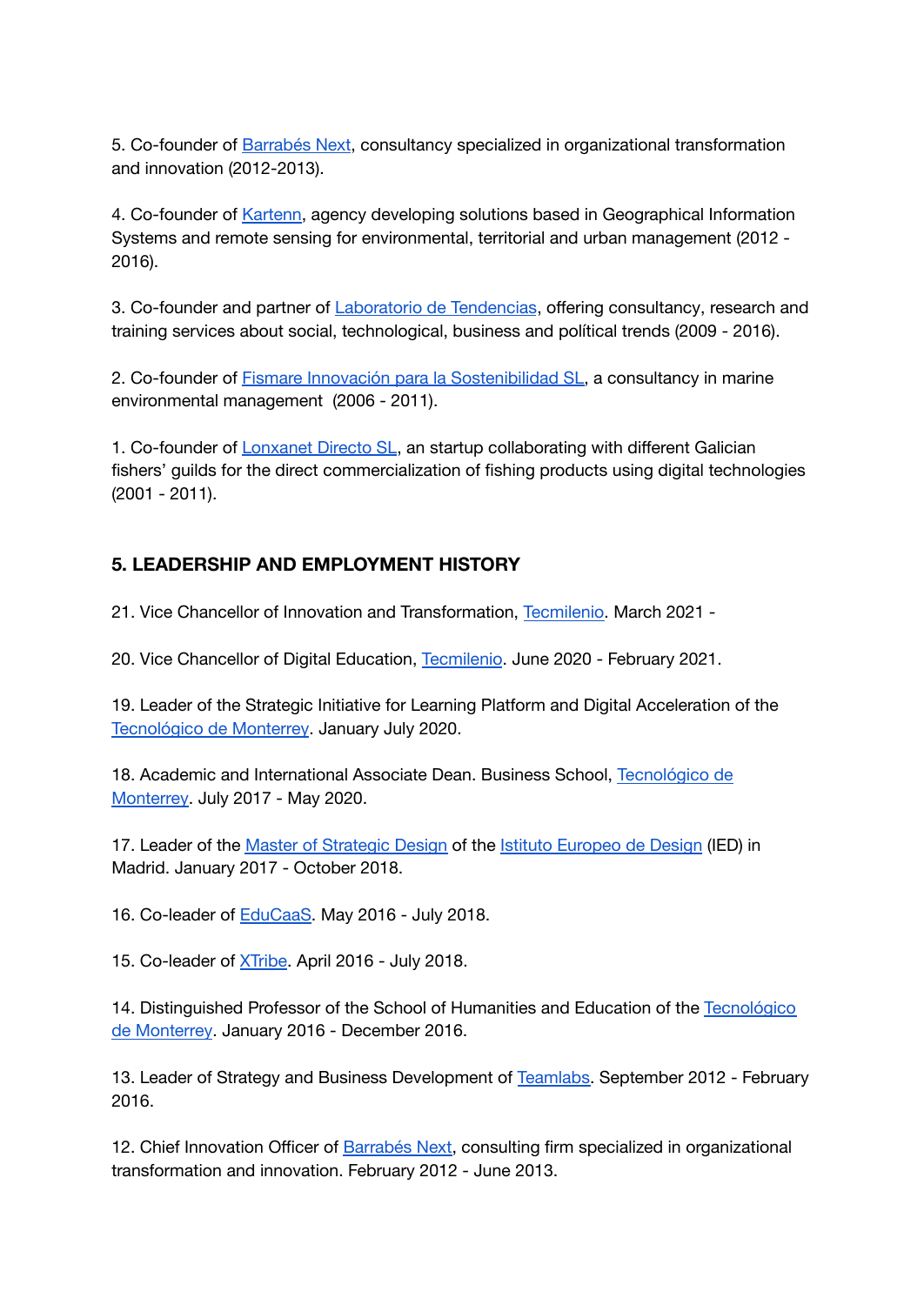5. Co-founder of Barrabés Next, consultancy specialized in organizational transformation and innovation (2012-2013).

4. Co-founder of Kartenn, agency developing solutions based in Geographical Information Systems and remote sensing for environmental, territorial and urban management (2012 - 2016).

3. Co-founder and partner of Laboratorio de Tendencias, offering consultancy, research and training services about social, technological, business and polítical trends (2009 - 2016).

2. Co-founder of Fismare Innovación para la Sostenibilidad SL, a consultancy in marine environmental management (2006 - 2011).

1. Co-founder of Lonxanet Directo SL, an startup collaborating with different Galician fishers' guilds for the direct commercialization of fishing products using digital technologies (2001 - 2011).

## 5. LEADERSHIP AND EMPLOYMENT HISTORY

21. Vice Chancellor of Innovation and Transformation, Tecmilenio. March 2021 -

20. Vice Chancellor of Digital Education, Tecmilenio. June 2020 - February 2021.

19. Leader of the Strategic Initiative for Learning Platform and Digital Acceleration of the Tecnológico de Monterrey. January July 2020.

18. Academic and International Associate Dean. Business School, Tecnológico de Monterrey. July 2017 - May 2020.

17. Leader of the Master of Strategic Design of the Istituto Europeo de Design (IED) in Madrid. January 2017 - October 2018.

16. Co-leader of EduCaaS. May 2016 - July 2018.

15. Co-leader of XTribe. April 2016 - July 2018.

14. Distinguished Professor of the School of Humanities and Education of the Tecnológico de Monterrey. January 2016 - December 2016.

13. Leader of Strategy and Business Development of Teamlabs. September 2012 - February 2016.

12. Chief Innovation Officer of Barrabés Next, consulting firm specialized in organizational transformation and innovation. February 2012 - June 2013.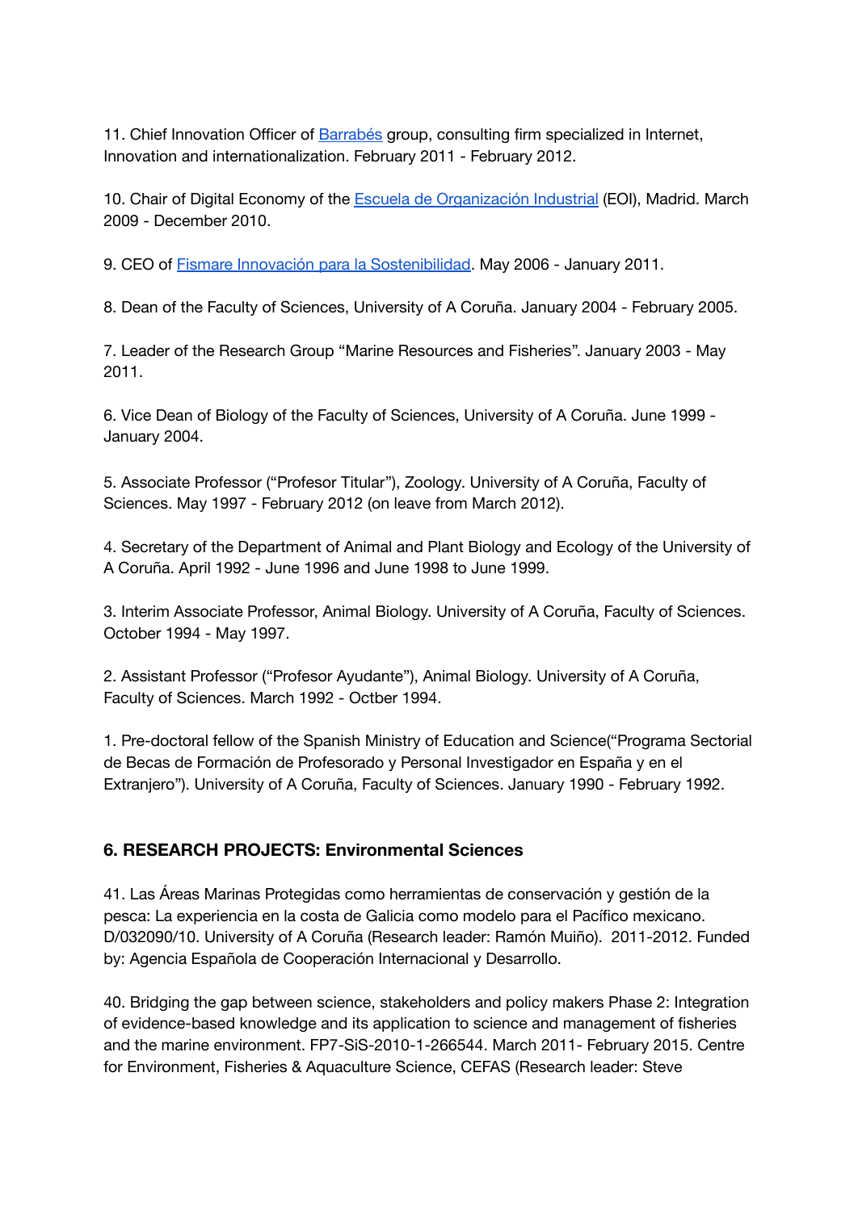11. Chief Innovation Officer of [Barrabés](Barrabés) group, consulting firm specialized in Internet, Innovation and internationalization. February 2011 - February 2012.

10. Chair of Digital Economy of the Escuela de Organización Industrial (EOI), Madrid. March 2009 - December 2010.

9. CEO of Fismare Innovación para la Sostenibilidad. May 2006 - January 2011.

8. Dean of the Faculty of Sciences, University of A Coruña. January 2004 - February 2005.

7. Leader of the Research Group "Marine Resources and Fisheries". January 2003 - May 2011.

6. Vice Dean of Biology of the Faculty of Sciences, University of A Coruña. June 1999 - January 2004.

5. Associate Professor ("Profesor Titular"), Zoology. University of A Coruña, Faculty of Sciences. May 1997 - February 2012 (on leave from March 2012).

4. Secretary of the Department of Animal and Plant Biology and Ecology of the University of A Coruña. April 1992 - June 1996 and June 1998 to June 1999.

3. Interim Associate Professor, Animal Biology. University of A Coruña, Faculty of Sciences. October 1994 - May 1997.

2. Assistant Professor ("Profesor Ayudante"), Animal Biology. University of A Coruña, Faculty of Sciences. March 1992 - Octber 1994.

1. Pre-doctoral fellow of the Spanish Ministry of Education and Science("Programa Sectorial de Becas de Formación de Profesorado y Personal Investigador en España y en el Extranjero"). University of A Coruña, Faculty of Sciences. January 1990 - February 1992.

## 6. RESEARCH PROJECTS: Environmental Sciences

41. Las Áreas Marinas Protegidas como herramientas de conservación y gestión de la pesca: La experiencia en la costa de Galicia como modelo para el Pacífico mexicano. D/032090/10. University of A Coruña (Research leader: Ramón Muiño). 2011-2012. Funded by: Agencia Española de Cooperación Internacional y Desarrollo.

40. Bridging the gap between science, stakeholders and policy makers Phase 2: Integration of evidence-based knowledge and its application to science and management of fisheries and the marine environment. FP7-SiS-2010-1-266544. March 2011- February 2015. Centre for Environment, Fisheries & Aquaculture Science, CEFAS (Research leader: Steve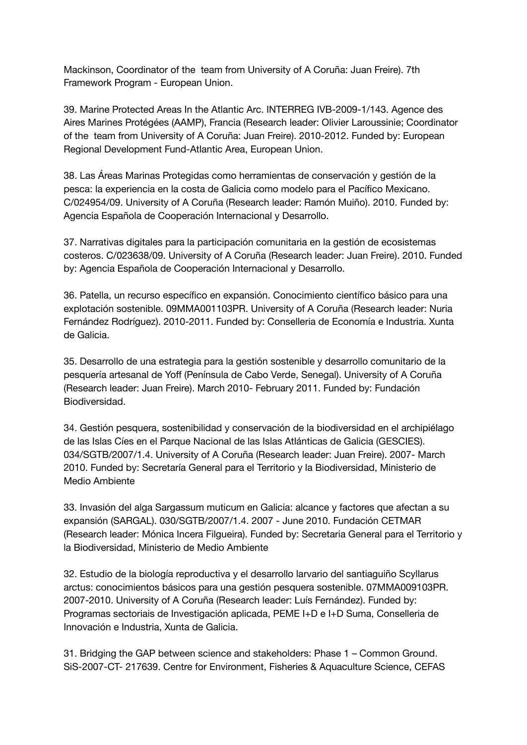Mackinson, Coordinator of the  team from University of A Coruña: Juan Freire). 7th Framework Program - European Union.

39. Marine Protected Areas In the Atlantic Arc. INTERREG IVB-2009-1/143. Agence des Aires Marines Protégées (AAMP), Francia (Research leader: Olivier Laroussinie; Coordinator of the  team from University of A Coruña: Juan Freire). 2010-2012. Funded by: European Regional Development Fund-Atlantic Area, European Union.

38. Las Áreas Marinas Protegidas como herramientas de conservación y gestión de la pesca: la experiencia en la costa de Galicia como modelo para el Pacífico Mexicano. C/024954/09. University of A Coruña (Research leader: Ramón Muiño). 2010. Funded by: Agencia Española de Cooperación Internacional y Desarrollo.

37. Narrativas digitales para la participación comunitaria en la gestión de ecosistemas costeros. C/023638/09. University of A Coruña (Research leader: Juan Freire). 2010. Funded by: Agencia Española de Cooperación Internacional y Desarrollo.

36. Patella, un recurso específico en expansión. Conocimiento científico básico para una explotación sostenible. 09MMA001103PR. University of A Coruña (Research leader: Nuria Fernández Rodríguez). 2010-2011. Funded by: Conselleria de Economía e Industria. Xunta de Galicia.

35. Desarrollo de una estrategia para la gestión sostenible y desarrollo comunitario de la pesquería artesanal de Yoff (Península de Cabo Verde, Senegal). University of A Coruña (Research leader: Juan Freire). March 2010- February 2011. Funded by: Fundación Biodiversidad.

34. Gestión pesquera, sostenibilidad y conservación de la biodiversidad en el archipiélago de las Islas Cíes en el Parque Nacional de las Islas Atlánticas de Galicia (GESCIES). 034/SGTB/2007/1.4. University of A Coruña (Research leader: Juan Freire). 2007- March 2010. Funded by: Secretaría General para el Territorio y la Biodiversidad, Ministerio de Medio Ambiente

33. Invasión del alga Sargassum muticum en Galicia: alcance y factores que afectan a su expansión (SARGAL). 030/SGTB/2007/1.4. 2007 - June 2010. Fundación CETMAR (Research leader: Mónica Incera Filgueira). Funded by: Secretaria General para el Territorio y la Biodiversidad, Ministerio de Medio Ambiente

32. Estudio de la biología reproductiva y el desarrollo larvario del santiaguiño Scyllarus arctus: conocimientos básicos para una gestión pesquera sostenible. 07MMA009103PR. 2007-2010. University of A Coruña (Research leader: Luís Fernández). Funded by: Programas sectoriais de Investigación aplicada, PEME I+D e I+D Suma, Conselleria de Innovación e Industria, Xunta de Galicia.

31. Bridging the GAP between science and stakeholders: Phase 1 – Common Ground. SiS-2007-CT- 217639. Centre for Environment, Fisheries & Aquaculture Science, CEFAS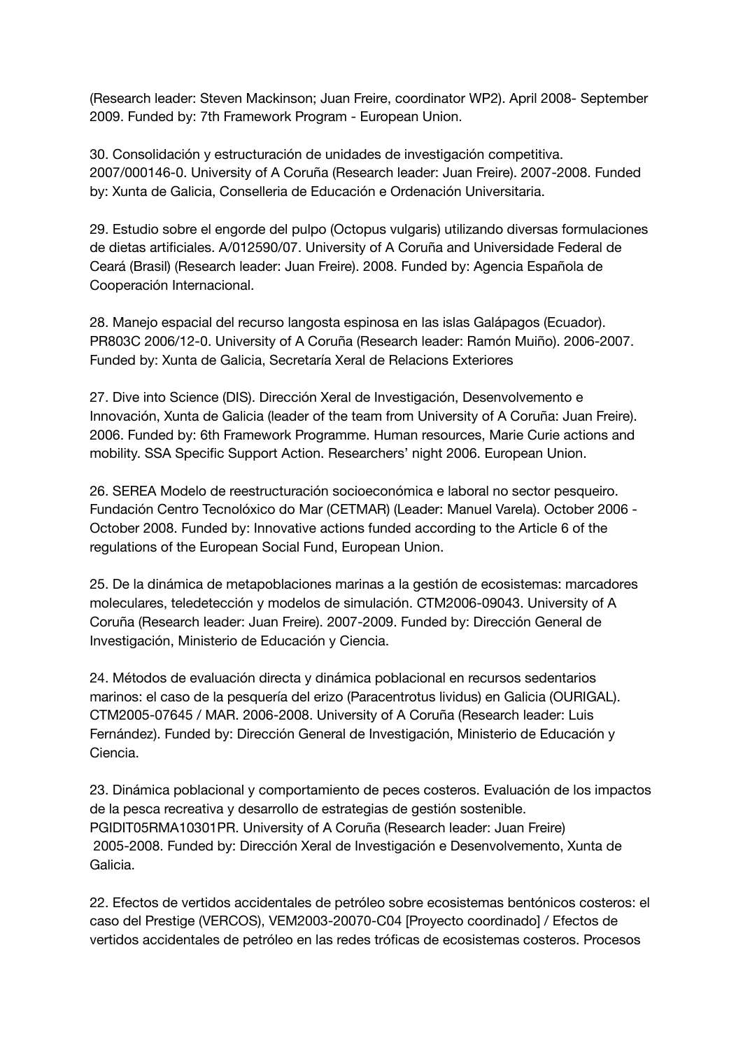(Research leader: Steven Mackinson; Juan Freire, coordinator WP2). April 2008- September 2009. Funded by: 7th Framework Program - European Union.

30. Consolidación y estructuración de unidades de investigación competitiva. 2007/000146-0. University of A Coruña (Research leader: Juan Freire). 2007-2008. Funded by: Xunta de Galicia, Conselleria de Educación e Ordenación Universitaria.

29. Estudio sobre el engorde del pulpo (Octopus vulgaris) utilizando diversas formulaciones de dietas artificiales. A/012590/07. University of A Coruña and Universidade Federal de Ceará (Brasil) (Research leader: Juan Freire). 2008. Funded by: Agencia Española de Cooperación Internacional.

28. Manejo espacial del recurso langosta espinosa en las islas Galápagos (Ecuador). PR803C 2006/12-0. University of A Coruña (Research leader: Ramón Muiño). 2006-2007. Funded by: Xunta de Galicia, Secretaría Xeral de Relacions Exteriores

27. Dive into Science (DIS). Dirección Xeral de Investigación, Desenvolvemento e Innovación, Xunta de Galicia (leader of the team from University of A Coruña: Juan Freire). 2006. Funded by: 6th Framework Programme. Human resources, Marie Curie actions and mobility. SSA Specific Support Action. Researchers' night 2006. European Union.

26. SEREA Modelo de reestructuración socioeconómica e laboral no sector pesqueiro. Fundación Centro Tecnolóxico do Mar (CETMAR) (Leader: Manuel Varela). October 2006 - October 2008. Funded by: Innovative actions funded according to the Article 6 of the regulations of the European Social Fund, European Union.

25. De la dinámica de metapoblaciones marinas a la gestión de ecosistemas: marcadores moleculares, teledetección y modelos de simulación. CTM2006-09043. University of A Coruña (Research leader: Juan Freire). 2007-2009. Funded by: Dirección General de Investigación, Ministerio de Educación y Ciencia.

24. Métodos de evaluación directa y dinámica poblacional en recursos sedentarios marinos: el caso de la pesquería del erizo (Paracentrotus lividus) en Galicia (OURIGAL). CTM2005-07645 / MAR. 2006-2008. University of A Coruña (Research leader: Luis Fernández). Funded by: Dirección General de Investigación, Ministerio de Educación y Ciencia.

23. Dinámica poblacional y comportamiento de peces costeros. Evaluación de los impactos de la pesca recreativa y desarrollo de estrategias de gestión sostenible. PGIDIT05RMA10301PR. University of A Coruña (Research leader: Juan Freire) 2005-2008. Funded by: Dirección Xeral de Investigación e Desenvolvemento, Xunta de Galicia.

22. Efectos de vertidos accidentales de petróleo sobre ecosistemas bentónicos costeros: el caso del Prestige (VERCOS), VEM2003-20070-C04 [Proyecto coordinado] / Efectos de vertidos accidentales de petróleo en las redes tróficas de ecosistemas costeros. Procesos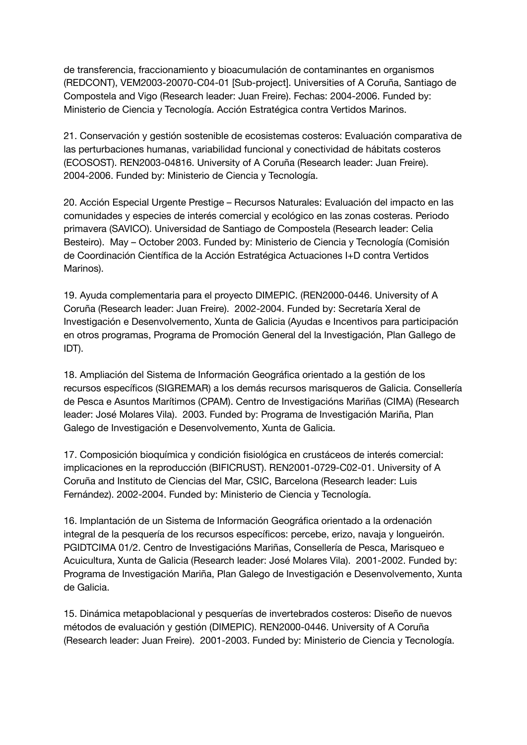de transferencia, fraccionamiento y bioacumulación de contaminantes en organismos (REDCONT), VEM2003-20070-C04-01 [Sub-project]. Universities of A Coruña, Santiago de Compostela and Vigo (Research leader: Juan Freire). Fechas: 2004-2006. Funded by: Ministerio de Ciencia y Tecnología. Acción Estratégica contra Vertidos Marinos.

21. Conservación y gestión sostenible de ecosistemas costeros: Evaluación comparativa de las perturbaciones humanas, variabilidad funcional y conectividad de hábitats costeros (ECOSOST). REN2003-04816. University of A Coruña (Research leader: Juan Freire). 2004-2006. Funded by: Ministerio de Ciencia y Tecnología.

20. Acción Especial Urgente Prestige – Recursos Naturales: Evaluación del impacto en las comunidades y especies de interés comercial y ecológico en las zonas costeras. Periodo primavera (SAVICO). Universidad de Santiago de Compostela (Research leader: Celia Besteiro). May – October 2003. Funded by: Ministerio de Ciencia y Tecnología (Comisión de Coordinación Científica de la Acción Estratégica Actuaciones I+D contra Vertidos Marinos).

19. Ayuda complementaria para el proyecto DIMEPIC. (REN2000-0446. University of A Coruña (Research leader: Juan Freire). 2002-2004. Funded by: Secretaría Xeral de Investigación e Desenvolvemento, Xunta de Galicia (Ayudas e Incentivos para participación en otros programas, Programa de Promoción General del la Investigación, Plan Gallego de IDT).

18. Ampliación del Sistema de Información Geográfica orientado a la gestión de los recursos específicos (SIGREMAR) a los demás recursos marisqueros de Galicia. Consellería de Pesca e Asuntos Marítimos (CPAM). Centro de Investigacións Mariñas (CIMA) (Research leader: José Molares Vila). 2003. Funded by: Programa de Investigación Mariña, Plan Galego de Investigación e Desenvolvemento, Xunta de Galicia.

17. Composición bioquímica y condición fisiológica en crustáceos de interés comercial: implicaciones en la reproducción (BIFICRUST). REN2001-0729-C02-01. University of A Coruña and Instituto de Ciencias del Mar, CSIC, Barcelona (Research leader: Luis Fernández). 2002-2004. Funded by: Ministerio de Ciencia y Tecnología.

16. Implantación de un Sistema de Información Geográfica orientado a la ordenación integral de la pesquería de los recursos específicos: percebe, erizo, navaja y longueirón. PGIDTCIMA 01/2. Centro de Investigacións Mariñas, Consellería de Pesca, Marisqueo e Acuicultura, Xunta de Galicia (Research leader: José Molares Vila). 2001-2002. Funded by: Programa de Investigación Mariña, Plan Galego de Investigación e Desenvolvemento, Xunta de Galicia.

15. Dinámica metapoblacional y pesquerías de invertebrados costeros: Diseño de nuevos métodos de evaluación y gestión (DIMEPIC). REN2000-0446. University of A Coruña (Research leader: Juan Freire). 2001-2003. Funded by: Ministerio de Ciencia y Tecnología.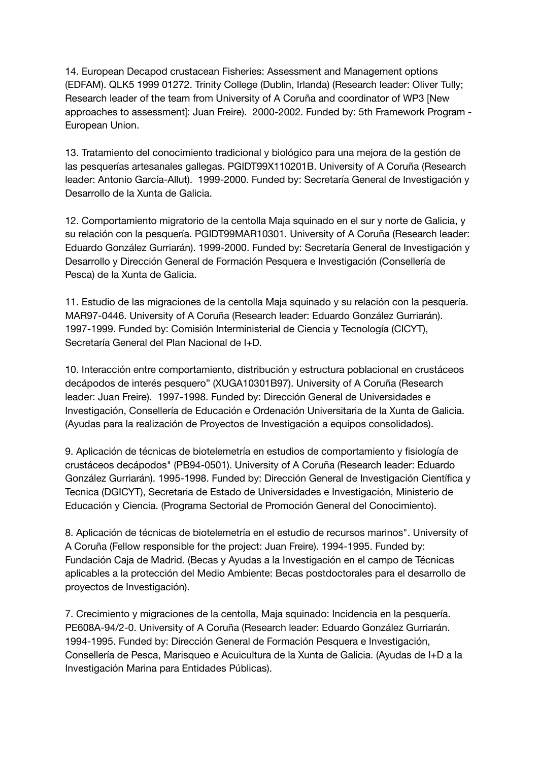14. European Decapod crustacean Fisheries: Assessment and Management options (EDFAM). QLK5 1999 01272. Trinity College (Dublin, Irlanda) (Research leader: Oliver Tully; Research leader of the team from University of A Coruña and coordinator of WP3 [New approaches to assessment]: Juan Freire). 2000-2002. Funded by: 5th Framework Program - European Union.

13. Tratamiento del conocimiento tradicional y biológico para una mejora de la gestión de las pesquerías artesanales gallegas. PGIDT99X110201B. University of A Coruña (Research leader: Antonio García-Allut). 1999-2000. Funded by: Secretaría General de Investigación y Desarrollo de la Xunta de Galicia.

12. Comportamiento migratorio de la centolla Maja squinado en el sur y norte de Galicia, y su relación con la pesquería. PGIDT99MAR10301. University of A Coruña (Research leader: Eduardo González Gurriarán). 1999-2000. Funded by: Secretaría General de Investigación y Desarrollo y Dirección General de Formación Pesquera e Investigación (Consellería de Pesca) de la Xunta de Galicia.

11. Estudio de las migraciones de la centolla Maja squinado y su relación con la pesquería. MAR97-0446. University of A Coruña (Research leader: Eduardo González Gurriarán). 1997-1999. Funded by: Comisión Interministerial de Ciencia y Tecnología (CICYT), Secretaría General del Plan Nacional de I+D.

10. Interacción entre comportamiento, distribución y estructura poblacional en crustáceos decápodos de interés pesquero" (XUGA10301B97). University of A Coruña (Research leader: Juan Freire). 1997-1998. Funded by: Dirección General de Universidades e Investigación, Consellería de Educación e Ordenación Universitaria de la Xunta de Galicia. (Ayudas para la realización de Proyectos de Investigación a equipos consolidados).

9. Aplicación de técnicas de biotelemetría en estudios de comportamiento y fisiología de crustáceos decápodos" (PB94-0501). University of A Coruña (Research leader: Eduardo González Gurriarán). 1995-1998. Funded by: Dirección General de Investigación Científica y Tecnica (DGICYT), Secretaria de Estado de Universidades e Investigación, Ministerio de Educación y Ciencia. (Programa Sectorial de Promoción General del Conocimiento).

8. Aplicación de técnicas de biotelemetría en el estudio de recursos marinos". University of A Coruña (Fellow responsible for the project: Juan Freire). 1994-1995. Funded by: Fundación Caja de Madrid. (Becas y Ayudas a la Investigación en el campo de Técnicas aplicables a la protección del Medio Ambiente: Becas postdoctorales para el desarrollo de proyectos de Investigación).

7. Crecimiento y migraciones de la centolla, Maja squinado: Incidencia en la pesquería. PE608A-94/2-0. University of A Coruña (Research leader: Eduardo González Gurriarán. 1994-1995. Funded by: Dirección General de Formación Pesquera e Investigación, Consellería de Pesca, Marisqueo e Acuicultura de la Xunta de Galicia. (Ayudas de I+D a la Investigación Marina para Entidades Públicas).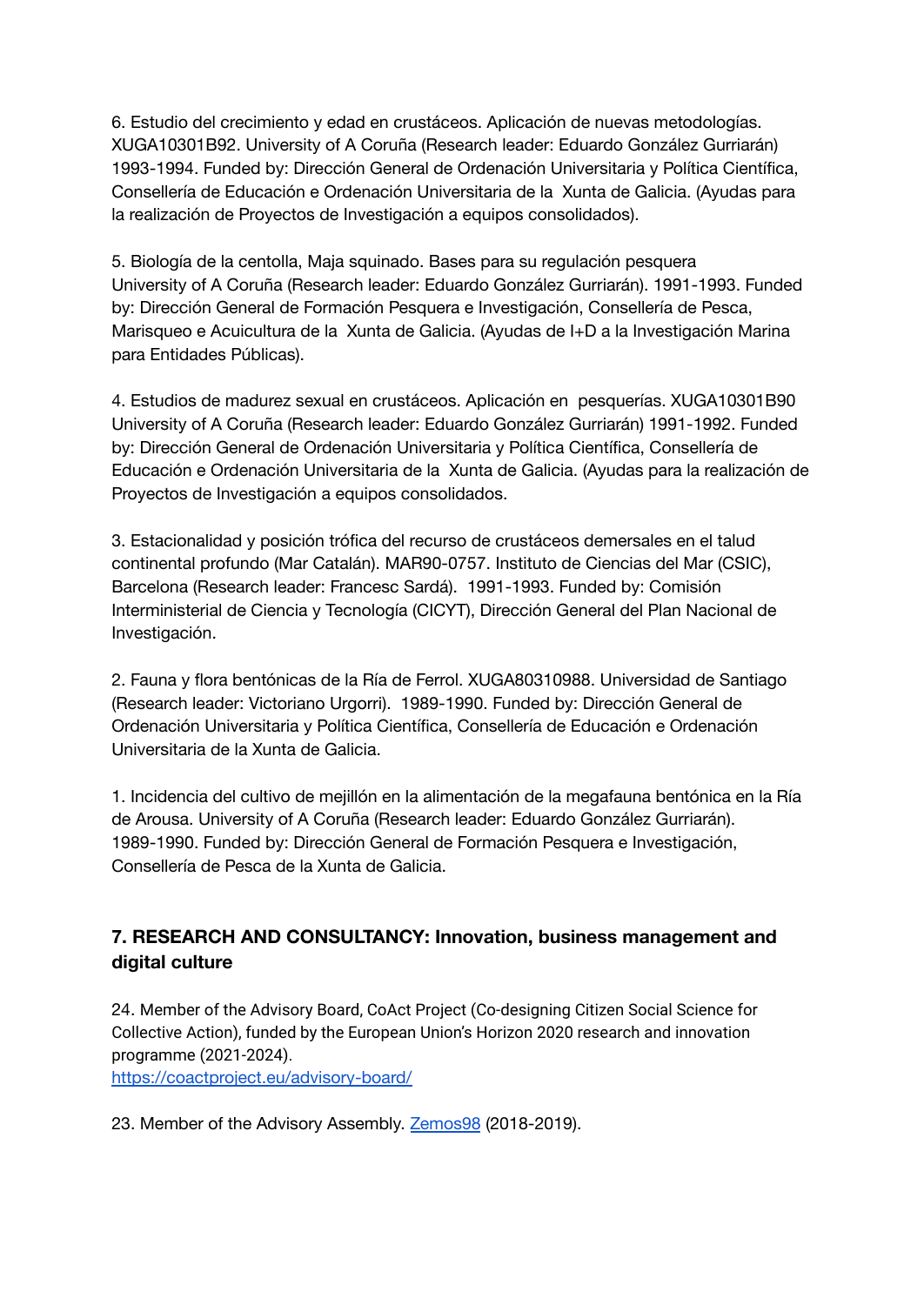6. Estudio del crecimiento y edad en crustáceos. Aplicación de nuevas metodologías. XUGA10301B92. University of A Coruña (Research leader: Eduardo González Gurriarán) 1993-1994. Funded by: Dirección General de Ordenación Universitaria y Política Científica, Consellería de Educación e Ordenación Universitaria de la Xunta de Galicia. (Ayudas para la realización de Proyectos de Investigación a equipos consolidados).

5. Biología de la centolla, Maja squinado. Bases para su regulación pesquera University of A Coruña (Research leader: Eduardo González Gurriarán). 1991-1993. Funded by: Dirección General de Formación Pesquera e Investigación, Consellería de Pesca, Marisqueo e Acuicultura de la Xunta de Galicia. (Ayudas de I+D a la Investigación Marina para Entidades Públicas).

4. Estudios de madurez sexual en crustáceos. Aplicación en pesquerías. XUGA10301B90 University of A Coruña (Research leader: Eduardo González Gurriarán) 1991-1992. Funded by: Dirección General de Ordenación Universitaria y Política Científica, Consellería de Educación e Ordenación Universitaria de la Xunta de Galicia. (Ayudas para la realización de Proyectos de Investigación a equipos consolidados.

3. Estacionalidad y posición trófica del recurso de crustáceos demersales en el talud continental profundo (Mar Catalán). MAR90-0757. Instituto de Ciencias del Mar (CSIC), Barcelona (Research leader: Francesc Sardá). 1991-1993. Funded by: Comisión Interministerial de Ciencia y Tecnología (CICYT), Dirección General del Plan Nacional de Investigación.

2. Fauna y flora bentónicas de la Ría de Ferrol. XUGA80310988. Universidad de Santiago (Research leader: Victoriano Urgorri). 1989-1990. Funded by: Dirección General de Ordenación Universitaria y Política Científica, Consellería de Educación e Ordenación Universitaria de la Xunta de Galicia.

1. Incidencia del cultivo de mejillón en la alimentación de la megafauna bentónica en la Ría de Arousa. University of A Coruña (Research leader: Eduardo González Gurriarán). 1989-1990. Funded by: Dirección General de Formación Pesquera e Investigación, Consellería de Pesca de la Xunta de Galicia.

## 7. RESEARCH AND CONSULTANCY: Innovation, business management and digital culture

24. Member of the Advisory Board, CoAct Project (Co-designing Citizen Social Science for Collective Action), funded by the European Union's Horizon 2020 research and innovation programme (2021-2024).
[https://coactproject.eu/advisory-board/](https://coactproject.eu/advisory-board/)

23. Member of the Advisory Assembly. Zemos98 (2018-2019).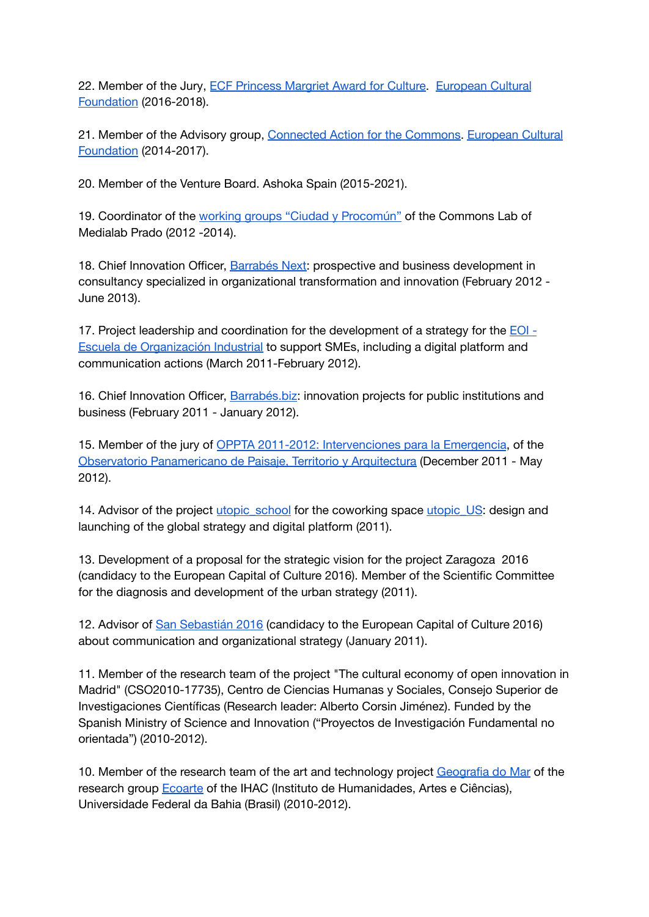22. Member of the Jury, ECF Princess Margriet Award for Culture. European Cultural Foundation (2016-2018).

21. Member of the Advisory group, Connected Action for the Commons. European Cultural Foundation (2014-2017).

20. Member of the Venture Board. Ashoka Spain (2015-2021).

19. Coordinator of the working groups “Ciudad y Procomún” of the Commons Lab of Medialab Prado (2012 -2014).

18. Chief Innovation Officer, Barrabés Next: prospective and business development in consultancy specialized in organizational transformation and innovation (February 2012 - June 2013).

17. Project leadership and coordination for the development of a strategy for the EOI - Escuela de Organización Industrial to support SMEs, including a digital platform and communication actions (March 2011-February 2012).

16. Chief Innovation Officer, Barrabés.biz: innovation projects for public institutions and business (February 2011 - January 2012).

15. Member of the jury of OPPTA 2011-2012: Intervenciones para la Emergencia, of the Observatorio Panamericano de Paisaje, Territorio y Arquitectura (December 2011 - May 2012).

14. Advisor of the project utopic_school for the coworking space utopic_US: design and launching of the global strategy and digital platform (2011).

13. Development of a proposal for the strategic vision for the project Zaragoza 2016 (candidacy to the European Capital of Culture 2016). Member of the Scientific Committee for the diagnosis and development of the urban strategy (2011).

12. Advisor of San Sebastián 2016 (candidacy to the European Capital of Culture 2016) about communication and organizational strategy (January 2011).

11. Member of the research team of the project "The cultural economy of open innovation in Madrid" (CSO2010-17735), Centro de Ciencias Humanas y Sociales, Consejo Superior de Investigaciones Científicas (Research leader: Alberto Corsin Jiménez). Funded by the Spanish Ministry of Science and Innovation (“Proyectos de Investigación Fundamental no orientada”) (2010-2012).

10. Member of the research team of the art and technology project Geografia do Mar of the research group Ecoarte of the IHAC (Instituto de Humanidades, Artes e Ciências), Universidade Federal da Bahia (Brasil) (2010-2012).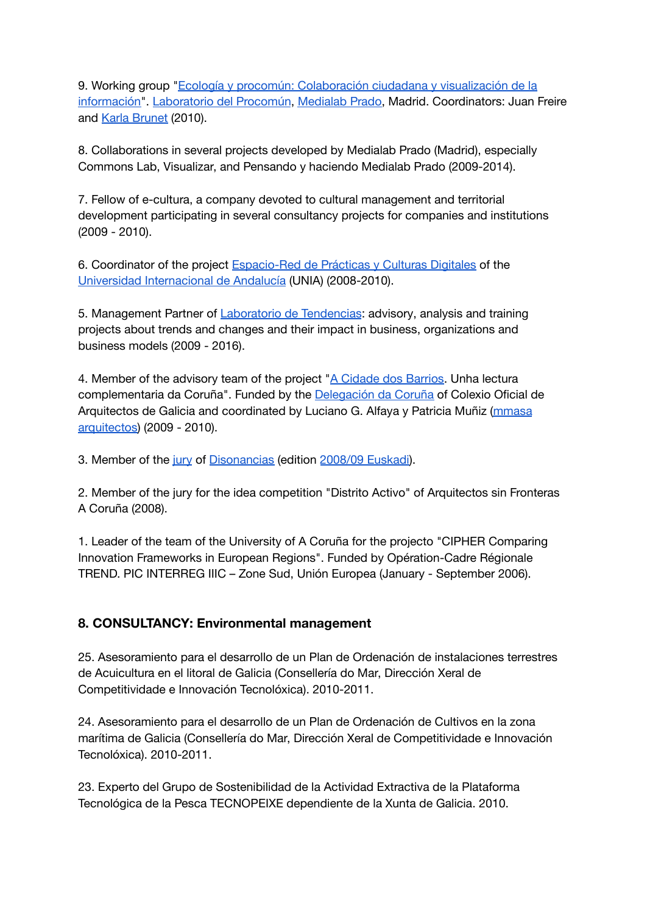9. Working group "Ecología y procomún: Colaboración ciudadana y visualización de la información". Laboratorio del Procomún, Medialab Prado, Madrid. Coordinators: Juan Freire and Karla Brunet (2010).

8. Collaborations in several projects developed by Medialab Prado (Madrid), especially Commons Lab, Visualizar, and Pensando y haciendo Medialab Prado (2009-2014).

7. Fellow of e-cultura, a company devoted to cultural management and territorial development participating in several consultancy projects for companies and institutions (2009 - 2010).

6. Coordinator of the project Espacio-Red de Prácticas y Culturas Digitales of the Universidad Internacional de Andalucía (UNIA) (2008-2010).

5. Management Partner of Laboratorio de Tendencias: advisory, analysis and training projects about trends and changes and their impact in business, organizations and business models (2009 - 2016).

4. Member of the advisory team of the project "A Cidade dos Barrios. Unha lectura complementaria da Coruña". Funded by the Delegación da Coruña of Colexio Oficial de Arquitectos de Galicia and coordinated by Luciano G. Alfaya y Patricia Muñiz (mmasa arquitectos) (2009 - 2010).

3. Member of the jury of Disonancias (edition 2008/09 Euskadi).

2. Member of the jury for the idea competition "Distrito Activo" of Arquitectos sin Fronteras A Coruña (2008).

1. Leader of the team of the University of A Coruña for the projecto "CIPHER Comparing Innovation Frameworks in European Regions". Funded by Opération-Cadre Régionale TREND. PIC INTERREG IIIC – Zone Sud, Unión Europea (January - September 2006).

## 8. CONSULTANCY: Environmental management

25. Asesoramiento para el desarrollo de un Plan de Ordenación de instalaciones terrestres de Acuicultura en el litoral de Galicia (Consellería do Mar, Dirección Xeral de Competitividade e Innovación Tecnolóxica). 2010-2011.

24. Asesoramiento para el desarrollo de un Plan de Ordenación de Cultivos en la zona marítima de Galicia (Consellería do Mar, Dirección Xeral de Competitividade e Innovación Tecnolóxica). 2010-2011.

23. Experto del Grupo de Sostenibilidad de la Actividad Extractiva de la Plataforma Tecnológica de la Pesca TECNOPEIXE dependiente de la Xunta de Galicia. 2010.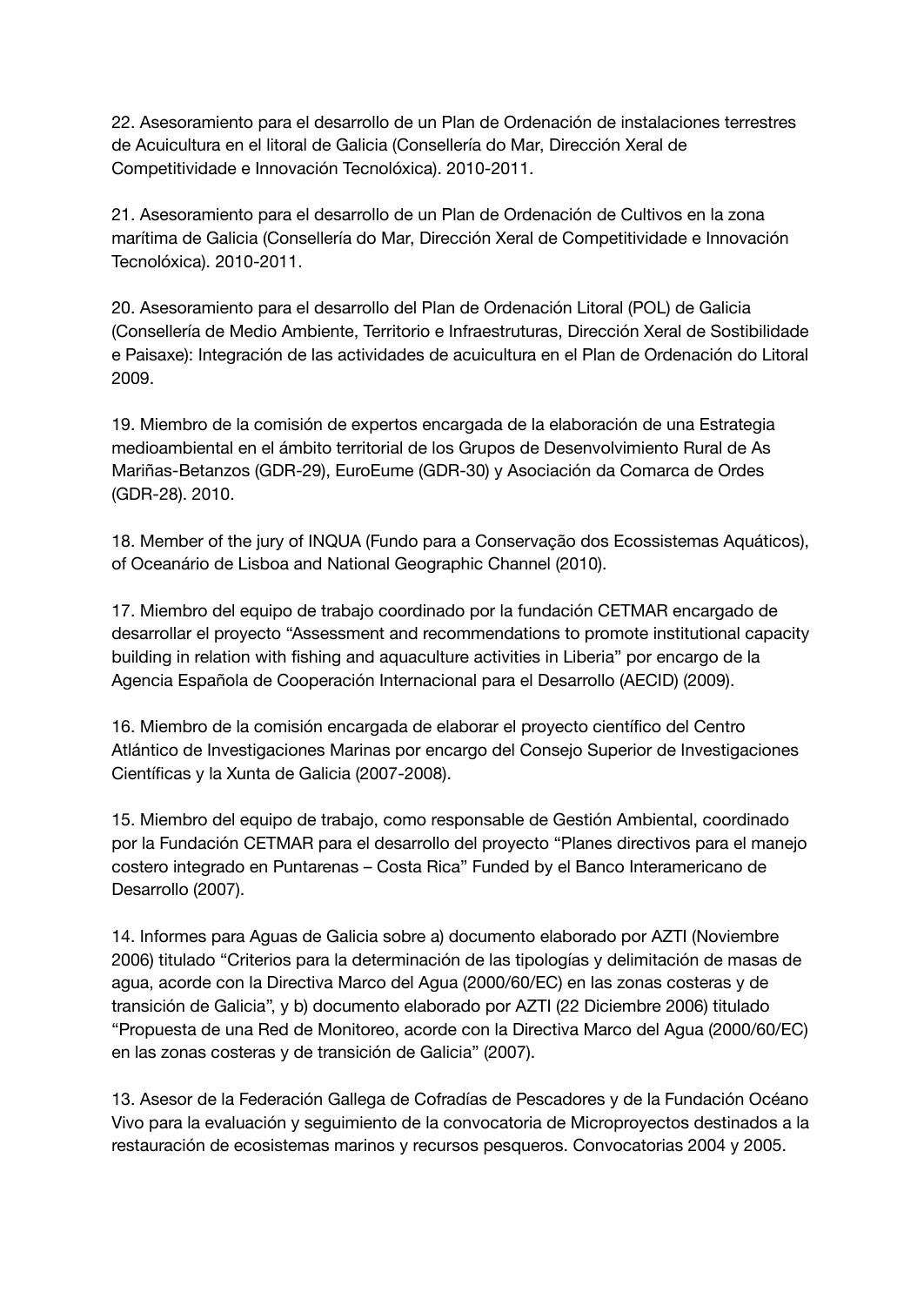22. Asesoramiento para el desarrollo de un Plan de Ordenación de instalaciones terrestres de Acuicultura en el litoral de Galicia (Consellería do Mar, Dirección Xeral de Competitividade e Innovación Tecnolóxica). 2010-2011.

21. Asesoramiento para el desarrollo de un Plan de Ordenación de Cultivos en la zona marítima de Galicia (Consellería do Mar, Dirección Xeral de Competitividade e Innovación Tecnolóxica). 2010-2011.

20. Asesoramiento para el desarrollo del Plan de Ordenación Litoral (POL) de Galicia (Consellería de Medio Ambiente, Territorio e Infraestruturas, Dirección Xeral de Sostibilidade e Paisaxe): Integración de las actividades de acuicultura en el Plan de Ordenación do Litoral 2009.

19. Miembro de la comisión de expertos encargada de la elaboración de una Estrategia medioambiental en el ámbito territorial de los Grupos de Desenvolvimiento Rural de As Mariñas-Betanzos (GDR-29), EuroEume (GDR-30) y Asociación da Comarca de Ordes (GDR-28). 2010.

18. Member of the jury of INQUA (Fundo para a Conservação dos Ecossistemas Aquáticos), of Oceanário de Lisboa and National Geographic Channel (2010).

17. Miembro del equipo de trabajo coordinado por la fundación CETMAR encargado de desarrollar el proyecto "Assessment and recommendations to promote institutional capacity building in relation with fishing and aquaculture activities in Liberia" por encargo de la Agencia Española de Cooperación Internacional para el Desarrollo (AECID) (2009).

16. Miembro de la comisión encargada de elaborar el proyecto científico del Centro Atlántico de Investigaciones Marinas por encargo del Consejo Superior de Investigaciones Científicas y la Xunta de Galicia (2007-2008).

15. Miembro del equipo de trabajo, como responsable de Gestión Ambiental, coordinado por la Fundación CETMAR para el desarrollo del proyecto "Planes directivos para el manejo costero integrado en Puntarenas – Costa Rica" Funded by el Banco Interamericano de Desarrollo (2007).

14. Informes para Aguas de Galicia sobre a) documento elaborado por AZTI (Noviembre 2006) titulado "Criterios para la determinación de las tipologías y delimitación de masas de agua, acorde con la Directiva Marco del Agua (2000/60/EC) en las zonas costeras y de transición de Galicia", y b) documento elaborado por AZTI (22 Diciembre 2006) titulado "Propuesta de una Red de Monitoreo, acorde con la Directiva Marco del Agua (2000/60/EC) en las zonas costeras y de transición de Galicia" (2007).

13. Asesor de la Federación Gallega de Cofradías de Pescadores y de la Fundación Océano Vivo para la evaluación y seguimiento de la convocatoria de Microproyectos destinados a la restauración de ecosistemas marinos y recursos pesqueros. Convocatorias 2004 y 2005.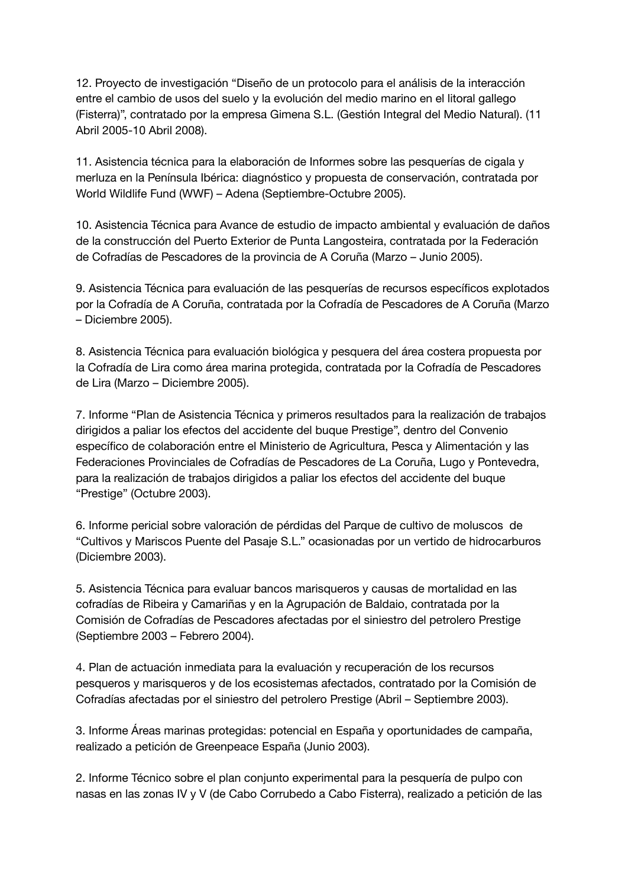12. Proyecto de investigación "Diseño de un protocolo para el análisis de la interacción entre el cambio de usos del suelo y la evolución del medio marino en el litoral gallego (Fisterra)", contratado por la empresa Gimena S.L. (Gestión Integral del Medio Natural). (11 Abril 2005-10 Abril 2008).

11. Asistencia técnica para la elaboración de Informes sobre las pesquerías de cigala y merluza en la Península Ibérica: diagnóstico y propuesta de conservación, contratada por World Wildlife Fund (WWF) – Adena (Septiembre-Octubre 2005).

10. Asistencia Técnica para Avance de estudio de impacto ambiental y evaluación de daños de la construcción del Puerto Exterior de Punta Langosteira, contratada por la Federación de Cofradías de Pescadores de la provincia de A Coruña (Marzo – Junio 2005).

9. Asistencia Técnica para evaluación de las pesquerías de recursos específicos explotados por la Cofradía de A Coruña, contratada por la Cofradía de Pescadores de A Coruña (Marzo – Diciembre 2005).

8. Asistencia Técnica para evaluación biológica y pesquera del área costera propuesta por la Cofradía de Lira como área marina protegida, contratada por la Cofradía de Pescadores de Lira (Marzo – Diciembre 2005).

7. Informe "Plan de Asistencia Técnica y primeros resultados para la realización de trabajos dirigidos a paliar los efectos del accidente del buque Prestige", dentro del Convenio específico de colaboración entre el Ministerio de Agricultura, Pesca y Alimentación y las Federaciones Provinciales de Cofradías de Pescadores de La Coruña, Lugo y Pontevedra, para la realización de trabajos dirigidos a paliar los efectos del accidente del buque "Prestige" (Octubre 2003).

6. Informe pericial sobre valoración de pérdidas del Parque de cultivo de moluscos de "Cultivos y Mariscos Puente del Pasaje S.L." ocasionadas por un vertido de hidrocarburos (Diciembre 2003).

5. Asistencia Técnica para evaluar bancos marisqueros y causas de mortalidad en las cofradías de Ribeira y Camariñas y en la Agrupación de Baldaio, contratada por la Comisión de Cofradías de Pescadores afectadas por el siniestro del petrolero Prestige (Septiembre 2003 – Febrero 2004).

4. Plan de actuación inmediata para la evaluación y recuperación de los recursos pesqueros y marisqueros y de los ecosistemas afectados, contratado por la Comisión de Cofradías afectadas por el siniestro del petrolero Prestige (Abril – Septiembre 2003).

3. Informe Áreas marinas protegidas: potencial en España y oportunidades de campaña, realizado a petición de Greenpeace España (Junio 2003).

2. Informe Técnico sobre el plan conjunto experimental para la pesquería de pulpo con nasas en las zonas IV y V (de Cabo Corrubedo a Cabo Fisterra), realizado a petición de las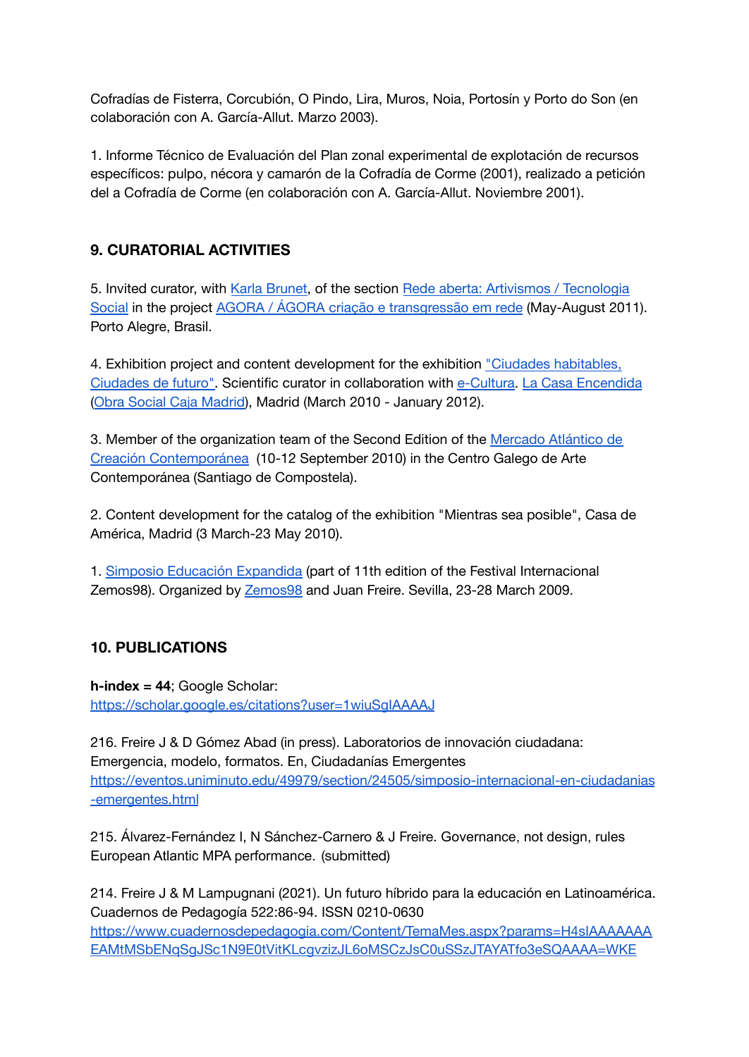Cofradías de Fisterra, Corcubión, O Pindo, Lira, Muros, Noia, Portosín y Porto do Son (en colaboración con A. García-Allut. Marzo 2003).

1. Informe Técnico de Evaluación del Plan zonal experimental de explotación de recursos específicos: pulpo, nécora y camarón de la Cofradía de Corme (2001), realizado a petición del a Cofradía de Corme (en colaboración con A. García-Allut. Noviembre 2001).

## 9. CURATORIAL ACTIVITIES

5. Invited curator, with Karla Brunet, of the section Rede aberta: Artivismos / Tecnologia Social in the project AGORA / ÁGORA criação e transgressão em rede (May-August 2011). Porto Alegre, Brasil.

4. Exhibition project and content development for the exhibition "Ciudades habitables, Ciudades de futuro". Scientific curator in collaboration with e-Cultura. La Casa Encendida (Obra Social Caja Madrid), Madrid (March 2010 - January 2012).

3. Member of the organization team of the Second Edition of the Mercado Atlántico de Creación Contemporánea (10-12 September 2010) in the Centro Galego de Arte Contemporánea (Santiago de Compostela).

2. Content development for the catalog of the exhibition "Mientras sea posible", Casa de América, Madrid (3 March-23 May 2010).

1. Simposio Educación Expandida (part of 11th edition of the Festival Internacional Zemos98). Organized by Zemos98 and Juan Freire. Sevilla, 23-28 March 2009.

## 10. PUBLICATIONS

**h-index = 44**; Google Scholar: https://scholar.google.es/citations?user=1wiuSgIAAAAJ

216. Freire J & D Gómez Abad (in press). Laboratorios de innovación ciudadana: Emergencia, modelo, formatos. En, Ciudadanías Emergentes https://eventos.uniminuto.edu/49979/section/24505/simposio-internacional-en-ciudadanias-emergentes.html

215. Álvarez-Fernández I, N Sánchez-Carnero & J Freire. Governance, not design, rules European Atlantic MPA performance. (submitted)

214. Freire J & M Lampugnani (2021). Un futuro híbrido para la educación en Latinoamérica. Cuadernos de Pedagogía 522:86-94. ISSN 0210-0630 https://www.cuadernosdepedagogia.com/Content/TemaMes.aspx?params=H4sIAAAAAAAEAMtMSbENqSgJSc1N9E0tVitKLcgvzizJL6oMSCzJsC0uSSzJTAYATfo3eSQAAAA=WKE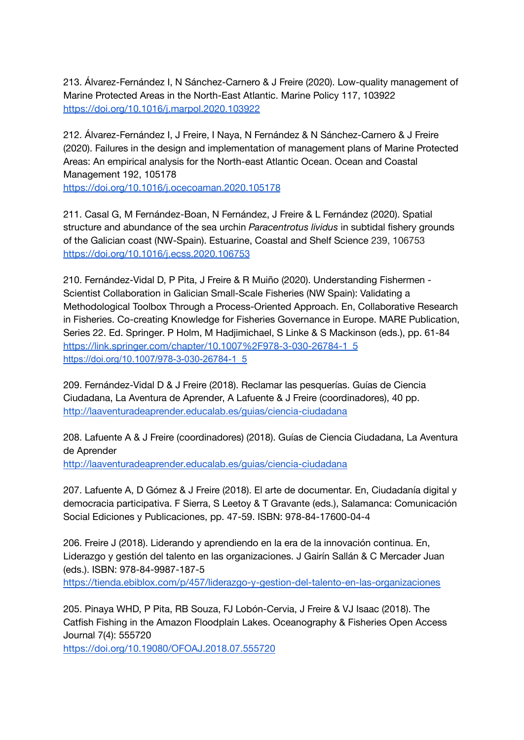213. Álvarez-Fernández I, N Sánchez-Carnero & J Freire (2020). Low-quality management of Marine Protected Areas in the North-East Atlantic. Marine Policy 117, 103922
https://doi.org/10.1016/j.marpol.2020.103922

212. Álvarez-Fernández I, J Freire, I Naya, N Fernández & N Sánchez-Carnero & J Freire (2020). Failures in the design and implementation of management plans of Marine Protected Areas: An empirical analysis for the North-east Atlantic Ocean. Ocean and Coastal Management 192, 105178
https://doi.org/10.1016/j.ocecoaman.2020.105178

211. Casal G, M Fernández-Boan, N Fernández, J Freire & L Fernández (2020). Spatial structure and abundance of the sea urchin *Paracentrotus lividus* in subtidal fishery grounds of the Galician coast (NW-Spain). Estuarine, Coastal and Shelf Science 239, 106753
https://doi.org/10.1016/j.ecss.2020.106753

210. Fernández-Vidal D, P Pita, J Freire & R Muiño (2020). Understanding Fishermen - Scientist Collaboration in Galician Small-Scale Fisheries (NW Spain): Validating a Methodological Toolbox Through a Process-Oriented Approach. En, Collaborative Research in Fisheries. Co-creating Knowledge for Fisheries Governance in Europe. MARE Publication, Series 22. Ed. Springer. P Holm, M Hadjimichael, S Linke & S Mackinson (eds.), pp. 61-84
https://link.springer.com/chapter/10.1007%2F978-3-030-26784-1_5
https://doi.org/10.1007/978-3-030-26784-1_5

209. Fernández-Vidal D & J Freire (2018). Reclamar las pesquerías. Guías de Ciencia Ciudadana, La Aventura de Aprender, A Lafuente & J Freire (coordinadores), 40 pp.
http://laaventuradeaprender.educalab.es/guias/ciencia-ciudadana

208. Lafuente A & J Freire (coordinadores) (2018). Guías de Ciencia Ciudadana, La Aventura de Aprender
http://laaventuradeaprender.educalab.es/guias/ciencia-ciudadana

207. Lafuente A, D Gómez & J Freire (2018). El arte de documentar. En, Ciudadanía digital y democracia participativa. F Sierra, S Leetoy & T Gravante (eds.), Salamanca: Comunicación Social Ediciones y Publicaciones, pp. 47-59. ISBN: 978-84-17600-04-4

206. Freire J (2018). Liderando y aprendiendo en la era de la innovación continua. En, Liderazgo y gestión del talento en las organizaciones. J Gairín Sallán & C Mercader Juan (eds.). ISBN: 978-84-9987-187-5
https://tienda.ebiblox.com/p/457/liderazgo-y-gestion-del-talento-en-las-organizaciones

205. Pinaya WHD, P Pita, RB Souza, FJ Lobón-Cervia, J Freire & VJ Isaac (2018). The Catfish Fishing in the Amazon Floodplain Lakes. Oceanography & Fisheries Open Access Journal 7(4): 555720
https://doi.org/10.19080/OFOAJ.2018.07.555720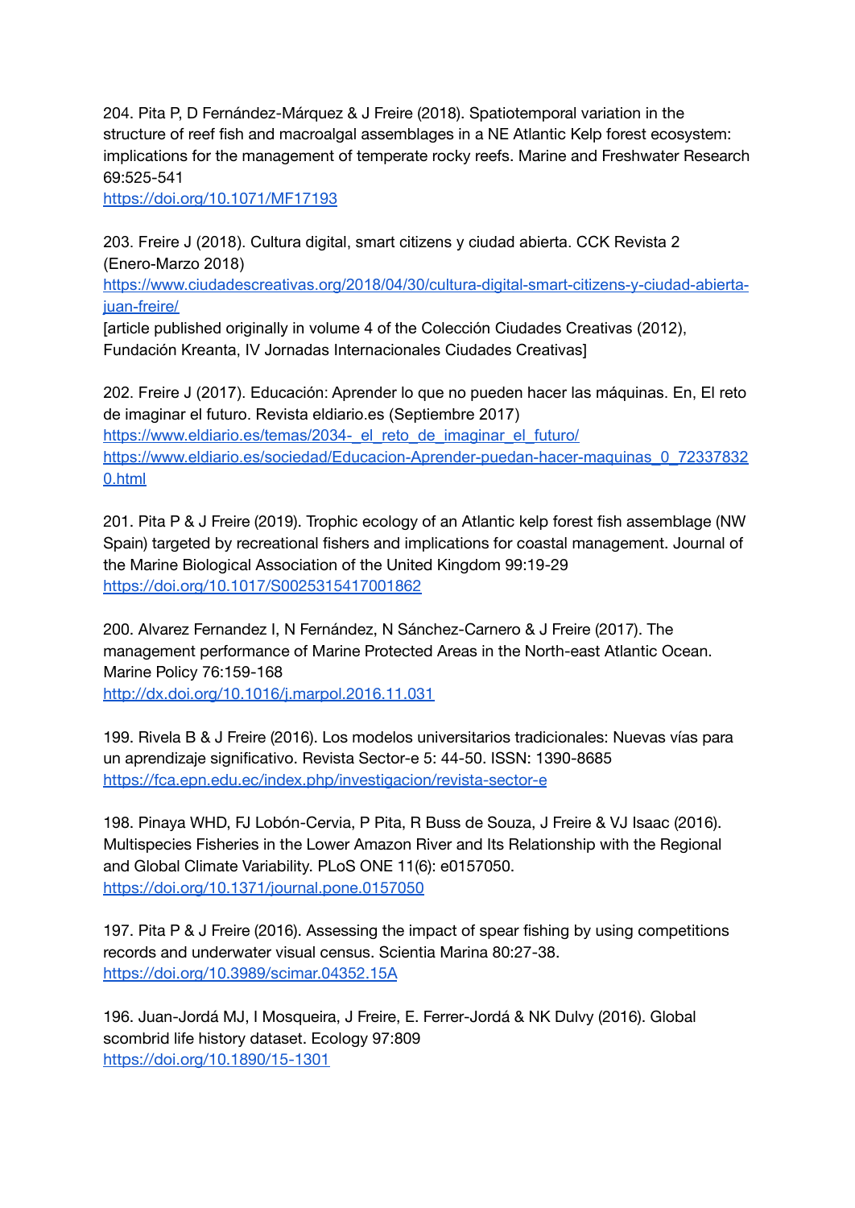204. Pita P, D Fernández-Márquez & J Freire (2018). Spatiotemporal variation in the structure of reef fish and macroalgal assemblages in a NE Atlantic Kelp forest ecosystem: implications for the management of temperate rocky reefs. Marine and Freshwater Research 69:525-541
https://doi.org/10.1071/MF17193

203. Freire J (2018). Cultura digital, smart citizens y ciudad abierta. CCK Revista 2 (Enero-Marzo 2018)
https://www.ciudadescreativas.org/2018/04/30/cultura-digital-smart-citizens-y-ciudad-abierta-juan-freire/
[article published originally in volume 4 of the Colección Ciudades Creativas (2012), Fundación Kreanta, IV Jornadas Internacionales Ciudades Creativas]

202. Freire J (2017). Educación: Aprender lo que no pueden hacer las máquinas. En, El reto de imaginar el futuro. Revista eldiario.es (Septiembre 2017)
https://www.eldiario.es/temas/2034-_el_reto_de_imaginar_el_futuro/
https://www.eldiario.es/sociedad/Educacion-Aprender-puedan-hacer-maquinas_0_723378320.html

201. Pita P & J Freire (2019). Trophic ecology of an Atlantic kelp forest fish assemblage (NW Spain) targeted by recreational fishers and implications for coastal management. Journal of the Marine Biological Association of the United Kingdom 99:19-29
https://doi.org/10.1017/S0025315417001862

200. Alvarez Fernandez I, N Fernández, N Sánchez-Carnero & J Freire (2017). The management performance of Marine Protected Areas in the North-east Atlantic Ocean. Marine Policy 76:159-168
http://dx.doi.org/10.1016/j.marpol.2016.11.031

199. Rivela B & J Freire (2016). Los modelos universitarios tradicionales: Nuevas vías para un aprendizaje significativo. Revista Sector-e 5: 44-50. ISSN: 1390-8685
https://fca.epn.edu.ec/index.php/investigacion/revista-sector-e

198. Pinaya WHD, FJ Lobón-Cervia, P Pita, R Buss de Souza, J Freire & VJ Isaac (2016). Multispecies Fisheries in the Lower Amazon River and Its Relationship with the Regional and Global Climate Variability. PLoS ONE 11(6): e0157050.
https://doi.org/10.1371/journal.pone.0157050

197. Pita P & J Freire (2016). Assessing the impact of spear fishing by using competitions records and underwater visual census. Scientia Marina 80:27-38.
https://doi.org/10.3989/scimar.04352.15A

196. Juan-Jordá MJ, I Mosqueira, J Freire, E. Ferrer-Jordá & NK Dulvy (2016). Global scombrid life history dataset. Ecology 97:809
https://doi.org/10.1890/15-1301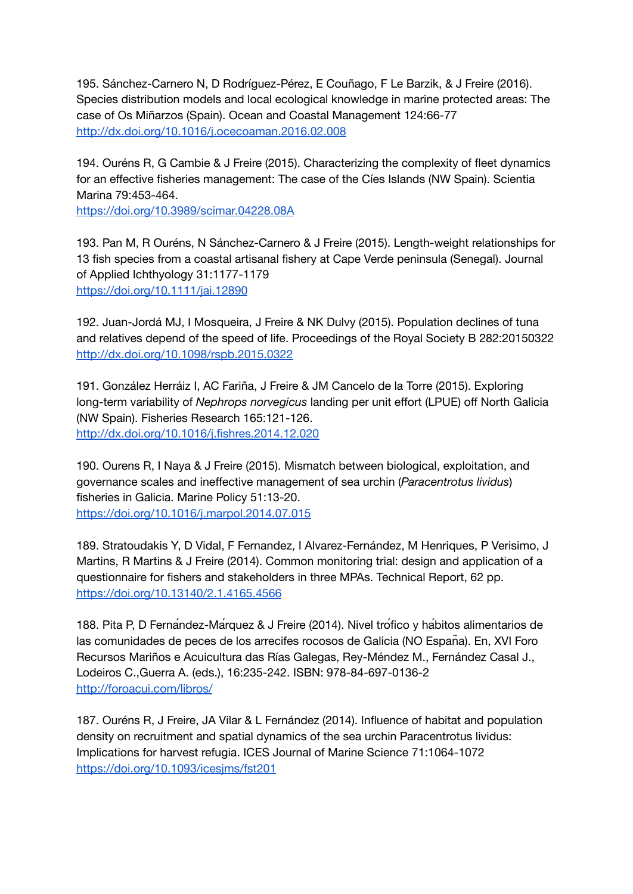195. Sánchez-Carnero N, D Rodríguez-Pérez, E Couñago, F Le Barzik, & J Freire (2016). Species distribution models and local ecological knowledge in marine protected areas: The case of Os Miñarzos (Spain). Ocean and Coastal Management 124:66-77
http://dx.doi.org/10.1016/j.ocecoaman.2016.02.008

194. Ouréns R, G Cambie & J Freire (2015). Characterizing the complexity of fleet dynamics for an effective fisheries management: The case of the Cíes Islands (NW Spain). Scientia Marina 79:453-464.
https://doi.org/10.3989/scimar.04228.08A

193. Pan M, R Ouréns, N Sánchez-Carnero & J Freire (2015). Length-weight relationships for 13 fish species from a coastal artisanal fishery at Cape Verde peninsula (Senegal). Journal of Applied Ichthyology 31:1177-1179
https://doi.org/10.1111/jai.12890

192. Juan-Jordá MJ, I Mosqueira, J Freire & NK Dulvy (2015). Population declines of tuna and relatives depend of the speed of life. Proceedings of the Royal Society B 282:20150322
http://dx.doi.org/10.1098/rspb.2015.0322

191. González Herráiz I, AC Fariña, J Freire & JM Cancelo de la Torre (2015). Exploring long-term variability of *Nephrops norvegicus* landing per unit effort (LPUE) off North Galicia (NW Spain). Fisheries Research 165:121-126.
http://dx.doi.org/10.1016/j.fishres.2014.12.020

190. Ourens R, I Naya & J Freire (2015). Mismatch between biological, exploitation, and governance scales and ineffective management of sea urchin (*Paracentrotus lividus*) fisheries in Galicia. Marine Policy 51:13-20.
https://doi.org/10.1016/j.marpol.2014.07.015

189. Stratoudakis Y, D Vidal, F Fernandez, I Alvarez-Fernández, M Henriques, P Verisimo, J Martins, R Martins & J Freire (2014). Common monitoring trial: design and application of a questionnaire for fishers and stakeholders in three MPAs. Technical Report, 62 pp.
https://doi.org/10.13140/2.1.4165.4566

188. Pita P, D Fernández-Márquez & J Freire (2014). Nivel trófico y hábitos alimentarios de las comunidades de peces de los arrecifes rocosos de Galicia (NO España). En, XVI Foro Recursos Mariños e Acuicultura das Rías Galegas, Rey-Méndez M., Fernández Casal J., Lodeiros C.,Guerra A. (eds.), 16:235-242. ISBN: 978-84-697-0136-2
http://foroacui.com/libros/

187. Ouréns R, J Freire, JA Vilar & L Fernández (2014). Influence of habitat and population density on recruitment and spatial dynamics of the sea urchin Paracentrotus lividus: Implications for harvest refugia. ICES Journal of Marine Science 71:1064-1072
https://doi.org/10.1093/icesjms/fst201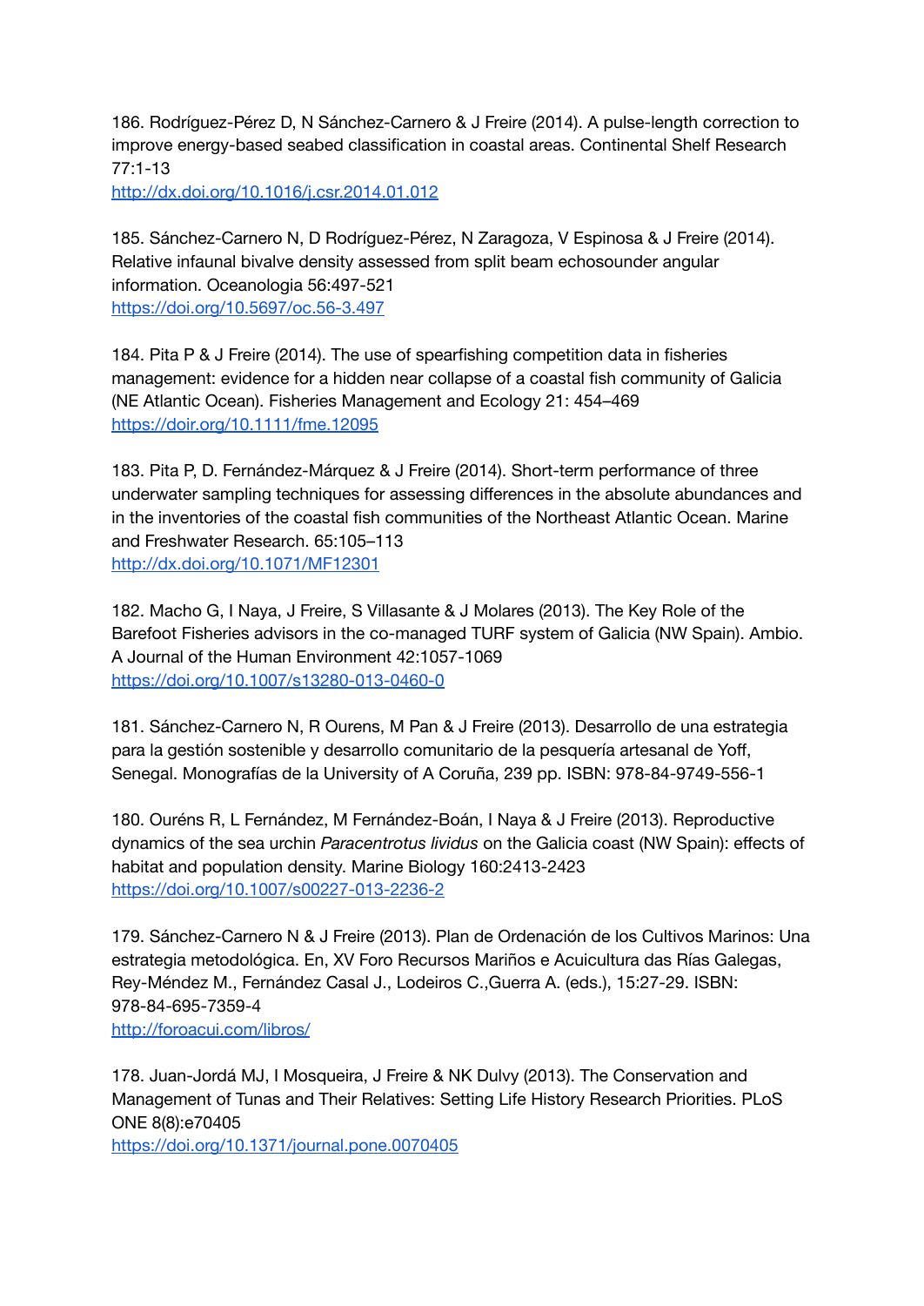186. Rodríguez-Pérez D, N Sánchez-Carnero & J Freire (2014). A pulse-length correction to improve energy-based seabed classification in coastal areas. Continental Shelf Research 77:1-13
http://dx.doi.org/10.1016/j.csr.2014.01.012

185. Sánchez-Carnero N, D Rodríguez-Pérez, N Zaragoza, V Espinosa & J Freire (2014). Relative infaunal bivalve density assessed from split beam echosounder angular information. Oceanologia 56:497-521
https://doi.org/10.5697/oc.56-3.497

184. Pita P & J Freire (2014). The use of spearfishing competition data in fisheries management: evidence for a hidden near collapse of a coastal fish community of Galicia (NE Atlantic Ocean). Fisheries Management and Ecology 21: 454–469
https://doir.org/10.1111/fme.12095

183. Pita P, D. Fernández-Márquez & J Freire (2014). Short-term performance of three underwater sampling techniques for assessing differences in the absolute abundances and in the inventories of the coastal fish communities of the Northeast Atlantic Ocean. Marine and Freshwater Research. 65:105–113
http://dx.doi.org/10.1071/MF12301

182. Macho G, I Naya, J Freire, S Villasante & J Molares (2013). The Key Role of the Barefoot Fisheries advisors in the co-managed TURF system of Galicia (NW Spain). Ambio. A Journal of the Human Environment 42:1057-1069
https://doi.org/10.1007/s13280-013-0460-0

181. Sánchez-Carnero N, R Ourens, M Pan & J Freire (2013). Desarrollo de una estrategia para la gestión sostenible y desarrollo comunitario de la pesquería artesanal de Yoff, Senegal. Monografías de la University of A Coruña, 239 pp. ISBN: 978-84-9749-556-1

180. Ouréns R, L Fernández, M Fernández-Boán, I Naya & J Freire (2013). Reproductive dynamics of the sea urchin *Paracentrotus lividus* on the Galicia coast (NW Spain): effects of habitat and population density. Marine Biology 160:2413-2423
https://doi.org/10.1007/s00227-013-2236-2

179. Sánchez-Carnero N & J Freire (2013). Plan de Ordenación de los Cultivos Marinos: Una estrategia metodológica. En, XV Foro Recursos Mariños e Acuicultura das Rías Galegas, Rey-Méndez M., Fernández Casal J., Lodeiros C.,Guerra A. (eds.), 15:27-29. ISBN: 978-84-695-7359-4
http://foroacui.com/libros/

178. Juan-Jordá MJ, I Mosqueira, J Freire & NK Dulvy (2013). The Conservation and Management of Tunas and Their Relatives: Setting Life History Research Priorities. PLoS ONE 8(8):e70405
https://doi.org/10.1371/journal.pone.0070405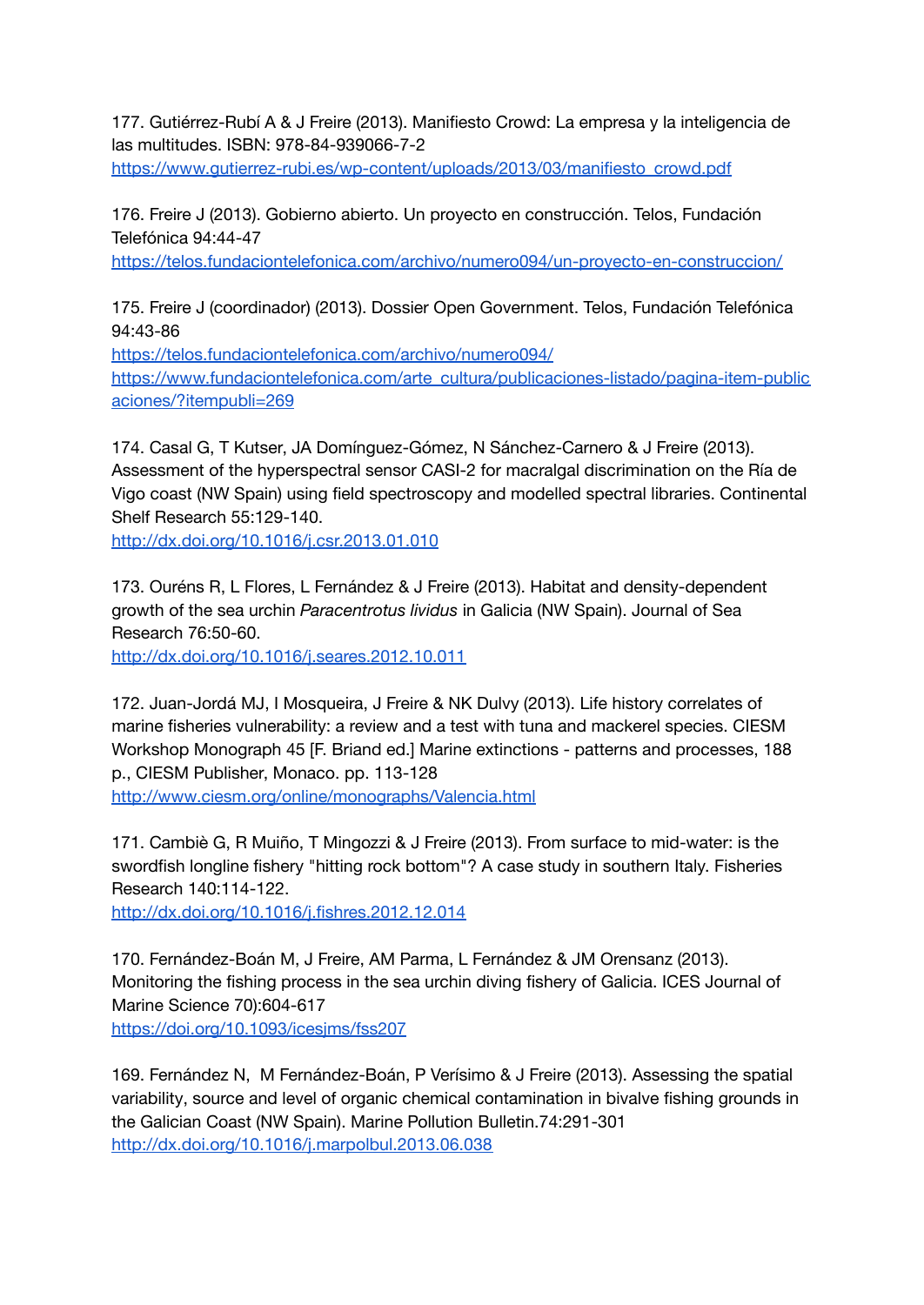177. Gutiérrez-Rubí A & J Freire (2013). Manifiesto Crowd: La empresa y la inteligencia de las multitudes. ISBN: 978-84-939066-7-2
https://www.gutierrez-rubi.es/wp-content/uploads/2013/03/manifiesto_crowd.pdf

176. Freire J (2013). Gobierno abierto. Un proyecto en construcción. Telos, Fundación Telefónica 94:44-47
https://telos.fundaciontelefonica.com/archivo/numero094/un-proyecto-en-construccion/

175. Freire J (coordinador) (2013). Dossier Open Government. Telos, Fundación Telefónica 94:43-86
https://telos.fundaciontelefonica.com/archivo/numero094/
https://www.fundaciontelefonica.com/arte_cultura/publicaciones-listado/pagina-item-publicaciones/?itempubli=269

174. Casal G, T Kutser, JA Domínguez-Gómez, N Sánchez-Carnero & J Freire (2013). Assessment of the hyperspectral sensor CASI-2 for macralgal discrimination on the Ría de Vigo coast (NW Spain) using field spectroscopy and modelled spectral libraries. Continental Shelf Research 55:129-140.
http://dx.doi.org/10.1016/j.csr.2013.01.010

173. Ouréns R, L Flores, L Fernández & J Freire (2013). Habitat and density-dependent growth of the sea urchin *Paracentrotus lividus* in Galicia (NW Spain). Journal of Sea Research 76:50-60.
http://dx.doi.org/10.1016/j.seares.2012.10.011

172. Juan-Jordá MJ, I Mosqueira, J Freire & NK Dulvy (2013). Life history correlates of marine fisheries vulnerability: a review and a test with tuna and mackerel species. CIESM Workshop Monograph 45 [F. Briand ed.] Marine extinctions - patterns and processes, 188 p., CIESM Publisher, Monaco. pp. 113-128
http://www.ciesm.org/online/monographs/Valencia.html

171. Cambiè G, R Muiño, T Mingozzi & J Freire (2013). From surface to mid-water: is the swordfish longline fishery "hitting rock bottom"? A case study in southern Italy. Fisheries Research 140:114-122.
http://dx.doi.org/10.1016/j.fishres.2012.12.014

170. Fernández-Boán M, J Freire, AM Parma, L Fernández & JM Orensanz (2013). Monitoring the fishing process in the sea urchin diving fishery of Galicia. ICES Journal of Marine Science 70):604-617
https://doi.org/10.1093/icesjms/fss207

169. Fernández N, M Fernández-Boán, P Verísimo & J Freire (2013). Assessing the spatial variability, source and level of organic chemical contamination in bivalve fishing grounds in the Galician Coast (NW Spain). Marine Pollution Bulletin.74:291-301
http://dx.doi.org/10.1016/j.marpolbul.2013.06.038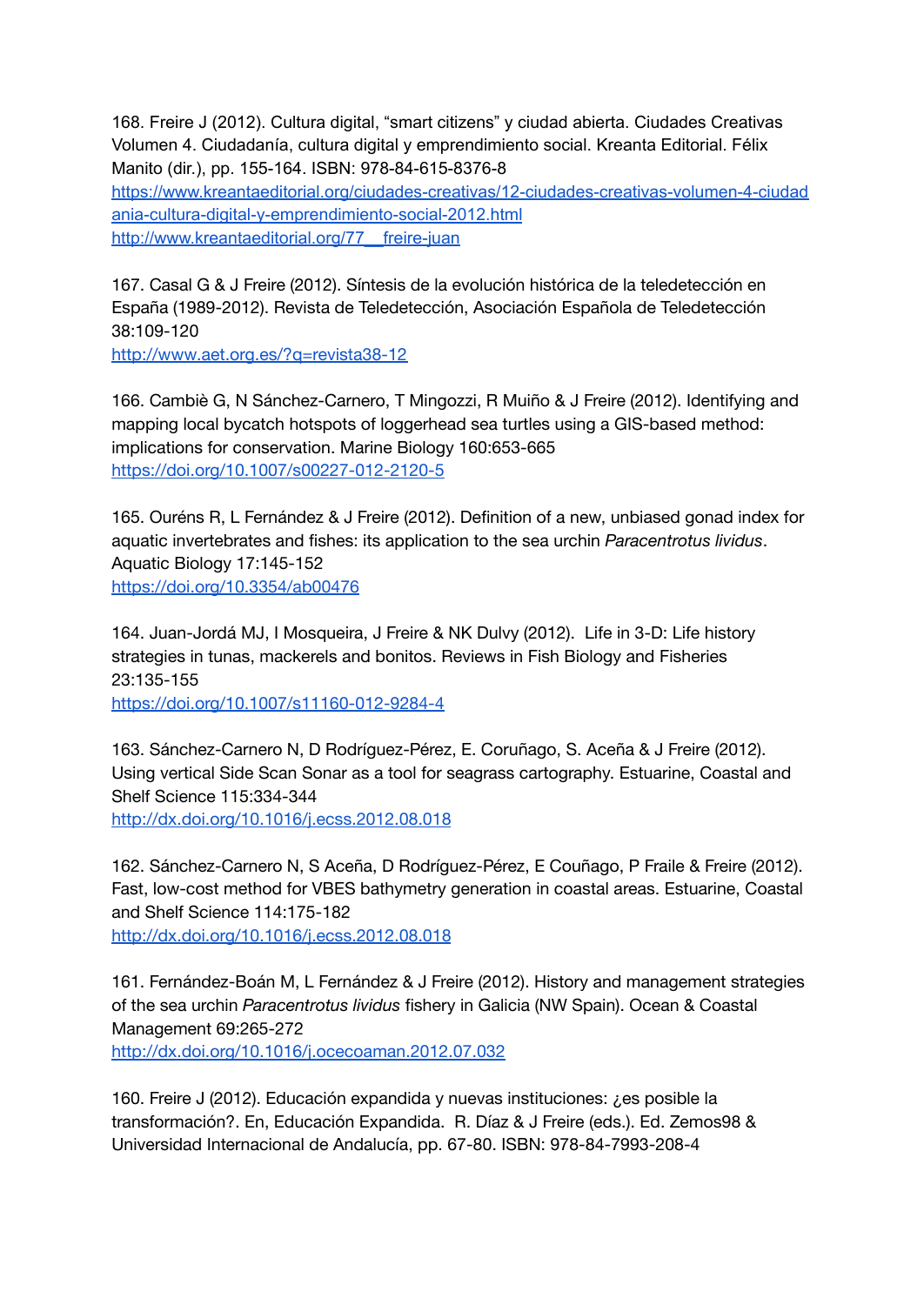168. Freire J (2012). Cultura digital, “smart citizens” y ciudad abierta. Ciudades Creativas Volumen 4. Ciudadanía, cultura digital y emprendimiento social. Kreanta Editorial. Félix Manito (dir.), pp. 155-164. ISBN: 978-84-615-8376-8
https://www.kreantaeditorial.org/ciudades-creativas/12-ciudades-creativas-volumen-4-ciudadania-cultura-digital-y-emprendimiento-social-2012.html
http://www.kreantaeditorial.org/77__freire-juan

167. Casal G & J Freire (2012). Síntesis de la evolución histórica de la teledetección en España (1989-2012). Revista de Teledetección, Asociación Española de Teledetección 38:109-120
http://www.aet.org.es/?q=revista38-12

166. Cambiè G, N Sánchez-Carnero, T Mingozzi, R Muiño & J Freire (2012). Identifying and mapping local bycatch hotspots of loggerhead sea turtles using a GIS-based method: implications for conservation. Marine Biology 160:653-665
https://doi.org/10.1007/s00227-012-2120-5

165. Ouréns R, L Fernández & J Freire (2012). Definition of a new, unbiased gonad index for aquatic invertebrates and fishes: its application to the sea urchin *Paracentrotus lividus*. Aquatic Biology 17:145-152
https://doi.org/10.3354/ab00476

164. Juan-Jordá MJ, I Mosqueira, J Freire & NK Dulvy (2012). Life in 3-D: Life history strategies in tunas, mackerels and bonitos. Reviews in Fish Biology and Fisheries 23:135-155
https://doi.org/10.1007/s11160-012-9284-4

163. Sánchez-Carnero N, D Rodríguez-Pérez, E. Coruñago, S. Aceña & J Freire (2012). Using vertical Side Scan Sonar as a tool for seagrass cartography. Estuarine, Coastal and Shelf Science 115:334-344
http://dx.doi.org/10.1016/j.ecss.2012.08.018

162. Sánchez-Carnero N, S Aceña, D Rodríguez-Pérez, E Couñago, P Fraile & Freire (2012). Fast, low-cost method for VBES bathymetry generation in coastal areas. Estuarine, Coastal and Shelf Science 114:175-182
http://dx.doi.org/10.1016/j.ecss.2012.08.018

161. Fernández-Boán M, L Fernández & J Freire (2012). History and management strategies of the sea urchin *Paracentrotus lividus* fishery in Galicia (NW Spain). Ocean & Coastal Management 69:265-272
http://dx.doi.org/10.1016/j.ocecoaman.2012.07.032

160. Freire J (2012). Educación expandida y nuevas instituciones: ¿es posible la transformación?. En, Educación Expandida. R. Díaz & J Freire (eds.). Ed. Zemos98 & Universidad Internacional de Andalucía, pp. 67-80. ISBN: 978-84-7993-208-4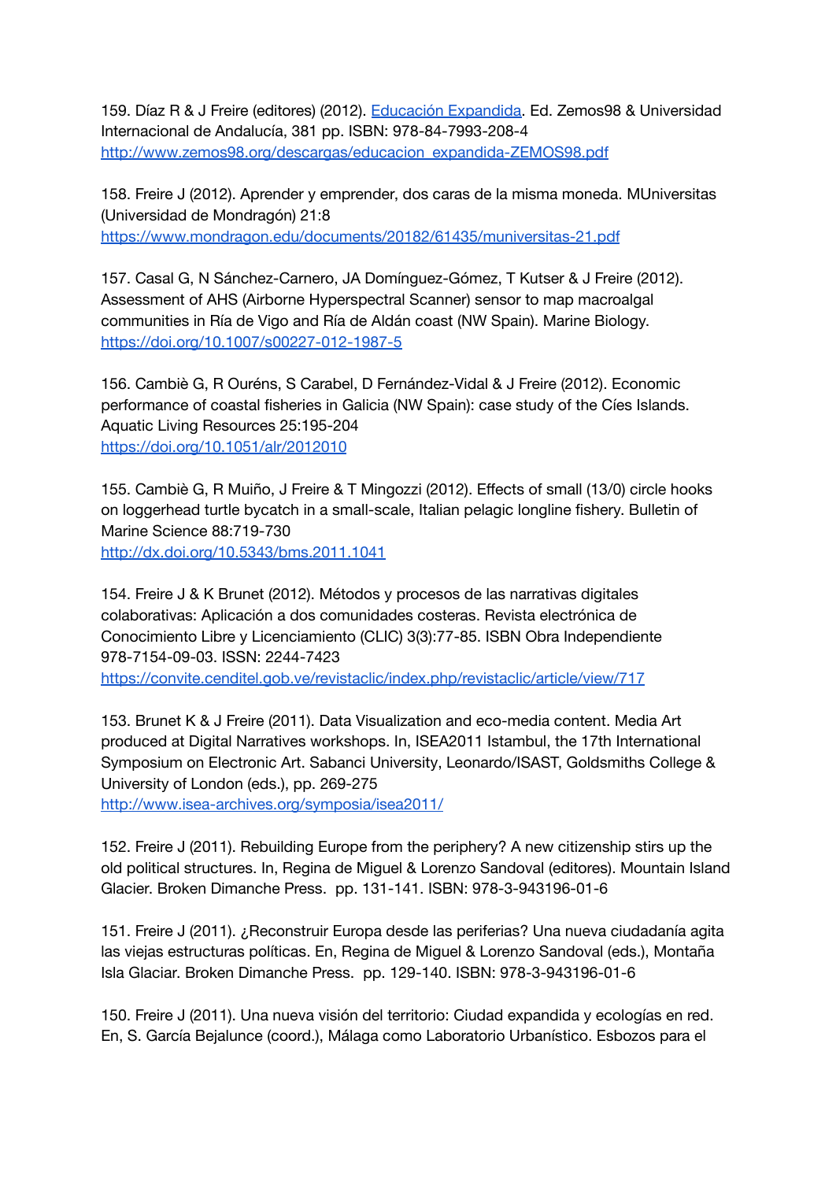159. Díaz R & J Freire (editores) (2012). [Educación Expandida](http://www.zemos98.org/descargas/educacion_expandida-ZEMOS98.pdf). Ed. Zemos98 & Universidad Internacional de Andalucía, 381 pp. ISBN: 978-84-7993-208-4
http://www.zemos98.org/descargas/educacion_expandida-ZEMOS98.pdf

158. Freire J (2012). Aprender y emprender, dos caras de la misma moneda. MUniversitas (Universidad de Mondragón) 21:8
https://www.mondragon.edu/documents/20182/61435/muniversitas-21.pdf

157. Casal G, N Sánchez-Carnero, JA Domínguez-Gómez, T Kutser & J Freire (2012). Assessment of AHS (Airborne Hyperspectral Scanner) sensor to map macroalgal communities in Ría de Vigo and Ría de Aldán coast (NW Spain). Marine Biology.
https://doi.org/10.1007/s00227-012-1987-5

156. Cambiè G, R Ouréns, S Carabel, D Fernández-Vidal & J Freire (2012). Economic performance of coastal fisheries in Galicia (NW Spain): case study of the Cíes Islands. Aquatic Living Resources 25:195-204
https://doi.org/10.1051/alr/2012010

155. Cambiè G, R Muiño, J Freire & T Mingozzi (2012). Effects of small (13/0) circle hooks on loggerhead turtle bycatch in a small-scale, Italian pelagic longline fishery. Bulletin of Marine Science 88:719-730
http://dx.doi.org/10.5343/bms.2011.1041

154. Freire J & K Brunet (2012). Métodos y procesos de las narrativas digitales colaborativas: Aplicación a dos comunidades costeras. Revista electrónica de Conocimiento Libre y Licenciamiento (CLIC) 3(3):77-85. ISBN Obra Independiente 978-7154-09-03. ISSN: 2244-7423
https://convite.cenditel.gob.ve/revistaclic/index.php/revistaclic/article/view/717

153. Brunet K & J Freire (2011). Data Visualization and eco-media content. Media Art produced at Digital Narratives workshops. In, ISEA2011 Istambul, the 17th International Symposium on Electronic Art. Sabanci University, Leonardo/ISAST, Goldsmiths College & University of London (eds.), pp. 269-275
http://www.isea-archives.org/symposia/isea2011/

152. Freire J (2011). Rebuilding Europe from the periphery? A new citizenship stirs up the old political structures. In, Regina de Miguel & Lorenzo Sandoval (editores). Mountain Island Glacier. Broken Dimanche Press. pp. 131-141. ISBN: 978-3-943196-01-6

151. Freire J (2011). ¿Reconstruir Europa desde las periferias? Una nueva ciudadanía agita las viejas estructuras políticas. En, Regina de Miguel & Lorenzo Sandoval (eds.), Montaña Isla Glaciar. Broken Dimanche Press. pp. 129-140. ISBN: 978-3-943196-01-6

150. Freire J (2011). Una nueva visión del territorio: Ciudad expandida y ecologías en red. En, S. García Bejalunce (coord.), Málaga como Laboratorio Urbanístico. Esbozos para el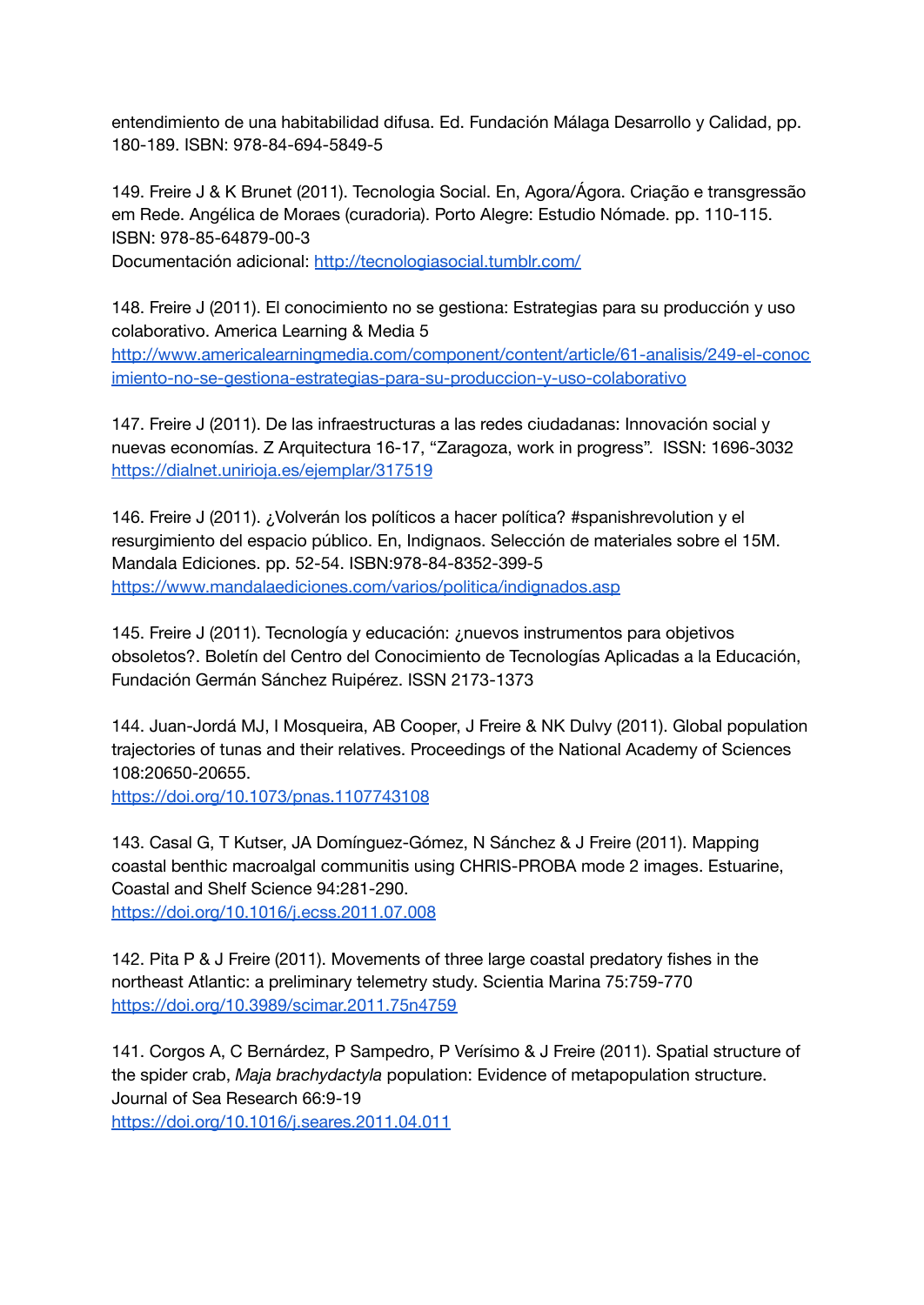entendimiento de una habitabilidad difusa. Ed. Fundación Málaga Desarrollo y Calidad, pp. 180-189. ISBN: 978-84-694-5849-5

149. Freire J & K Brunet (2011). Tecnologia Social. En, Agora/Ágora. Criação e transgressão em Rede. Angélica de Moraes (curadoria). Porto Alegre: Estudio Nómade. pp. 110-115. ISBN: 978-85-64879-00-3
Documentación adicional: http://tecnologiasocial.tumblr.com/

148. Freire J (2011). El conocimiento no se gestiona: Estrategias para su producción y uso colaborativo. America Learning & Media 5
http://www.americalearningmedia.com/component/content/article/61-analisis/249-el-conocimiento-no-se-gestiona-estrategias-para-su-produccion-y-uso-colaborativo

147. Freire J (2011). De las infraestructuras a las redes ciudadanas: Innovación social y nuevas economías. Z Arquitectura 16-17, "Zaragoza, work in progress". ISSN: 1696-3032
https://dialnet.unirioja.es/ejemplar/317519

146. Freire J (2011). ¿Volverán los políticos a hacer política? #spanishrevolution y el resurgimiento del espacio público. En, Indignaos. Selección de materiales sobre el 15M. Mandala Ediciones. pp. 52-54. ISBN:978-84-8352-399-5
https://www.mandalaediciones.com/varios/politica/indignados.asp

145. Freire J (2011). Tecnología y educación: ¿nuevos instrumentos para objetivos obsoletos?. Boletín del Centro del Conocimiento de Tecnologías Aplicadas a la Educación, Fundación Germán Sánchez Ruipérez. ISSN 2173-1373

144. Juan-Jordá MJ, I Mosqueira, AB Cooper, J Freire & NK Dulvy (2011). Global population trajectories of tunas and their relatives. Proceedings of the National Academy of Sciences 108:20650-20655.
https://doi.org/10.1073/pnas.1107743108

143. Casal G, T Kutser, JA Domínguez-Gómez, N Sánchez & J Freire (2011). Mapping coastal benthic macroalgal communitis using CHRIS-PROBA mode 2 images. Estuarine, Coastal and Shelf Science 94:281-290.
https://doi.org/10.1016/j.ecss.2011.07.008

142. Pita P & J Freire (2011). Movements of three large coastal predatory fishes in the northeast Atlantic: a preliminary telemetry study. Scientia Marina 75:759-770
https://doi.org/10.3989/scimar.2011.75n4759

141. Corgos A, C Bernárdez, P Sampedro, P Verísimo & J Freire (2011). Spatial structure of the spider crab, *Maja brachydactyla* population: Evidence of metapopulation structure. Journal of Sea Research 66:9-19
https://doi.org/10.1016/j.seares.2011.04.011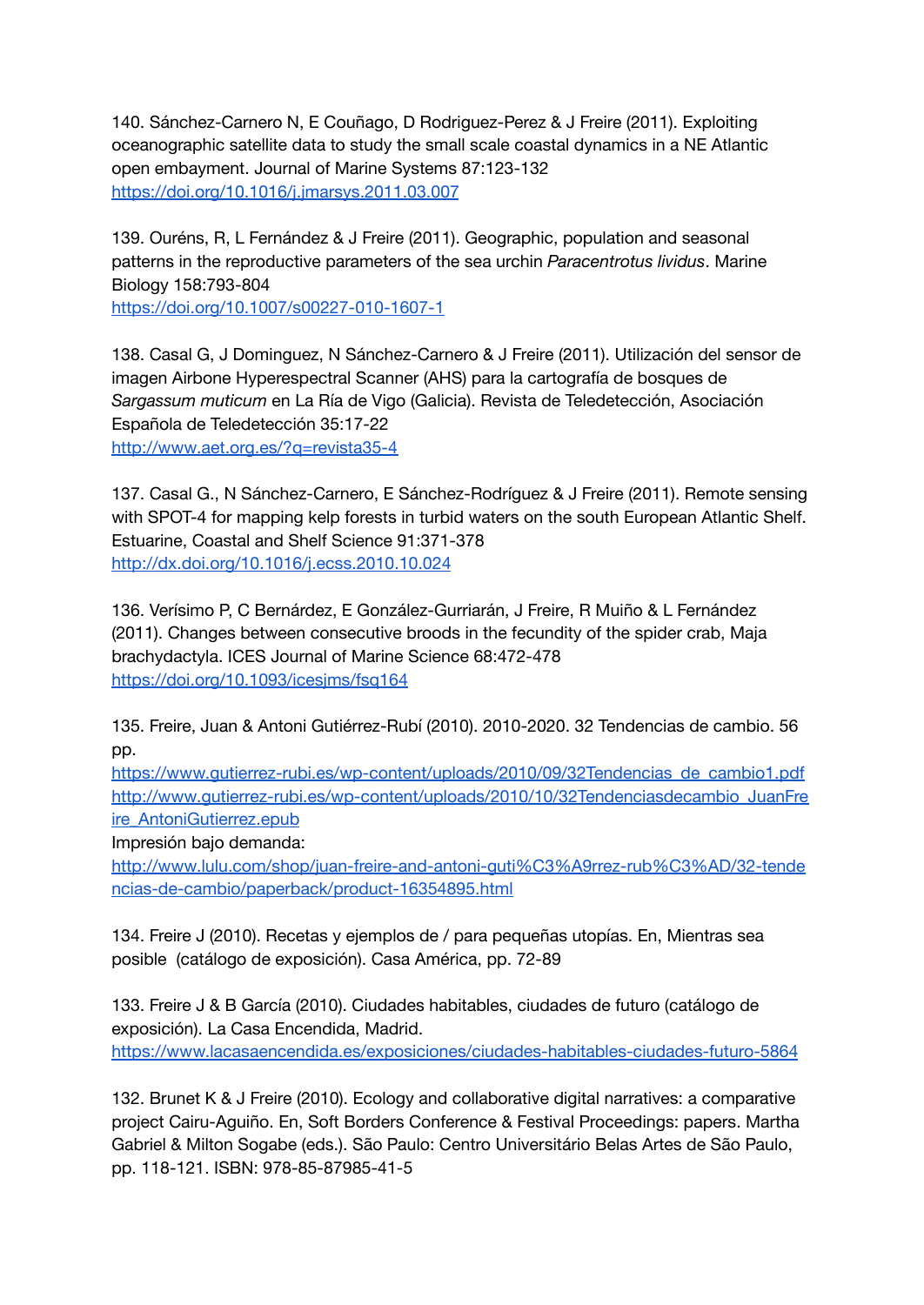140. Sánchez-Carnero N, E Couñago, D Rodriguez-Perez & J Freire (2011). Exploiting oceanographic satellite data to study the small scale coastal dynamics in a NE Atlantic open embayment. Journal of Marine Systems 87:123-132
https://doi.org/10.1016/j.jmarsys.2011.03.007

139. Ouréns, R, L Fernández & J Freire (2011). Geographic, population and seasonal patterns in the reproductive parameters of the sea urchin *Paracentrotus lividus*. Marine Biology 158:793-804
https://doi.org/10.1007/s00227-010-1607-1

138. Casal G, J Dominguez, N Sánchez-Carnero & J Freire (2011). Utilización del sensor de imagen Airbone Hyperespectral Scanner (AHS) para la cartografía de bosques de *Sargassum muticum* en La Ría de Vigo (Galicia). Revista de Teledetección, Asociación Española de Teledetección 35:17-22
http://www.aet.org.es/?q=revista35-4

137. Casal G., N Sánchez-Carnero, E Sánchez-Rodríguez & J Freire (2011). Remote sensing with SPOT-4 for mapping kelp forests in turbid waters on the south European Atlantic Shelf. Estuarine, Coastal and Shelf Science 91:371-378
http://dx.doi.org/10.1016/j.ecss.2010.10.024

136. Verísimo P, C Bernárdez, E González-Gurriarán, J Freire, R Muiño & L Fernández (2011). Changes between consecutive broods in the fecundity of the spider crab, Maja brachydactyla. ICES Journal of Marine Science 68:472-478
https://doi.org/10.1093/icesjms/fsq164

135. Freire, Juan & Antoni Gutiérrez-Rubí (2010). 2010-2020. 32 Tendencias de cambio. 56 pp.
https://www.gutierrez-rubi.es/wp-content/uploads/2010/09/32Tendencias_de_cambio1.pdf
http://www.gutierrez-rubi.es/wp-content/uploads/2010/10/32Tendenciasdecambio_JuanFreire_AntoniGutierrez.epub
Impresión bajo demanda:
http://www.lulu.com/shop/juan-freire-and-antoni-guti%C3%A9rrez-rub%C3%AD/32-tendencias-de-cambio/paperback/product-16354895.html

134. Freire J (2010). Recetas y ejemplos de / para pequeñas utopías. En, Mientras sea posible (catálogo de exposición). Casa América, pp. 72-89

133. Freire J & B García (2010). Ciudades habitables, ciudades de futuro (catálogo de exposición). La Casa Encendida, Madrid.
https://www.lacasaencendida.es/exposiciones/ciudades-habitables-ciudades-futuro-5864

132. Brunet K & J Freire (2010). Ecology and collaborative digital narratives: a comparative project Cairu-Aguiño. En, Soft Borders Conference & Festival Proceedings: papers. Martha Gabriel & Milton Sogabe (eds.). São Paulo: Centro Universitário Belas Artes de São Paulo, pp. 118-121. ISBN: 978-85-87985-41-5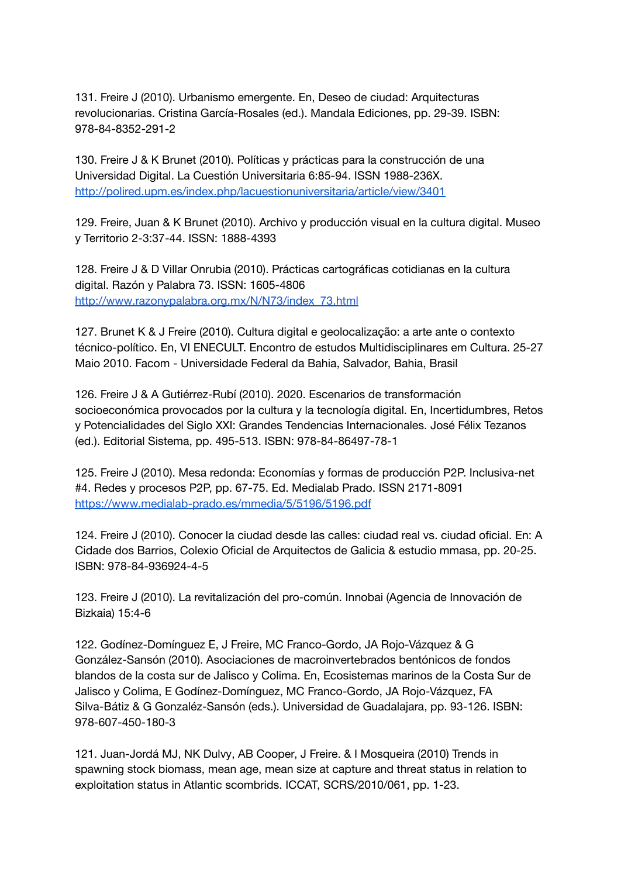131. Freire J (2010). Urbanismo emergente. En, Deseo de ciudad: Arquitecturas revolucionarias. Cristina García-Rosales (ed.). Mandala Ediciones, pp. 29-39. ISBN: 978-84-8352-291-2

130. Freire J & K Brunet (2010). Políticas y prácticas para la construcción de una Universidad Digital. La Cuestión Universitaria 6:85-94. ISSN 1988-236X. http://polired.upm.es/index.php/lacuestionuniversitaria/article/view/3401

129. Freire, Juan & K Brunet (2010). Archivo y producción visual en la cultura digital. Museo y Territorio 2-3:37-44. ISSN: 1888-4393

128. Freire J & D Villar Onrubia (2010). Prácticas cartográficas cotidianas en la cultura digital. Razón y Palabra 73. ISSN: 1605-4806 http://www.razonypalabra.org.mx/N/N73/index_73.html

127. Brunet K & J Freire (2010). Cultura digital e geolocalização: a arte ante o contexto técnico-político. En, VI ENECULT. Encontro de estudos Multidisciplinares em Cultura. 25-27 Maio 2010. Facom - Universidade Federal da Bahia, Salvador, Bahia, Brasil

126. Freire J & A Gutiérrez-Rubí (2010). 2020. Escenarios de transformación socioeconómica provocados por la cultura y la tecnología digital. En, Incertidumbres, Retos y Potencialidades del Siglo XXI: Grandes Tendencias Internacionales. José Félix Tezanos (ed.). Editorial Sistema, pp. 495-513. ISBN: 978-84-86497-78-1

125. Freire J (2010). Mesa redonda: Economías y formas de producción P2P. Inclusiva-net #4. Redes y procesos P2P, pp. 67-75. Ed. Medialab Prado. ISSN 2171-8091 https://www.medialab-prado.es/mmedia/5/5196/5196.pdf

124. Freire J (2010). Conocer la ciudad desde las calles: ciudad real vs. ciudad oficial. En: A Cidade dos Barrios, Colexio Oficial de Arquitectos de Galicia & estudio mmasa, pp. 20-25. ISBN: 978-84-936924-4-5

123. Freire J (2010). La revitalización del pro-común. Innobai (Agencia de Innovación de Bizkaia) 15:4-6

122. Godínez-Domínguez E, J Freire, MC Franco-Gordo, JA Rojo-Vázquez & G González-Sansón (2010). Asociaciones de macroinvertebrados bentónicos de fondos blandos de la costa sur de Jalisco y Colima. En, Ecosistemas marinos de la Costa Sur de Jalisco y Colima, E Godínez-Domínguez, MC Franco-Gordo, JA Rojo-Vázquez, FA Silva-Bátiz & G Gonzaléz-Sansón (eds.). Universidad de Guadalajara, pp. 93-126. ISBN: 978-607-450-180-3

121. Juan-Jordá MJ, NK Dulvy, AB Cooper, J Freire. & I Mosqueira (2010) Trends in spawning stock biomass, mean age, mean size at capture and threat status in relation to exploitation status in Atlantic scombrids. ICCAT, SCRS/2010/061, pp. 1-23.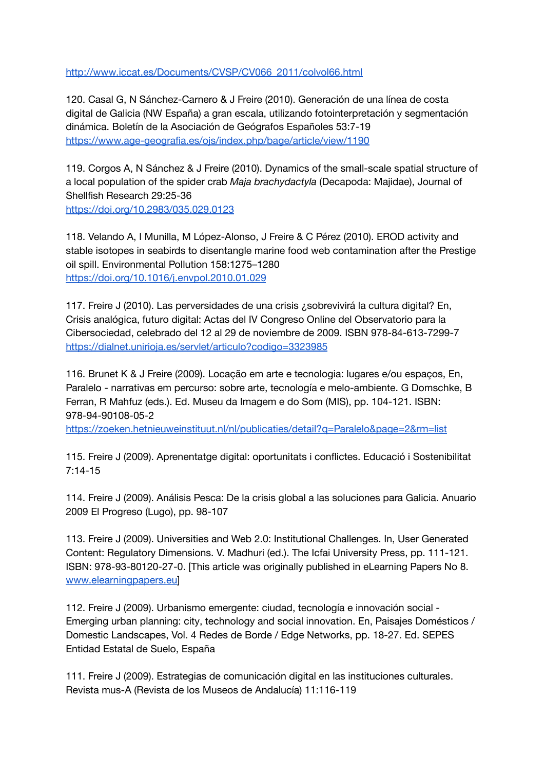http://www.iccat.es/Documents/CVSP/CV066_2011/colvol66.html

120. Casal G, N Sánchez-Carnero & J Freire (2010). Generación de una línea de costa digital de Galicia (NW España) a gran escala, utilizando fotointerpretación y segmentación dinámica. Boletín de la Asociación de Geógrafos Españoles 53:7-19
https://www.age-geografia.es/ojs/index.php/bage/article/view/1190

119. Corgos A, N Sánchez & J Freire (2010). Dynamics of the small-scale spatial structure of a local population of the spider crab *Maja brachydactyla* (Decapoda: Majidae), Journal of Shellfish Research 29:25-36
https://doi.org/10.2983/035.029.0123

118. Velando A, I Munilla, M López-Alonso, J Freire & C Pérez (2010). EROD activity and stable isotopes in seabirds to disentangle marine food web contamination after the Prestige oil spill. Environmental Pollution 158:1275–1280
https://doi.org/10.1016/j.envpol.2010.01.029

117. Freire J (2010). Las perversidades de una crisis ¿sobrevivirá la cultura digital? En, Crisis analógica, futuro digital: Actas del IV Congreso Online del Observatorio para la Cibersociedad, celebrado del 12 al 29 de noviembre de 2009. ISBN 978-84-613-7299-7
https://dialnet.unirioja.es/servlet/articulo?codigo=3323985

116. Brunet K & J Freire (2009). Locação em arte e tecnologia: lugares e/ou espaços, En, Paralelo - narrativas em percurso: sobre arte, tecnología e melo-ambiente. G Domschke, B Ferran, R Mahfuz (eds.). Ed. Museu da Imagem e do Som (MIS), pp. 104-121. ISBN: 978-94-90108-05-2
https://zoeken.hetnieuweinstituut.nl/nl/publicaties/detail?q=Paralelo&page=2&rm=list

115. Freire J (2009). Aprenentatge digital: oportunitats i conflictes. Educació i Sostenibilitat 7:14-15

114. Freire J (2009). Análisis Pesca: De la crisis global a las soluciones para Galicia. Anuario 2009 El Progreso (Lugo), pp. 98-107

113. Freire J (2009). Universities and Web 2.0: Institutional Challenges. In, User Generated Content: Regulatory Dimensions. V. Madhuri (ed.). The Icfai University Press, pp. 111-121. ISBN: 978-93-80120-27-0. [This article was originally published in eLearning Papers No 8. www.elearningpapers.eu]

112. Freire J (2009). Urbanismo emergente: ciudad, tecnología e innovación social - Emerging urban planning: city, technology and social innovation. En, Paisajes Domésticos / Domestic Landscapes, Vol. 4 Redes de Borde / Edge Networks, pp. 18-27. Ed. SEPES Entidad Estatal de Suelo, España

111. Freire J (2009). Estrategias de comunicación digital en las instituciones culturales. Revista mus-A (Revista de los Museos de Andalucía) 11:116-119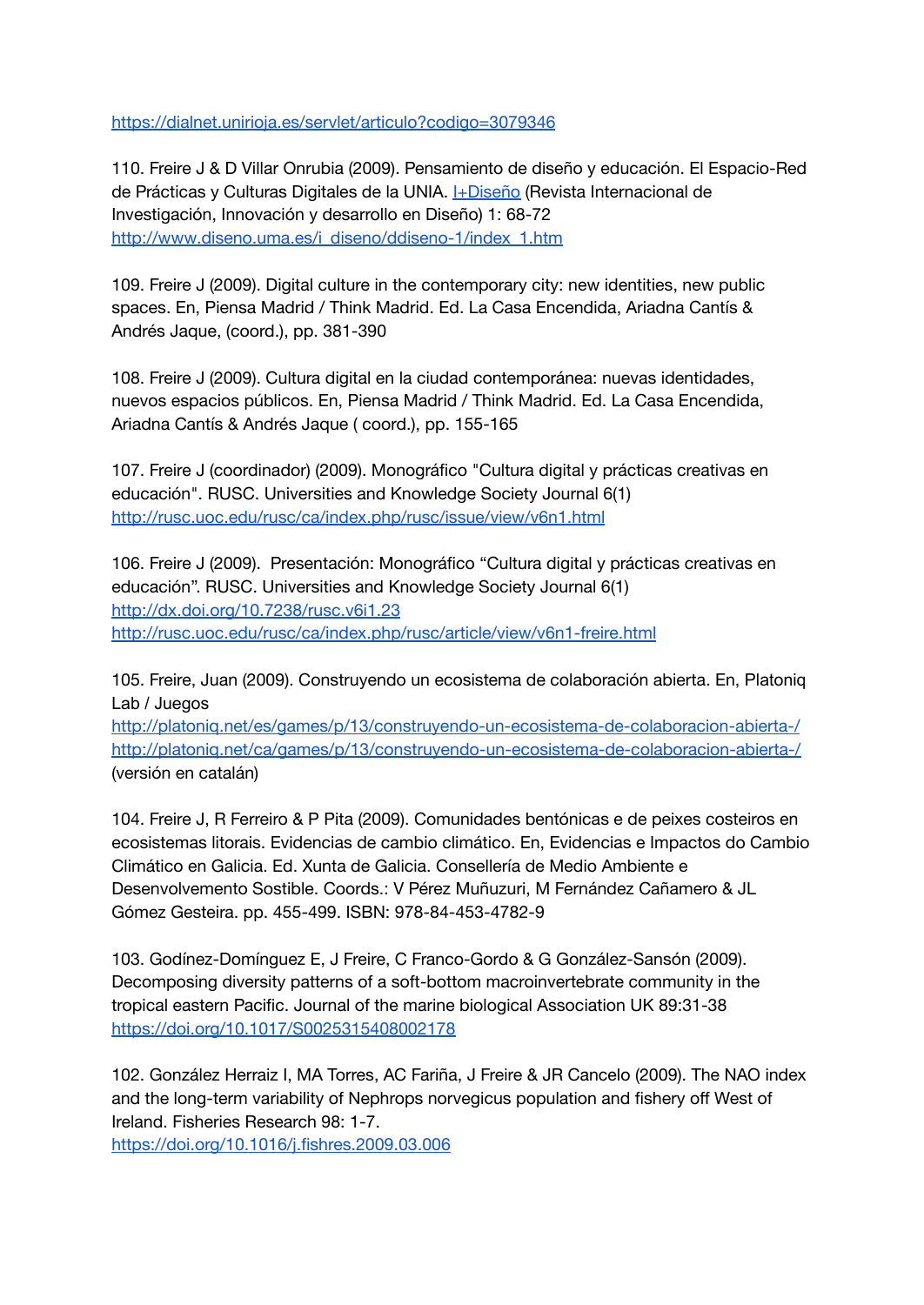https://dialnet.unirioja.es/servlet/articulo?codigo=3079346

110. Freire J & D Villar Onrubia (2009). Pensamiento de diseño y educación. El Espacio-Red de Prácticas y Culturas Digitales de la UNIA. I+Diseño (Revista Internacional de Investigación, Innovación y desarrollo en Diseño) 1: 68-72
http://www.diseno.uma.es/i_diseno/ddiseno-1/index_1.htm

109. Freire J (2009). Digital culture in the contemporary city: new identities, new public spaces. En, Piensa Madrid / Think Madrid. Ed. La Casa Encendida, Ariadna Cantís & Andrés Jaque, (coord.), pp. 381-390

108. Freire J (2009). Cultura digital en la ciudad contemporánea: nuevas identidades, nuevos espacios públicos. En, Piensa Madrid / Think Madrid. Ed. La Casa Encendida, Ariadna Cantís & Andrés Jaque ( coord.), pp. 155-165

107. Freire J (coordinador) (2009). Monográfico "Cultura digital y prácticas creativas en educación". RUSC. Universities and Knowledge Society Journal 6(1)
http://rusc.uoc.edu/rusc/ca/index.php/rusc/issue/view/v6n1.html

106. Freire J (2009). Presentación: Monográfico "Cultura digital y prácticas creativas en educación". RUSC. Universities and Knowledge Society Journal 6(1)
http://dx.doi.org/10.7238/rusc.v6i1.23
http://rusc.uoc.edu/rusc/ca/index.php/rusc/article/view/v6n1-freire.html

105. Freire, Juan (2009). Construyendo un ecosistema de colaboración abierta. En, Platoniq Lab / Juegos
http://platoniq.net/es/games/p/13/construyendo-un-ecosistema-de-colaboracion-abierta-/
http://platoniq.net/ca/games/p/13/construyendo-un-ecosistema-de-colaboracion-abierta-/
(versión en catalán)

104. Freire J, R Ferreiro & P Pita (2009). Comunidades bentónicas e de peixes costeiros en ecosistemas litorais. Evidencias de cambio climático. En, Evidencias e Impactos do Cambio Climático en Galicia. Ed. Xunta de Galicia. Consellería de Medio Ambiente e Desenvolvemento Sostible. Coords.: V Pérez Muñuzuri, M Fernández Cañamero & JL Gómez Gesteira. pp. 455-499. ISBN: 978-84-453-4782-9

103. Godínez-Domínguez E, J Freire, C Franco-Gordo & G González-Sansón (2009). Decomposing diversity patterns of a soft-bottom macroinvertebrate community in the tropical eastern Pacific. Journal of the marine biological Association UK 89:31-38
https://doi.org/10.1017/S0025315408002178

102. González Herraiz I, MA Torres, AC Fariña, J Freire & JR Cancelo (2009). The NAO index and the long-term variability of Nephrops norvegicus population and fishery off West of Ireland. Fisheries Research 98: 1-7.
https://doi.org/10.1016/j.fishres.2009.03.006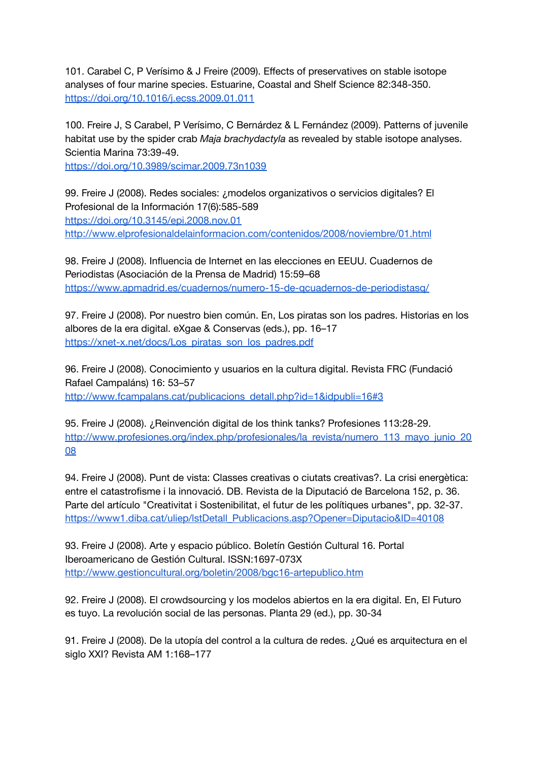101. Carabel C, P Verísimo & J Freire (2009). Effects of preservatives on stable isotope analyses of four marine species. Estuarine, Coastal and Shelf Science 82:348-350. https://doi.org/10.1016/j.ecss.2009.01.011

100. Freire J, S Carabel, P Verísimo, C Bernárdez & L Fernández (2009). Patterns of juvenile habitat use by the spider crab *Maja brachydactyla* as revealed by stable isotope analyses. Scientia Marina 73:39-49.
https://doi.org/10.3989/scimar.2009.73n1039

99. Freire J (2008). Redes sociales: ¿modelos organizativos o servicios digitales? El Profesional de la Información 17(6):585-589
https://doi.org/10.3145/epi.2008.nov.01
http://www.elprofesionaldelainformacion.com/contenidos/2008/noviembre/01.html

98. Freire J (2008). Influencia de Internet en las elecciones en EEUU. Cuadernos de Periodistas (Asociación de la Prensa de Madrid) 15:59–68
https://www.apmadrid.es/cuadernos/numero-15-de-qcuadernos-de-periodistasq/

97. Freire J (2008). Por nuestro bien común. En, Los piratas son los padres. Historias en los albores de la era digital. eXgae & Conservas (eds.), pp. 16–17
https://xnet-x.net/docs/Los_piratas_son_los_padres.pdf

96. Freire J (2008). Conocimiento y usuarios en la cultura digital. Revista FRC (Fundació Rafael Campaláns) 16: 53–57
http://www.fcampalans.cat/publicacions_detall.php?id=1&idpubli=16#3

95. Freire J (2008). ¿Reinvención digital de los think tanks? Profesiones 113:28-29.
http://www.profesiones.org/index.php/profesionales/la_revista/numero_113_mayo_junio_2008

94. Freire J (2008). Punt de vista: Classes creativas o ciutats creativas?. La crisi energètica: entre el catastrofisme i la innovació. DB. Revista de la Diputació de Barcelona 152, p. 36. Parte del artículo "Creativitat i Sostenibilitat, el futur de les polítiques urbanes", pp. 32-37.
https://www1.diba.cat/uliep/lstDetall_Publicacions.asp?Opener=Diputacio&ID=40108

93. Freire J (2008). Arte y espacio público. Boletín Gestión Cultural 16. Portal Iberoamericano de Gestión Cultural. ISSN:1697-073X
http://www.gestioncultural.org/boletin/2008/bgc16-artepublico.htm

92. Freire J (2008). El crowdsourcing y los modelos abiertos en la era digital. En, El Futuro es tuyo. La revolución social de las personas. Planta 29 (ed.), pp. 30-34

91. Freire J (2008). De la utopía del control a la cultura de redes. ¿Qué es arquitectura en el siglo XXI? Revista AM 1:168–177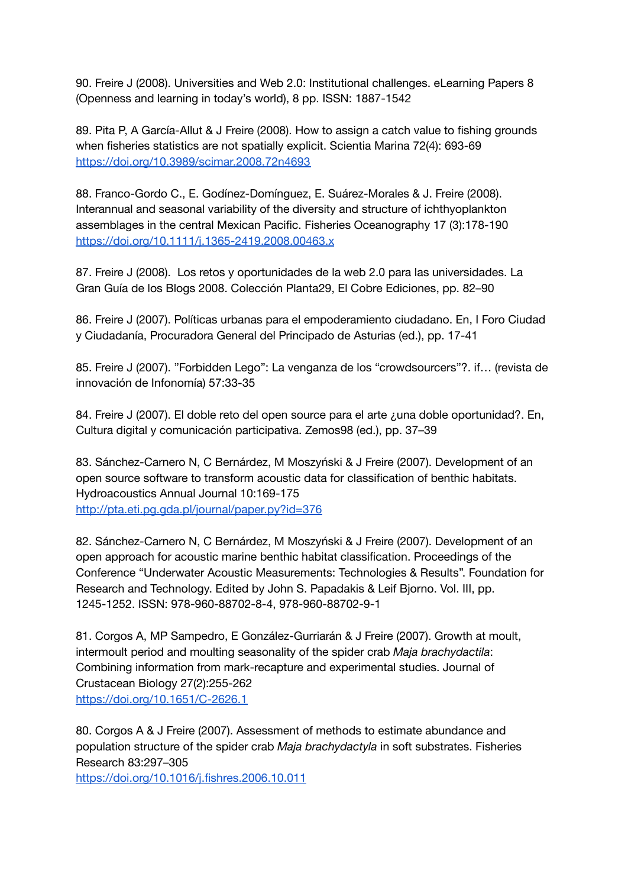90. Freire J (2008). Universities and Web 2.0: Institutional challenges. eLearning Papers 8 (Openness and learning in today's world), 8 pp. ISSN: 1887-1542

89. Pita P, A García-Allut & J Freire (2008). How to assign a catch value to fishing grounds when fisheries statistics are not spatially explicit. Scientia Marina 72(4): 693-69 https://doi.org/10.3989/scimar.2008.72n4693

88. Franco-Gordo C., E. Godínez-Domínguez, E. Suárez-Morales & J. Freire (2008). Interannual and seasonal variability of the diversity and structure of ichthyoplankton assemblages in the central Mexican Pacific. Fisheries Oceanography 17 (3):178-190 https://doi.org/10.1111/j.1365-2419.2008.00463.x

87. Freire J (2008). Los retos y oportunidades de la web 2.0 para las universidades. La Gran Guía de los Blogs 2008. Colección Planta29, El Cobre Ediciones, pp. 82–90

86. Freire J (2007). Políticas urbanas para el empoderamiento ciudadano. En, I Foro Ciudad y Ciudadanía, Procuradora General del Principado de Asturias (ed.), pp. 17-41

85. Freire J (2007). "Forbidden Lego": La venganza de los "crowdsourcers"?. if… (revista de innovación de Infonomía) 57:33-35

84. Freire J (2007). El doble reto del open source para el arte ¿una doble oportunidad?. En, Cultura digital y comunicación participativa. Zemos98 (ed.), pp. 37–39

83. Sánchez-Carnero N, C Bernárdez, M Moszyński & J Freire (2007). Development of an open source software to transform acoustic data for classification of benthic habitats. Hydroacoustics Annual Journal 10:169-175 http://pta.eti.pg.gda.pl/journal/paper.py?id=376

82. Sánchez-Carnero N, C Bernárdez, M Moszyński & J Freire (2007). Development of an open approach for acoustic marine benthic habitat classification. Proceedings of the Conference "Underwater Acoustic Measurements: Technologies & Results". Foundation for Research and Technology. Edited by John S. Papadakis & Leif Bjorno. Vol. III, pp. 1245-1252. ISSN: 978-960-88702-8-4, 978-960-88702-9-1

81. Corgos A, MP Sampedro, E González-Gurriarán & J Freire (2007). Growth at moult, intermoult period and moulting seasonality of the spider crab *Maja brachydactila*: Combining information from mark-recapture and experimental studies. Journal of Crustacean Biology 27(2):255-262 https://doi.org/10.1651/C-2626.1

80. Corgos A & J Freire (2007). Assessment of methods to estimate abundance and population structure of the spider crab *Maja brachydactyla* in soft substrates. Fisheries Research 83:297–305 https://doi.org/10.1016/j.fishres.2006.10.011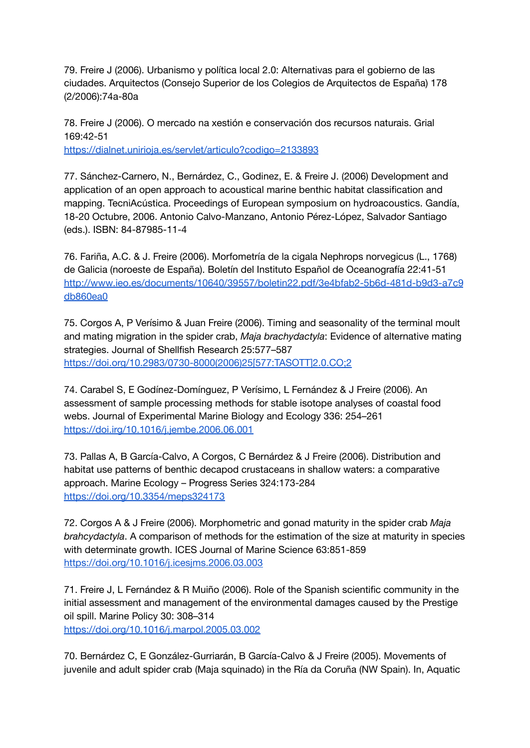79. Freire J (2006). Urbanismo y política local 2.0: Alternativas para el gobierno de las ciudades. Arquitectos (Consejo Superior de los Colegios de Arquitectos de España) 178 (2/2006):74a-80a

78. Freire J (2006). O mercado na xestión e conservación dos recursos naturais. Grial 169:42-51
https://dialnet.unirioja.es/servlet/articulo?codigo=2133893

77. Sánchez-Carnero, N., Bernárdez, C., Godinez, E. & Freire J. (2006) Development and application of an open approach to acoustical marine benthic habitat classification and mapping. TecniAcústica. Proceedings of European symposium on hydroacoustics. Gandía, 18-20 Octubre, 2006. Antonio Calvo-Manzano, Antonio Pérez-López, Salvador Santiago (eds.). ISBN: 84-87985-11-4

76. Fariña, A.C. & J. Freire (2006). Morfometría de la cigala Nephrops norvegicus (L., 1768) de Galicia (noroeste de España). Boletín del Instituto Español de Oceanografía 22:41-51
http://www.ieo.es/documents/10640/39557/boletin22.pdf/3e4bfab2-5b6d-481d-b9d3-a7c9db860ea0

75. Corgos A, P Verísimo & Juan Freire (2006). Timing and seasonality of the terminal moult and mating migration in the spider crab, *Maja brachydactyla*: Evidence of alternative mating strategies. Journal of Shellfish Research 25:577–587
https://doi.org/10.2983/0730-8000(2006)25[577:TASOTT]2.0.CO;2

74. Carabel S, E Godínez-Domínguez, P Verísimo, L Fernández & J Freire (2006). An assessment of sample processing methods for stable isotope analyses of coastal food webs. Journal of Experimental Marine Biology and Ecology 336: 254–261
https://doi.irg/10.1016/j.jembe.2006.06.001

73. Pallas A, B García-Calvo, A Corgos, C Bernárdez & J Freire (2006). Distribution and habitat use patterns of benthic decapod crustaceans in shallow waters: a comparative approach. Marine Ecology – Progress Series 324:173-284
https://doi.org/10.3354/meps324173

72. Corgos A & J Freire (2006). Morphometric and gonad maturity in the spider crab *Maja brahcydactyla*. A comparison of methods for the estimation of the size at maturity in species with determinate growth. ICES Journal of Marine Science 63:851-859
https://doi.org/10.1016/j.icesjms.2006.03.003

71. Freire J, L Fernández & R Muiño (2006). Role of the Spanish scientific community in the initial assessment and management of the environmental damages caused by the Prestige oil spill. Marine Policy 30: 308–314
https://doi.org/10.1016/j.marpol.2005.03.002

70. Bernárdez C, E González-Gurriarán, B García-Calvo & J Freire (2005). Movements of juvenile and adult spider crab (Maja squinado) in the Ría da Coruña (NW Spain). In, Aquatic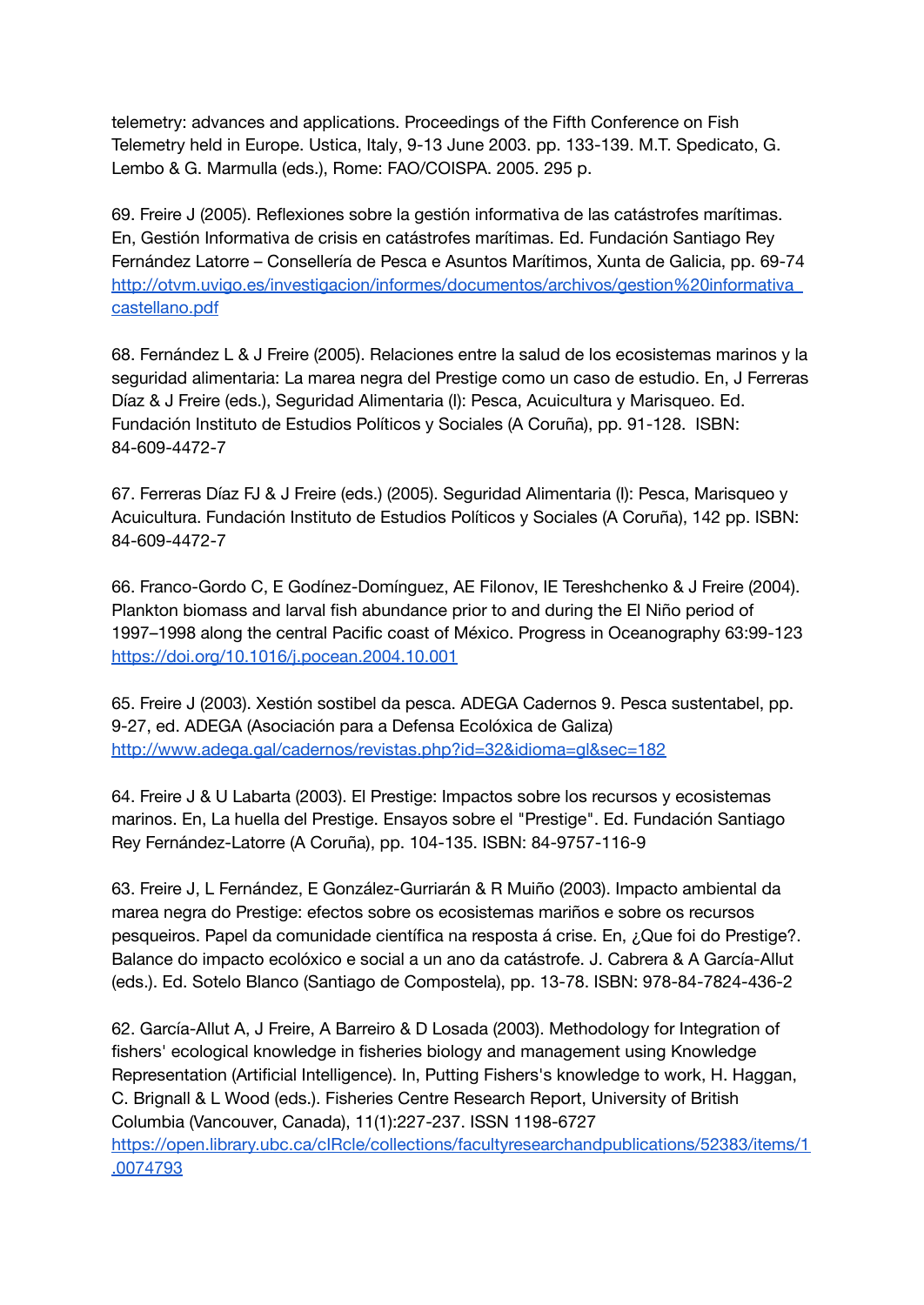telemetry: advances and applications. Proceedings of the Fifth Conference on Fish Telemetry held in Europe. Ustica, Italy, 9-13 June 2003. pp. 133-139. M.T. Spedicato, G. Lembo & G. Marmulla (eds.), Rome: FAO/COISPA. 2005. 295 p.

69. Freire J (2005). Reflexiones sobre la gestión informativa de las catástrofes marítimas. En, Gestión Informativa de crisis en catástrofes marítimas. Ed. Fundación Santiago Rey Fernández Latorre – Consellería de Pesca e Asuntos Marítimos, Xunta de Galicia, pp. 69-74 http://otvm.uvigo.es/investigacion/informes/documentos/archivos/gestion%20informativa_castellano.pdf

68. Fernández L & J Freire (2005). Relaciones entre la salud de los ecosistemas marinos y la seguridad alimentaria: La marea negra del Prestige como un caso de estudio. En, J Ferreras Díaz & J Freire (eds.), Seguridad Alimentaria (I): Pesca, Acuicultura y Marisqueo. Ed. Fundación Instituto de Estudios Políticos y Sociales (A Coruña), pp. 91-128. ISBN: 84-609-4472-7

67. Ferreras Díaz FJ & J Freire (eds.) (2005). Seguridad Alimentaria (I): Pesca, Marisqueo y Acuicultura. Fundación Instituto de Estudios Políticos y Sociales (A Coruña), 142 pp. ISBN: 84-609-4472-7

66. Franco-Gordo C, E Godínez-Domínguez, AE Filonov, IE Tereshchenko & J Freire (2004). Plankton biomass and larval fish abundance prior to and during the El Niño period of 1997–1998 along the central Pacific coast of México. Progress in Oceanography 63:99-123 https://doi.org/10.1016/j.pocean.2004.10.001

65. Freire J (2003). Xestión sostibel da pesca. ADEGA Cadernos 9. Pesca sustentabel, pp. 9-27, ed. ADEGA (Asociación para a Defensa Ecolóxica de Galiza) http://www.adega.gal/cadernos/revistas.php?id=32&idioma=gl&sec=182

64. Freire J & U Labarta (2003). El Prestige: Impactos sobre los recursos y ecosistemas marinos. En, La huella del Prestige. Ensayos sobre el "Prestige". Ed. Fundación Santiago Rey Fernández-Latorre (A Coruña), pp. 104-135. ISBN: 84-9757-116-9

63. Freire J, L Fernández, E González-Gurriarán & R Muiño (2003). Impacto ambiental da marea negra do Prestige: efectos sobre os ecosistemas mariños e sobre os recursos pesqueiros. Papel da comunidade científica na resposta á crise. En, ¿Que foi do Prestige?. Balance do impacto ecolóxico e social a un ano da catástrofe. J. Cabrera & A García-Allut (eds.). Ed. Sotelo Blanco (Santiago de Compostela), pp. 13-78. ISBN: 978-84-7824-436-2

62. García-Allut A, J Freire, A Barreiro & D Losada (2003). Methodology for Integration of fishers' ecological knowledge in fisheries biology and management using Knowledge Representation (Artificial Intelligence). In, Putting Fishers's knowledge to work, H. Haggan, C. Brignall & L Wood (eds.). Fisheries Centre Research Report, University of British Columbia (Vancouver, Canada), 11(1):227-237. ISSN 1198-6727 https://open.library.ubc.ca/cIRcle/collections/facultyresearchandpublications/52383/items/1.0074793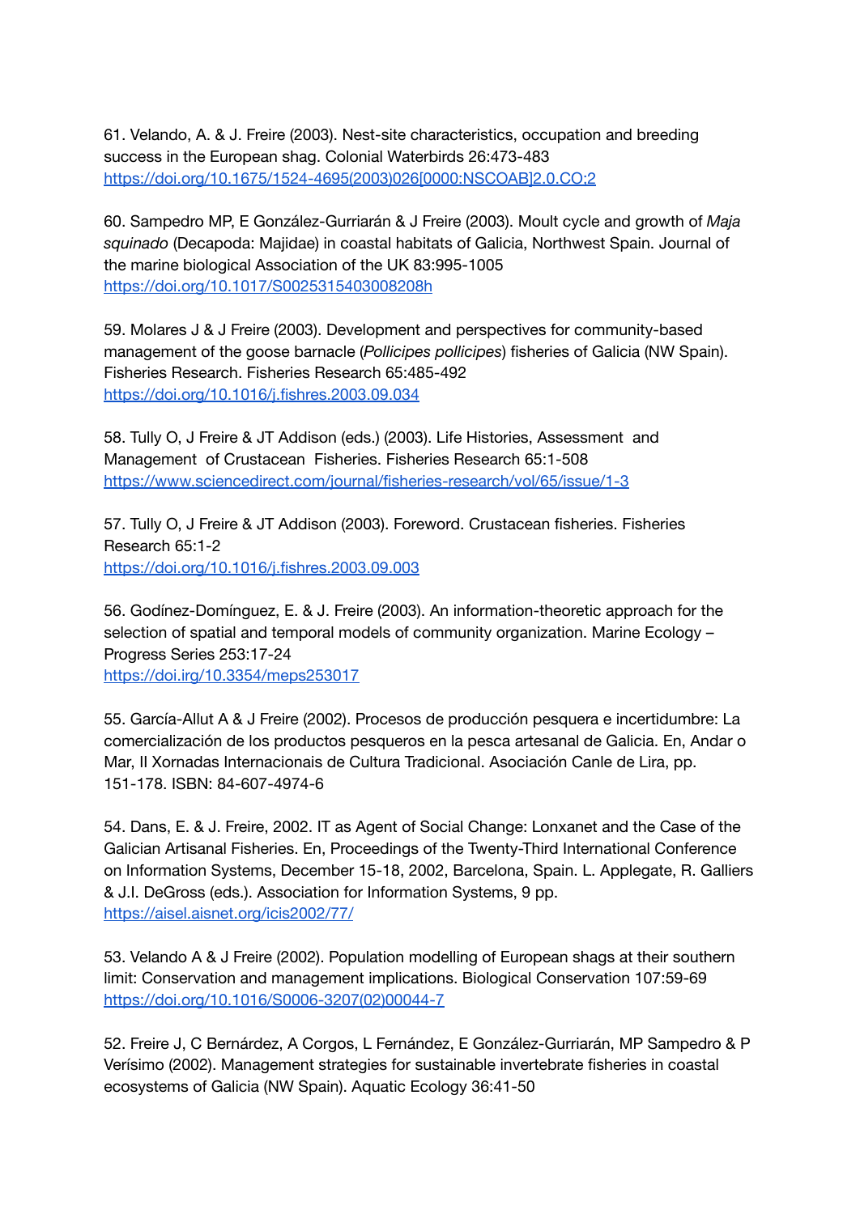61. Velando, A. & J. Freire (2003). Nest-site characteristics, occupation and breeding success in the European shag. Colonial Waterbirds 26:473-483
https://doi.org/10.1675/1524-4695(2003)026[0000:NSCOAB]2.0.CO;2

60. Sampedro MP, E González-Gurriarán & J Freire (2003). Moult cycle and growth of *Maja squinado* (Decapoda: Majidae) in coastal habitats of Galicia, Northwest Spain. Journal of the marine biological Association of the UK 83:995-1005
https://doi.org/10.1017/S0025315403008208h

59. Molares J & J Freire (2003). Development and perspectives for community-based management of the goose barnacle (*Pollicipes pollicipes*) fisheries of Galicia (NW Spain). Fisheries Research. Fisheries Research 65:485-492
https://doi.org/10.1016/j.fishres.2003.09.034

58. Tully O, J Freire & JT Addison (eds.) (2003). Life Histories, Assessment and Management of Crustacean Fisheries. Fisheries Research 65:1-508
https://www.sciencedirect.com/journal/fisheries-research/vol/65/issue/1-3

57. Tully O, J Freire & JT Addison (2003). Foreword. Crustacean fisheries. Fisheries Research 65:1-2
https://doi.org/10.1016/j.fishres.2003.09.003

56. Godínez-Domínguez, E. & J. Freire (2003). An information-theoretic approach for the selection of spatial and temporal models of community organization. Marine Ecology – Progress Series 253:17-24
https://doi.irg/10.3354/meps253017

55. García-Allut A & J Freire (2002). Procesos de producción pesquera e incertidumbre: La comercialización de los productos pesqueros en la pesca artesanal de Galicia. En, Andar o Mar, II Xornadas Internacionais de Cultura Tradicional. Asociación Canle de Lira, pp. 151-178. ISBN: 84-607-4974-6

54. Dans, E. & J. Freire, 2002. IT as Agent of Social Change: Lonxanet and the Case of the Galician Artisanal Fisheries. En, Proceedings of the Twenty-Third International Conference on Information Systems, December 15-18, 2002, Barcelona, Spain. L. Applegate, R. Galliers & J.I. DeGross (eds.). Association for Information Systems, 9 pp.
https://aisel.aisnet.org/icis2002/77/

53. Velando A & J Freire (2002). Population modelling of European shags at their southern limit: Conservation and management implications. Biological Conservation 107:59-69
https://doi.org/10.1016/S0006-3207(02)00044-7

52. Freire J, C Bernárdez, A Corgos, L Fernández, E González-Gurriarán, MP Sampedro & P Verísimo (2002). Management strategies for sustainable invertebrate fisheries in coastal ecosystems of Galicia (NW Spain). Aquatic Ecology 36:41-50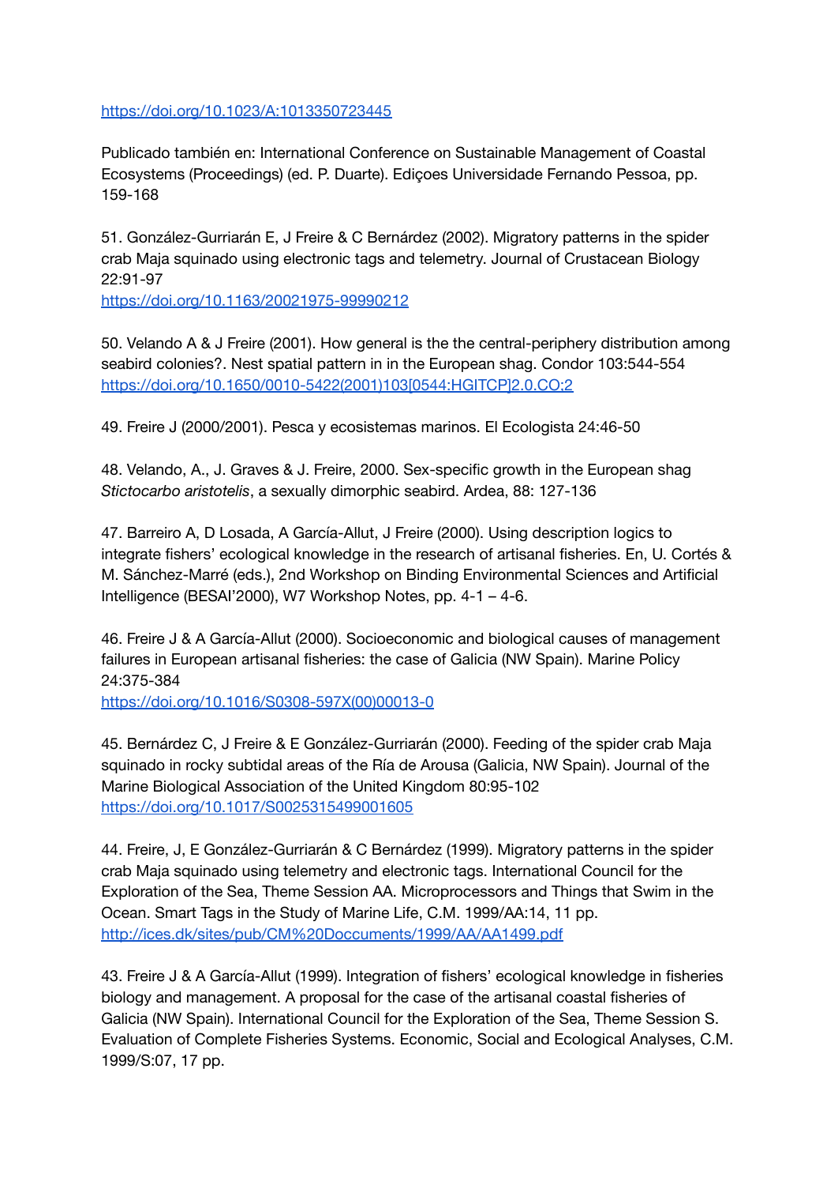https://doi.org/10.1023/A:1013350723445

Publicado también en: International Conference on Sustainable Management of Coastal Ecosystems (Proceedings) (ed. P. Duarte). Ediçoes Universidade Fernando Pessoa, pp. 159-168

51. González-Gurriarán E, J Freire & C Bernárdez (2002). Migratory patterns in the spider crab Maja squinado using electronic tags and telemetry. Journal of Crustacean Biology 22:91-97
https://doi.org/10.1163/20021975-99990212

50. Velando A & J Freire (2001). How general is the the central-periphery distribution among seabird colonies?. Nest spatial pattern in in the European shag. Condor 103:544-554
https://doi.org/10.1650/0010-5422(2001)103[0544:HGITCP]2.0.CO;2

49. Freire J (2000/2001). Pesca y ecosistemas marinos. El Ecologista 24:46-50

48. Velando, A., J. Graves & J. Freire, 2000. Sex-specific growth in the European shag *Stictocarbo aristotelis*, a sexually dimorphic seabird. Ardea, 88: 127-136

47. Barreiro A, D Losada, A García-Allut, J Freire (2000). Using description logics to integrate fishers' ecological knowledge in the research of artisanal fisheries. En, U. Cortés & M. Sánchez-Marré (eds.), 2nd Workshop on Binding Environmental Sciences and Artificial Intelligence (BESAI'2000), W7 Workshop Notes, pp. 4-1 – 4-6.

46. Freire J & A García-Allut (2000). Socioeconomic and biological causes of management failures in European artisanal fisheries: the case of Galicia (NW Spain). Marine Policy 24:375-384
https://doi.org/10.1016/S0308-597X(00)00013-0

45. Bernárdez C, J Freire & E González-Gurriarán (2000). Feeding of the spider crab Maja squinado in rocky subtidal areas of the Ría de Arousa (Galicia, NW Spain). Journal of the Marine Biological Association of the United Kingdom 80:95-102
https://doi.org/10.1017/S0025315499001605

44. Freire, J, E González-Gurriarán & C Bernárdez (1999). Migratory patterns in the spider crab Maja squinado using telemetry and electronic tags. International Council for the Exploration of the Sea, Theme Session AA. Microprocessors and Things that Swim in the Ocean. Smart Tags in the Study of Marine Life, C.M. 1999/AA:14, 11 pp.
http://ices.dk/sites/pub/CM%20Doccuments/1999/AA/AA1499.pdf

43. Freire J & A García-Allut (1999). Integration of fishers' ecological knowledge in fisheries biology and management. A proposal for the case of the artisanal coastal fisheries of Galicia (NW Spain). International Council for the Exploration of the Sea, Theme Session S. Evaluation of Complete Fisheries Systems. Economic, Social and Ecological Analyses, C.M. 1999/S:07, 17 pp.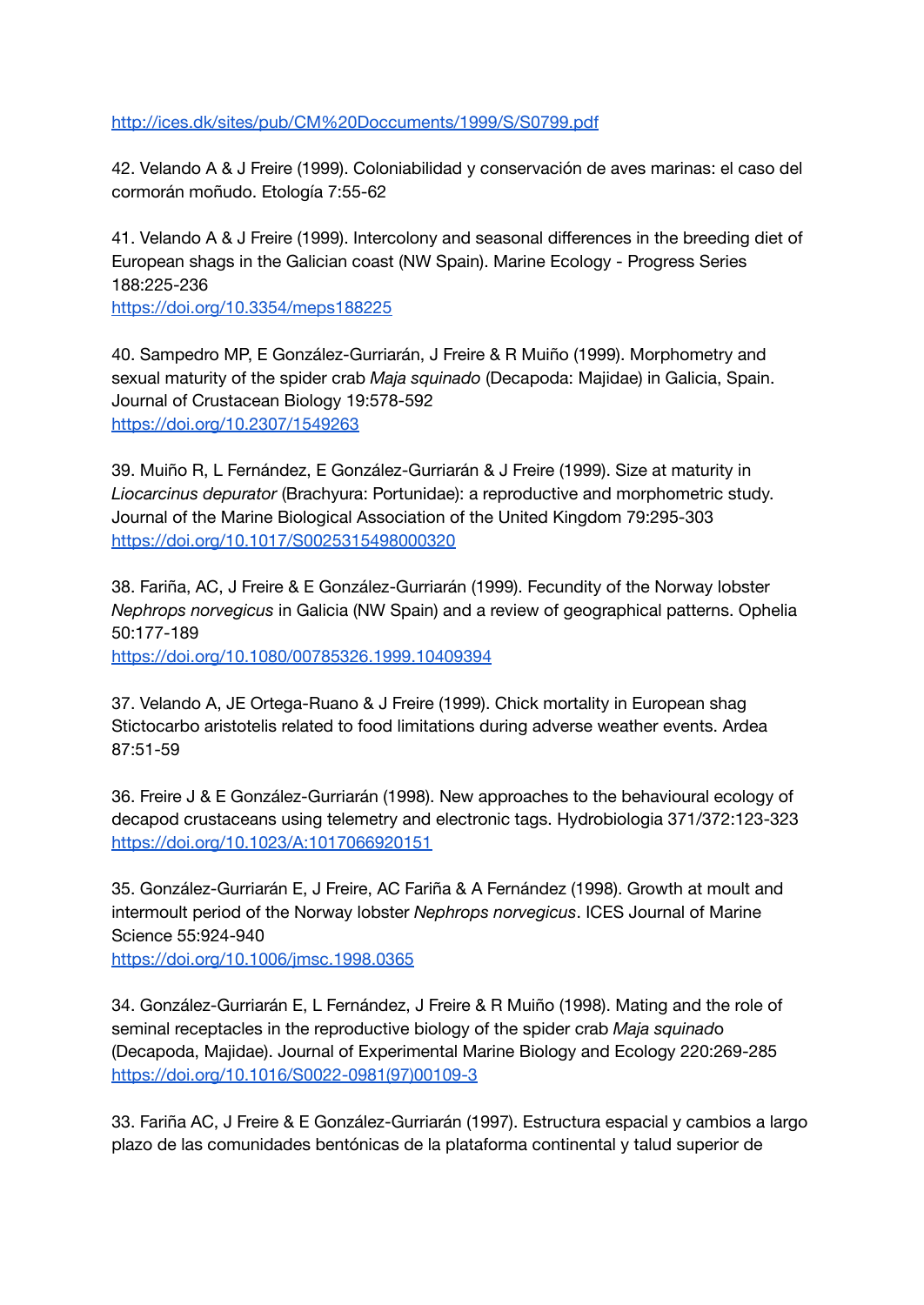http://ices.dk/sites/pub/CM%20Doccuments/1999/S/S0799.pdf

42. Velando A & J Freire (1999). Coloniabilidad y conservación de aves marinas: el caso del cormorán moñudo. Etología 7:55-62

41. Velando A & J Freire (1999). Intercolony and seasonal differences in the breeding diet of European shags in the Galician coast (NW Spain). Marine Ecology - Progress Series 188:225-236
https://doi.org/10.3354/meps188225

40. Sampedro MP, E González-Gurriarán, J Freire & R Muiño (1999). Morphometry and sexual maturity of the spider crab *Maja squinado* (Decapoda: Majidae) in Galicia, Spain. Journal of Crustacean Biology 19:578-592
https://doi.org/10.2307/1549263

39. Muiño R, L Fernández, E González-Gurriarán & J Freire (1999). Size at maturity in *Liocarcinus depurator* (Brachyura: Portunidae): a reproductive and morphometric study. Journal of the Marine Biological Association of the United Kingdom 79:295-303
https://doi.org/10.1017/S0025315498000320

38. Fariña, AC, J Freire & E González-Gurriarán (1999). Fecundity of the Norway lobster *Nephrops norvegicus* in Galicia (NW Spain) and a review of geographical patterns. Ophelia 50:177-189
https://doi.org/10.1080/00785326.1999.10409394

37. Velando A, JE Ortega-Ruano & J Freire (1999). Chick mortality in European shag Stictocarbo aristotelis related to food limitations during adverse weather events. Ardea 87:51-59

36. Freire J & E González-Gurriarán (1998). New approaches to the behavioural ecology of decapod crustaceans using telemetry and electronic tags. Hydrobiologia 371/372:123-323
https://doi.org/10.1023/A:1017066920151

35. González-Gurriarán E, J Freire, AC Fariña & A Fernández (1998). Growth at moult and intermoult period of the Norway lobster *Nephrops norvegicus*. ICES Journal of Marine Science 55:924-940
https://doi.org/10.1006/jmsc.1998.0365

34. González-Gurriarán E, L Fernández, J Freire & R Muiño (1998). Mating and the role of seminal receptacles in the reproductive biology of the spider crab *Maja squinado* (Decapoda, Majidae). Journal of Experimental Marine Biology and Ecology 220:269-285
https://doi.org/10.1016/S0022-0981(97)00109-3

33. Fariña AC, J Freire & E González-Gurriarán (1997). Estructura espacial y cambios a largo plazo de las comunidades bentónicas de la plataforma continental y talud superior de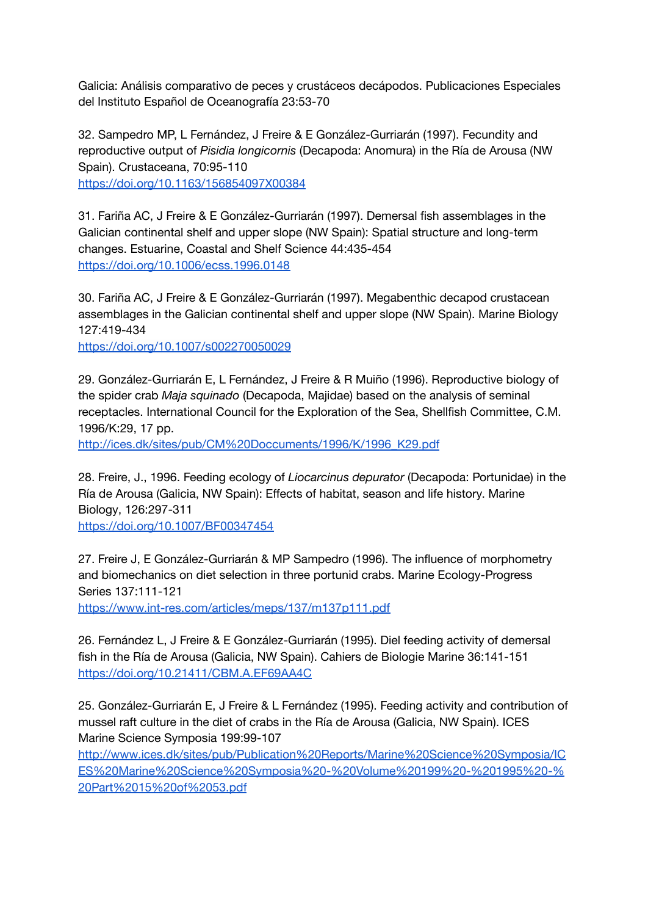Galicia: Análisis comparativo de peces y crustáceos decápodos. Publicaciones Especiales del Instituto Español de Oceanografía 23:53-70

32. Sampedro MP, L Fernández, J Freire & E González-Gurriarán (1997). Fecundity and reproductive output of *Pisidia longicornis* (Decapoda: Anomura) in the Ría de Arousa (NW Spain). Crustaceana, 70:95-110
https://doi.org/10.1163/156854097X00384

31. Fariña AC, J Freire & E González-Gurriarán (1997). Demersal fish assemblages in the Galician continental shelf and upper slope (NW Spain): Spatial structure and long-term changes. Estuarine, Coastal and Shelf Science 44:435-454
https://doi.org/10.1006/ecss.1996.0148

30. Fariña AC, J Freire & E González-Gurriarán (1997). Megabenthic decapod crustacean assemblages in the Galician continental shelf and upper slope (NW Spain). Marine Biology 127:419-434
https://doi.org/10.1007/s002270050029

29. González-Gurriarán E, L Fernández, J Freire & R Muiño (1996). Reproductive biology of the spider crab *Maja squinado* (Decapoda, Majidae) based on the analysis of seminal receptacles. International Council for the Exploration of the Sea, Shellfish Committee, C.M. 1996/K:29, 17 pp.
http://ices.dk/sites/pub/CM%20Doccuments/1996/K/1996_K29.pdf

28. Freire, J., 1996. Feeding ecology of *Liocarcinus depurator* (Decapoda: Portunidae) in the Ría de Arousa (Galicia, NW Spain): Effects of habitat, season and life history. Marine Biology, 126:297-311
https://doi.org/10.1007/BF00347454

27. Freire J, E González-Gurriarán & MP Sampedro (1996). The influence of morphometry and biomechanics on diet selection in three portunid crabs. Marine Ecology-Progress Series 137:111-121
https://www.int-res.com/articles/meps/137/m137p111.pdf

26. Fernández L, J Freire & E González-Gurriarán (1995). Diel feeding activity of demersal fish in the Ría de Arousa (Galicia, NW Spain). Cahiers de Biologie Marine 36:141-151
https://doi.org/10.21411/CBM.A.EF69AA4C

25. González-Gurriarán E, J Freire & L Fernández (1995). Feeding activity and contribution of mussel raft culture in the diet of crabs in the Ría de Arousa (Galicia, NW Spain). ICES Marine Science Symposia 199:99-107
http://www.ices.dk/sites/pub/Publication%20Reports/Marine%20Science%20Symposia/ICES%20Marine%20Science%20Symposia%20-%20Volume%20199%20-%201995%20-%20Part%2015%20of%2053.pdf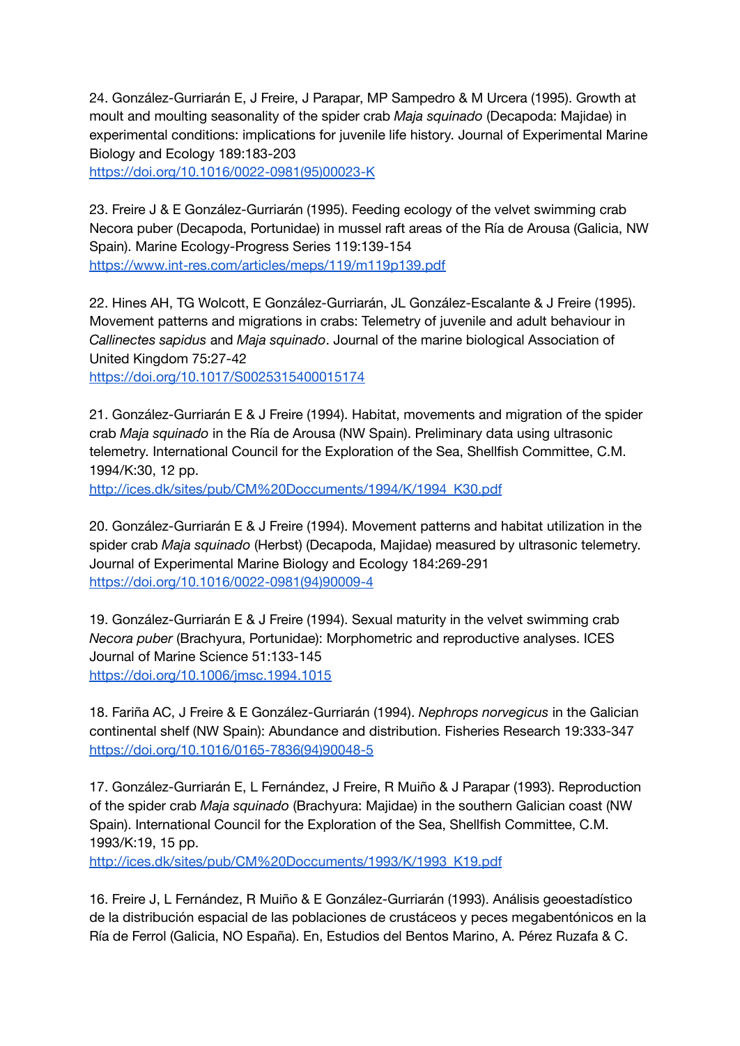24. González-Gurriarán E, J Freire, J Parapar, MP Sampedro & M Urcera (1995). Growth at moult and moulting seasonality of the spider crab *Maja squinado* (Decapoda: Majidae) in experimental conditions: implications for juvenile life history. Journal of Experimental Marine Biology and Ecology 189:183-203
[https://doi.org/10.1016/0022-0981(95)00023-K](https://doi.org/10.1016/0022-0981(95)00023-K)

23. Freire J & E González-Gurriarán (1995). Feeding ecology of the velvet swimming crab Necora puber (Decapoda, Portunidae) in mussel raft areas of the Ría de Arousa (Galicia, NW Spain). Marine Ecology-Progress Series 119:139-154
[https://www.int-res.com/articles/meps/119/m119p139.pdf](https://www.int-res.com/articles/meps/119/m119p139.pdf)

22. Hines AH, TG Wolcott, E González-Gurriarán, JL González-Escalante & J Freire (1995). Movement patterns and migrations in crabs: Telemetry of juvenile and adult behaviour in *Callinectes sapidus* and *Maja squinado*. Journal of the marine biological Association of United Kingdom 75:27-42
[https://doi.org/10.1017/S0025315400015174](https://doi.org/10.1017/S0025315400015174)

21. González-Gurriarán E & J Freire (1994). Habitat, movements and migration of the spider crab *Maja squinado* in the Ría de Arousa (NW Spain). Preliminary data using ultrasonic telemetry. International Council for the Exploration of the Sea, Shellfish Committee, C.M. 1994/K:30, 12 pp.
[http://ices.dk/sites/pub/CM%20Doccuments/1994/K/1994_K30.pdf](http://ices.dk/sites/pub/CM%20Doccuments/1994/K/1994_K30.pdf)

20. González-Gurriarán E & J Freire (1994). Movement patterns and habitat utilization in the spider crab *Maja squinado* (Herbst) (Decapoda, Majidae) measured by ultrasonic telemetry. Journal of Experimental Marine Biology and Ecology 184:269-291
[https://doi.org/10.1016/0022-0981(94)90009-4](https://doi.org/10.1016/0022-0981(94)90009-4)

19. González-Gurriarán E & J Freire (1994). Sexual maturity in the velvet swimming crab *Necora puber* (Brachyura, Portunidae): Morphometric and reproductive analyses. ICES Journal of Marine Science 51:133-145
[https://doi.org/10.1006/jmsc.1994.1015](https://doi.org/10.1006/jmsc.1994.1015)

18. Fariña AC, J Freire & E González-Gurriarán (1994). *Nephrops norvegicus* in the Galician continental shelf (NW Spain): Abundance and distribution. Fisheries Research 19:333-347
[https://doi.org/10.1016/0165-7836(94)90048-5](https://doi.org/10.1016/0165-7836(94)90048-5)

17. González-Gurriarán E, L Fernández, J Freire, R Muiño & J Parapar (1993). Reproduction of the spider crab *Maja squinado* (Brachyura: Majidae) in the southern Galician coast (NW Spain). International Council for the Exploration of the Sea, Shellfish Committee, C.M. 1993/K:19, 15 pp.
[http://ices.dk/sites/pub/CM%20Doccuments/1993/K/1993_K19.pdf](http://ices.dk/sites/pub/CM%20Doccuments/1993/K/1993_K19.pdf)

16. Freire J, L Fernández, R Muiño & E González-Gurriarán (1993). Análisis geoestadístico de la distribución espacial de las poblaciones de crustáceos y peces megabentónicos en la Ría de Ferrol (Galicia, NO España). En, Estudios del Bentos Marino, A. Pérez Ruzafa & C.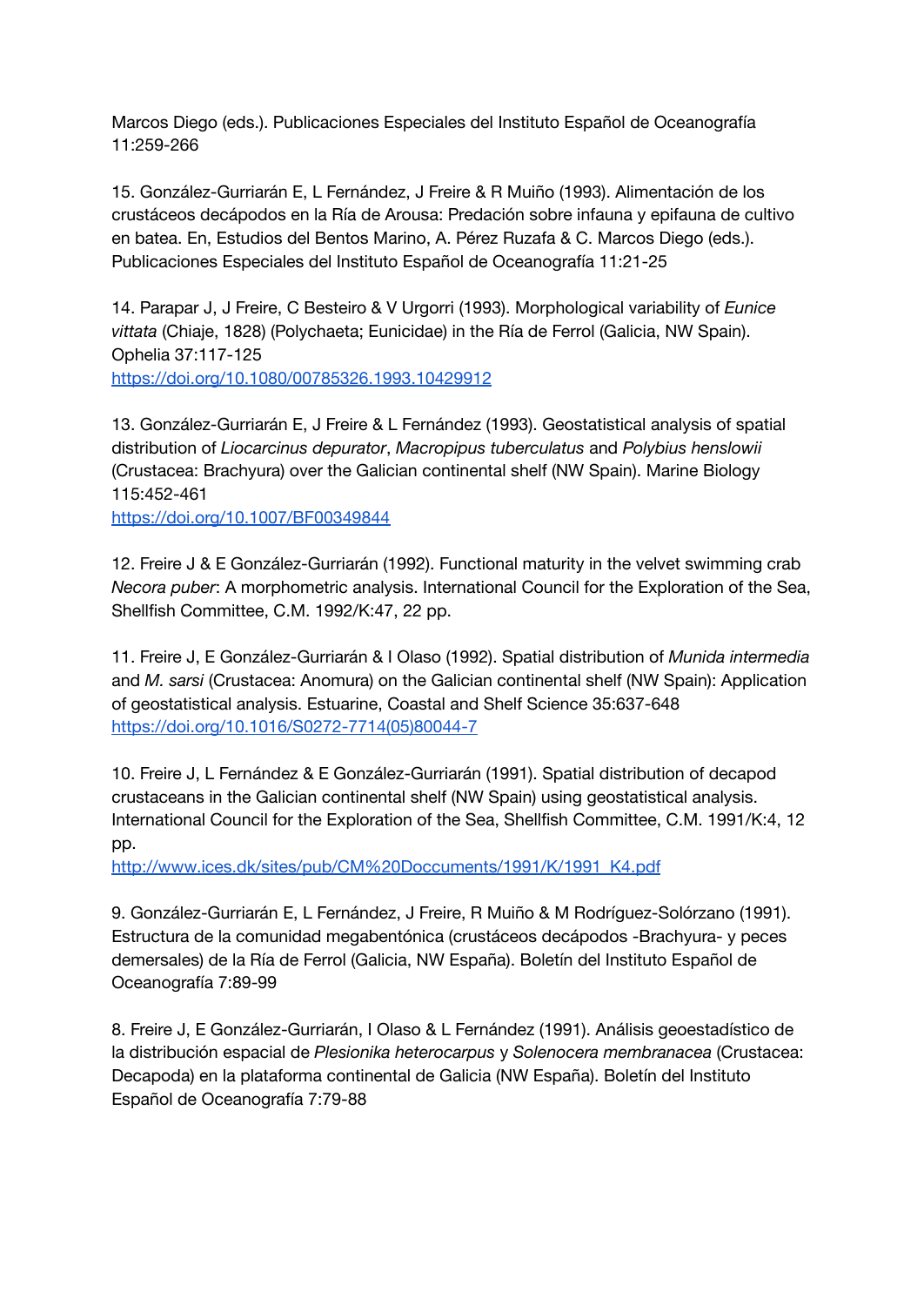Marcos Diego (eds.). Publicaciones Especiales del Instituto Español de Oceanografía 11:259-266

15. González-Gurriarán E, L Fernández, J Freire & R Muiño (1993). Alimentación de los crustáceos decápodos en la Ría de Arousa: Predación sobre infauna y epifauna de cultivo en batea. En, Estudios del Bentos Marino, A. Pérez Ruzafa & C. Marcos Diego (eds.). Publicaciones Especiales del Instituto Español de Oceanografía 11:21-25

14. Parapar J, J Freire, C Besteiro & V Urgorri (1993). Morphological variability of *Eunice vittata* (Chiaje, 1828) (Polychaeta; Eunicidae) in the Ría de Ferrol (Galicia, NW Spain). Ophelia 37:117-125
https://doi.org/10.1080/00785326.1993.10429912

13. González-Gurriarán E, J Freire & L Fernández (1993). Geostatistical analysis of spatial distribution of *Liocarcinus depurator*, *Macropipus tuberculatus* and *Polybius henslowii* (Crustacea: Brachyura) over the Galician continental shelf (NW Spain). Marine Biology 115:452-461
https://doi.org/10.1007/BF00349844

12. Freire J & E González-Gurriarán (1992). Functional maturity in the velvet swimming crab *Necora puber*: A morphometric analysis. International Council for the Exploration of the Sea, Shellfish Committee, C.M. 1992/K:47, 22 pp.

11. Freire J, E González-Gurriarán & I Olaso (1992). Spatial distribution of *Munida intermedia* and *M. sarsi* (Crustacea: Anomura) on the Galician continental shelf (NW Spain): Application of geostatistical analysis. Estuarine, Coastal and Shelf Science 35:637-648
https://doi.org/10.1016/S0272-7714(05)80044-7

10. Freire J, L Fernández & E González-Gurriarán (1991). Spatial distribution of decapod crustaceans in the Galician continental shelf (NW Spain) using geostatistical analysis. International Council for the Exploration of the Sea, Shellfish Committee, C.M. 1991/K:4, 12 pp.
http://www.ices.dk/sites/pub/CM%20Doccuments/1991/K/1991_K4.pdf

9. González-Gurriarán E, L Fernández, J Freire, R Muiño & M Rodríguez-Solórzano (1991). Estructura de la comunidad megabentónica (crustáceos decápodos -Brachyura- y peces demersales) de la Ría de Ferrol (Galicia, NW España). Boletín del Instituto Español de Oceanografía 7:89-99

8. Freire J, E González-Gurriarán, I Olaso & L Fernández (1991). Análisis geoestadístico de la distribución espacial de *Plesionika heterocarpus* y *Solenocera membranacea* (Crustacea: Decapoda) en la plataforma continental de Galicia (NW España). Boletín del Instituto Español de Oceanografía 7:79-88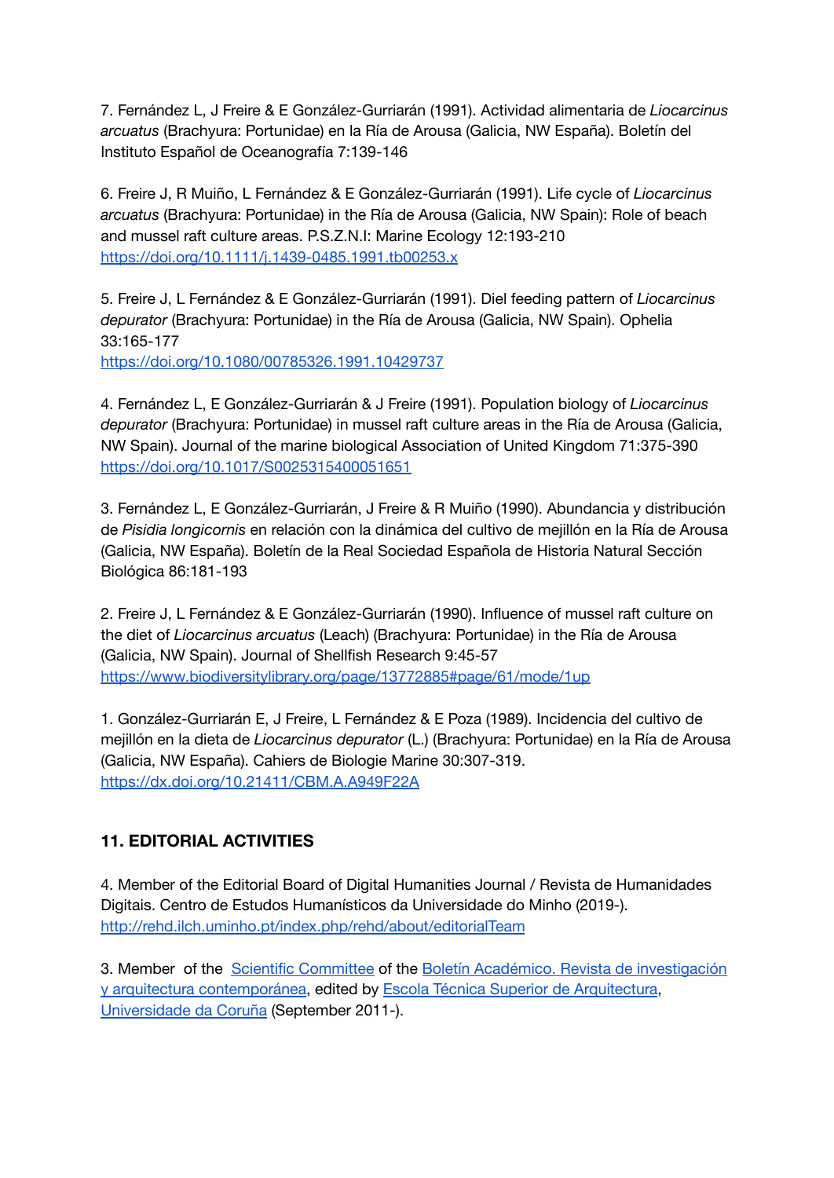7. Fernández L, J Freire & E González-Gurriarán (1991). Actividad alimentaria de *Liocarcinus arcuatus* (Brachyura: Portunidae) en la Ría de Arousa (Galicia, NW España). Boletín del Instituto Español de Oceanografía 7:139-146

6. Freire J, R Muiño, L Fernández & E González-Gurriarán (1991). Life cycle of *Liocarcinus arcuatus* (Brachyura: Portunidae) in the Ría de Arousa (Galicia, NW Spain): Role of beach and mussel raft culture areas. P.S.Z.N.I: Marine Ecology 12:193-210
https://doi.org/10.1111/j.1439-0485.1991.tb00253.x

5. Freire J, L Fernández & E González-Gurriarán (1991). Diel feeding pattern of *Liocarcinus depurator* (Brachyura: Portunidae) in the Ría de Arousa (Galicia, NW Spain). Ophelia 33:165-177
https://doi.org/10.1080/00785326.1991.10429737

4. Fernández L, E González-Gurriarán & J Freire (1991). Population biology of *Liocarcinus depurator* (Brachyura: Portunidae) in mussel raft culture areas in the Ría de Arousa (Galicia, NW Spain). Journal of the marine biological Association of United Kingdom 71:375-390
https://doi.org/10.1017/S0025315400051651

3. Fernández L, E González-Gurriarán, J Freire & R Muiño (1990). Abundancia y distribución de *Pisidia longicornis* en relación con la dinámica del cultivo de mejillón en la Ría de Arousa (Galicia, NW España). Boletín de la Real Sociedad Española de Historia Natural Sección Biológica 86:181-193

2. Freire J, L Fernández & E González-Gurriarán (1990). Influence of mussel raft culture on the diet of *Liocarcinus arcuatus* (Leach) (Brachyura: Portunidae) in the Ría de Arousa (Galicia, NW Spain). Journal of Shellfish Research 9:45-57
https://www.biodiversitylibrary.org/page/13772885#page/61/mode/1up

1. González-Gurriarán E, J Freire, L Fernández & E Poza (1989). Incidencia del cultivo de mejillón en la dieta de *Liocarcinus depurator* (L.) (Brachyura: Portunidae) en la Ría de Arousa (Galicia, NW España). Cahiers de Biologie Marine 30:307-319.
https://dx.doi.org/10.21411/CBM.A.A949F22A

## 11. EDITORIAL ACTIVITIES

4. Member of the Editorial Board of Digital Humanities Journal / Revista de Humanidades Digitais. Centro de Estudos Humanísticos da Universidade do Minho (2019-).
http://rehd.ilch.uminho.pt/index.php/rehd/about/editorialTeam

3. Member of the Scientific Committee of the Boletín Académico. Revista de investigación y arquitectura contemporánea, edited by Escola Técnica Superior de Arquitectura, Universidade da Coruña (September 2011-).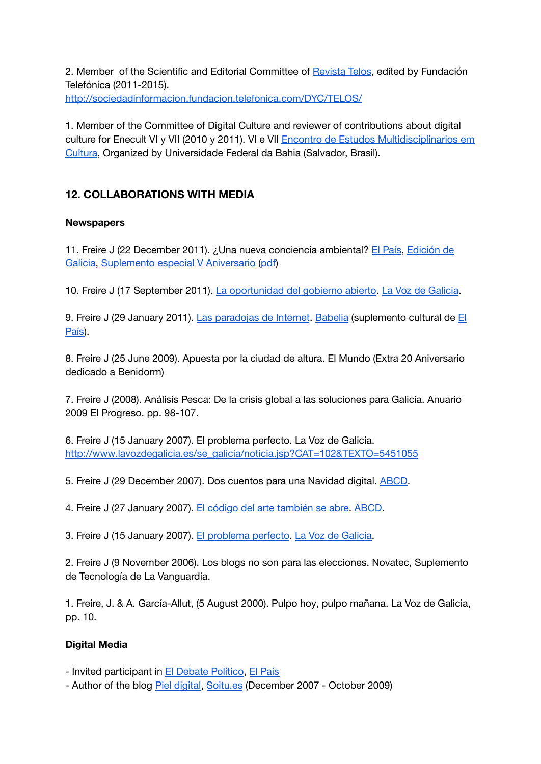2. Member of the Scientific and Editorial Committee of Revista Telos, edited by Fundación Telefónica (2011-2015).
http://sociedadinformacion.fundacion.telefonica.com/DYC/TELOS/

1. Member of the Committee of Digital Culture and reviewer of contributions about digital culture for Enecult VI y VII (2010 y 2011). VI e VII Encontro de Estudos Multidisciplinarios em Cultura, Organized by Universidade Federal da Bahia (Salvador, Brasil).

## 12. COLLABORATIONS WITH MEDIA

### Newspapers

11. Freire J (22 December 2011). ¿Una nueva conciencia ambiental? El País, Edición de Galicia, Suplemento especial V Aniversario (pdf)

10. Freire J (17 September 2011). La oportunidad del gobierno abierto. La Voz de Galicia.

9. Freire J (29 January 2011). Las paradojas de Internet. Babelia (suplemento cultural de El País).

8. Freire J (25 June 2009). Apuesta por la ciudad de altura. El Mundo (Extra 20 Aniversario dedicado a Benidorm)

7. Freire J (2008). Análisis Pesca: De la crisis global a las soluciones para Galicia. Anuario 2009 El Progreso. pp. 98-107.

6. Freire J (15 January 2007). El problema perfecto. La Voz de Galicia.
http://www.lavozdegalicia.es/se_galicia/noticia.jsp?CAT=102&TEXTO=5451055

5. Freire J (29 December 2007). Dos cuentos para una Navidad digital. ABCD.

4. Freire J (27 January 2007). El código del arte también se abre. ABCD.

3. Freire J (15 January 2007). El problema perfecto. La Voz de Galicia.

2. Freire J (9 November 2006). Los blogs no son para las elecciones. Novatec, Suplemento de Tecnología de La Vanguardia.

1. Freire, J. & A. García-Allut, (5 August 2000). Pulpo hoy, pulpo mañana. La Voz de Galicia, pp. 10.

### Digital Media

- Invited participant in El Debate Político, El País
- Author of the blog Piel digital, Soitu.es (December 2007 - October 2009)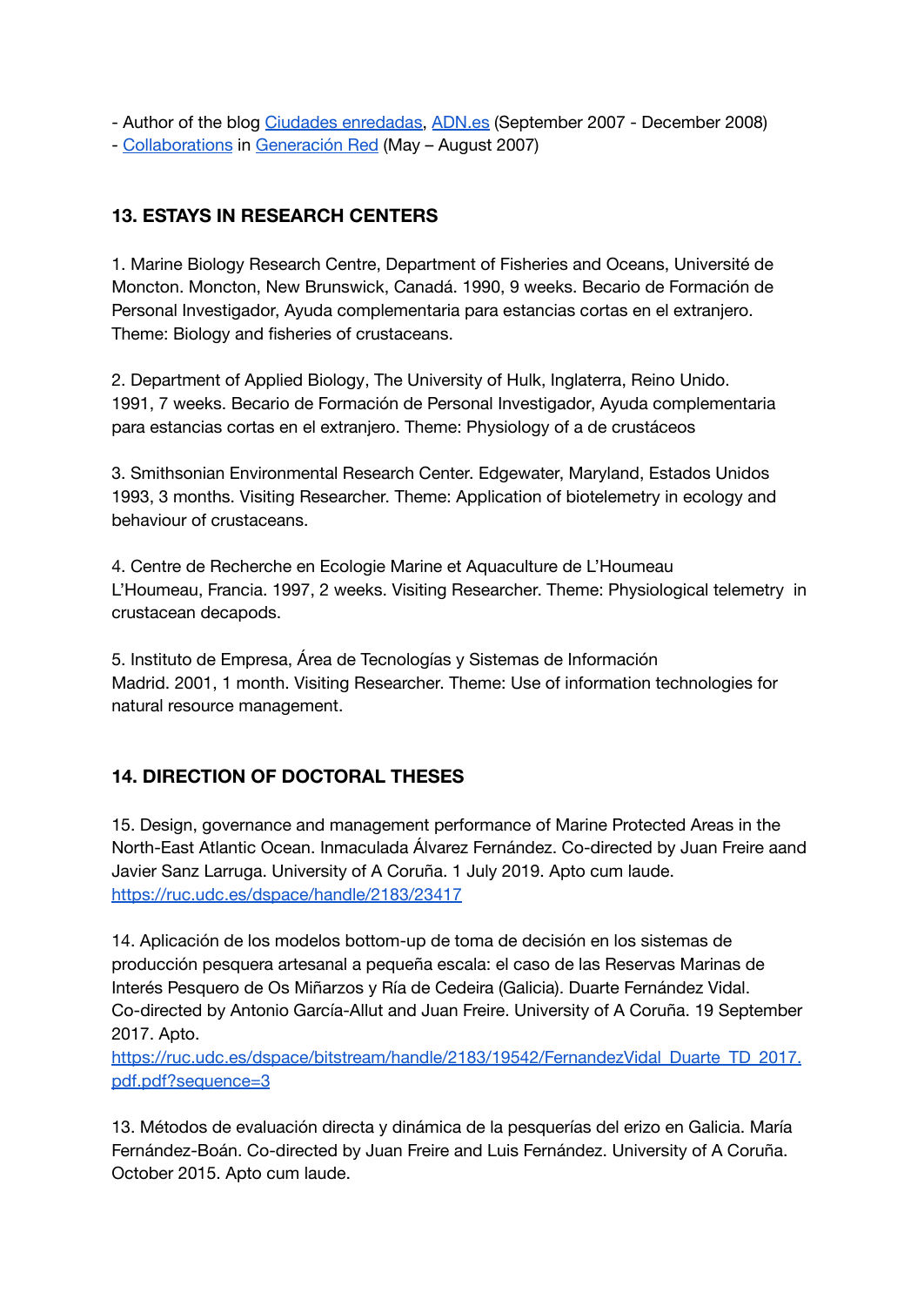- Author of the blog [Ciudades enredadas](), [ADN.es]() (September 2007 - December 2008)
- [Collaborations]() in [Generación Red]() (May – August 2007)

## 13. ESTAYS IN RESEARCH CENTERS

1. Marine Biology Research Centre, Department of Fisheries and Oceans, Université de Moncton. Moncton, New Brunswick, Canadá. 1990, 9 weeks. Becario de Formación de Personal Investigador, Ayuda complementaria para estancias cortas en el extranjero. Theme: Biology and fisheries of crustaceans.

2. Department of Applied Biology, The University of Hulk, Inglaterra, Reino Unido. 1991, 7 weeks. Becario de Formación de Personal Investigador, Ayuda complementaria para estancias cortas en el extranjero. Theme: Physiology of a de crustáceos

3. Smithsonian Environmental Research Center. Edgewater, Maryland, Estados Unidos 1993, 3 months. Visiting Researcher. Theme: Application of biotelemetry in ecology and behaviour of crustaceans.

4. Centre de Recherche en Ecologie Marine et Aquaculture de L'Houmeau L'Houmeau, Francia. 1997, 2 weeks. Visiting Researcher. Theme: Physiological telemetry in crustacean decapods.

5. Instituto de Empresa, Área de Tecnologías y Sistemas de Información Madrid. 2001, 1 month. Visiting Researcher. Theme: Use of information technologies for natural resource management.

## 14. DIRECTION OF DOCTORAL THESES

15. Design, governance and management performance of Marine Protected Areas in the North-East Atlantic Ocean. Inmaculada Álvarez Fernández. Co-directed by Juan Freire aand Javier Sanz Larruga. University of A Coruña. 1 July 2019. Apto cum laude. https://ruc.udc.es/dspace/handle/2183/23417

14. Aplicación de los modelos bottom-up de toma de decisión en los sistemas de producción pesquera artesanal a pequeña escala: el caso de las Reservas Marinas de Interés Pesquero de Os Miñarzos y Ría de Cedeira (Galicia). Duarte Fernández Vidal. Co-directed by Antonio García-Allut and Juan Freire. University of A Coruña. 19 September 2017. Apto. https://ruc.udc.es/dspace/bitstream/handle/2183/19542/FernandezVidal_Duarte_TD_2017.pdf.pdf?sequence=3

13. Métodos de evaluación directa y dinámica de la pesquerías del erizo en Galicia. María Fernández-Boán. Co-directed by Juan Freire and Luis Fernández. University of A Coruña. October 2015. Apto cum laude.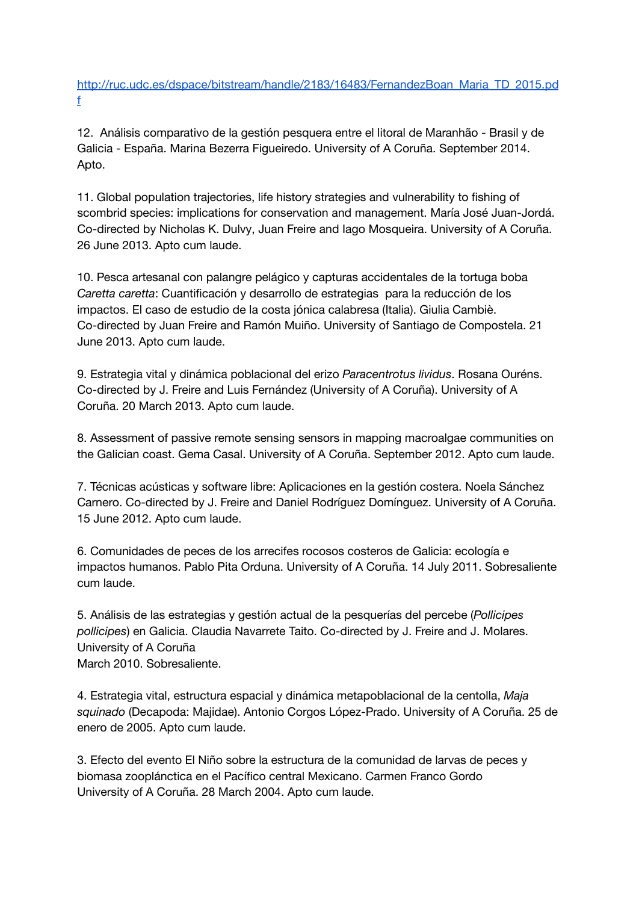http://ruc.udc.es/dspace/bitstream/handle/2183/16483/FernandezBoan_Maria_TD_2015.pdf

12. Análisis comparativo de la gestión pesquera entre el litoral de Maranhão - Brasil y de Galicia - España. Marina Bezerra Figueiredo. University of A Coruña. September 2014. Apto.

11. Global population trajectories, life history strategies and vulnerability to fishing of scombrid species: implications for conservation and management. María José Juan-Jordá. Co-directed by Nicholas K. Dulvy, Juan Freire and Iago Mosqueira. University of A Coruña. 26 June 2013. Apto cum laude.

10. Pesca artesanal con palangre pelágico y capturas accidentales de la tortuga boba *Caretta caretta*: Cuantificación y desarrollo de estrategias para la reducción de los impactos. El caso de estudio de la costa jónica calabresa (Italia). Giulia Cambiè. Co-directed by Juan Freire and Ramón Muiño. University of Santiago de Compostela. 21 June 2013. Apto cum laude.

9. Estrategia vital y dinámica poblacional del erizo *Paracentrotus lividus*. Rosana Ouréns. Co-directed by J. Freire and Luis Fernández (University of A Coruña). University of A Coruña. 20 March 2013. Apto cum laude.

8. Assessment of passive remote sensing sensors in mapping macroalgae communities on the Galician coast. Gema Casal. University of A Coruña. September 2012. Apto cum laude.

7. Técnicas acústicas y software libre: Aplicaciones en la gestión costera. Noela Sánchez Carnero. Co-directed by J. Freire and Daniel Rodríguez Domínguez. University of A Coruña. 15 June 2012. Apto cum laude.

6. Comunidades de peces de los arrecifes rocosos costeros de Galicia: ecología e impactos humanos. Pablo Pita Orduna. University of A Coruña. 14 July 2011. Sobresaliente cum laude.

5. Análisis de las estrategias y gestión actual de la pesquerías del percebe (*Pollicipes pollicipes*) en Galicia. Claudia Navarrete Taito. Co-directed by J. Freire and J. Molares. University of A Coruña
March 2010. Sobresaliente.

4. Estrategia vital, estructura espacial y dinámica metapoblacional de la centolla, *Maja squinado* (Decapoda: Majidae). Antonio Corgos López-Prado. University of A Coruña. 25 de enero de 2005. Apto cum laude.

3. Efecto del evento El Niño sobre la estructura de la comunidad de larvas de peces y biomasa zooplánctica en el Pacífico central Mexicano. Carmen Franco Gordo
University of A Coruña. 28 March 2004. Apto cum laude.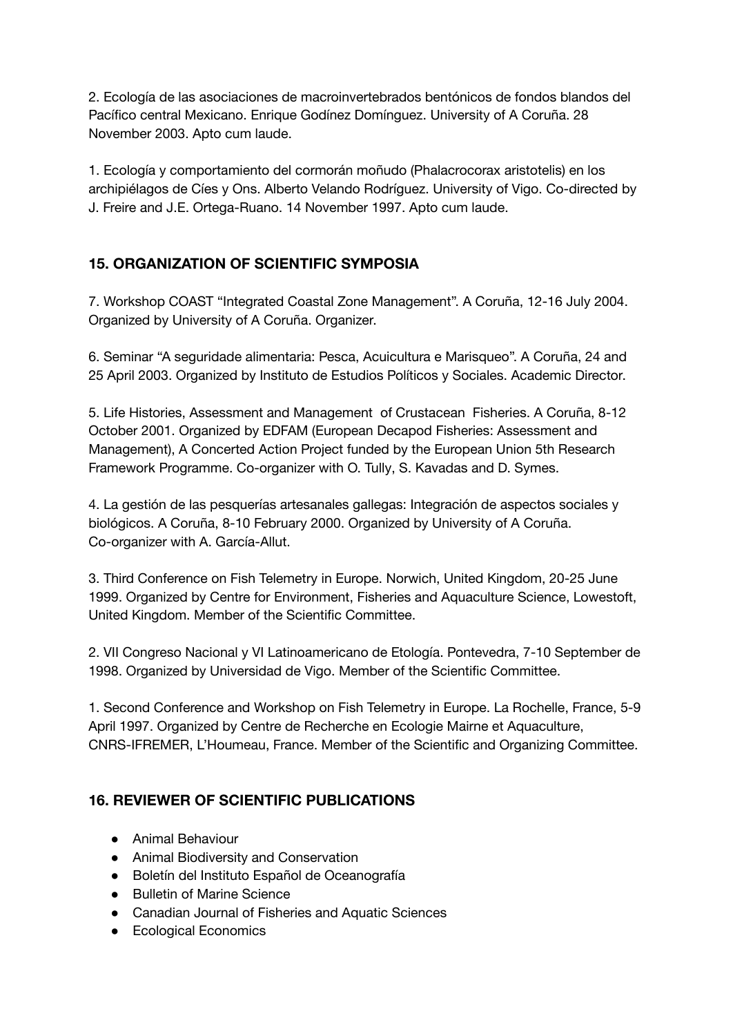2. Ecología de las asociaciones de macroinvertebrados bentónicos de fondos blandos del Pacífico central Mexicano. Enrique Godínez Domínguez. University of A Coruña. 28 November 2003. Apto cum laude.

1. Ecología y comportamiento del cormorán moñudo (Phalacrocorax aristotelis) en los archipiélagos de Cíes y Ons. Alberto Velando Rodríguez. University of Vigo. Co-directed by J. Freire and J.E. Ortega-Ruano. 14 November 1997. Apto cum laude.

## 15. ORGANIZATION OF SCIENTIFIC SYMPOSIA

7. Workshop COAST "Integrated Coastal Zone Management". A Coruña, 12-16 July 2004. Organized by University of A Coruña. Organizer.

6. Seminar "A seguridade alimentaria: Pesca, Acuicultura e Marisqueo". A Coruña, 24 and 25 April 2003. Organized by Instituto de Estudios Políticos y Sociales. Academic Director.

5. Life Histories, Assessment and Management of Crustacean Fisheries. A Coruña, 8-12 October 2001. Organized by EDFAM (European Decapod Fisheries: Assessment and Management), A Concerted Action Project funded by the European Union 5th Research Framework Programme. Co-organizer with O. Tully, S. Kavadas and D. Symes.

4. La gestión de las pesquerías artesanales gallegas: Integración de aspectos sociales y biológicos. A Coruña, 8-10 February 2000. Organized by University of A Coruña. Co-organizer with A. García-Allut.

3. Third Conference on Fish Telemetry in Europe. Norwich, United Kingdom, 20-25 June 1999. Organized by Centre for Environment, Fisheries and Aquaculture Science, Lowestoft, United Kingdom. Member of the Scientific Committee.

2. VII Congreso Nacional y VI Latinoamericano de Etología. Pontevedra, 7-10 September de 1998. Organized by Universidad de Vigo. Member of the Scientific Committee.

1. Second Conference and Workshop on Fish Telemetry in Europe. La Rochelle, France, 5-9 April 1997. Organized by Centre de Recherche en Ecologie Mairne et Aquaculture, CNRS-IFREMER, L'Houmeau, France. Member of the Scientific and Organizing Committee.

## 16. REVIEWER OF SCIENTIFIC PUBLICATIONS

- Animal Behaviour
- Animal Biodiversity and Conservation
- Boletín del Instituto Español de Oceanografía
- Bulletin of Marine Science
- Canadian Journal of Fisheries and Aquatic Sciences
- Ecological Economics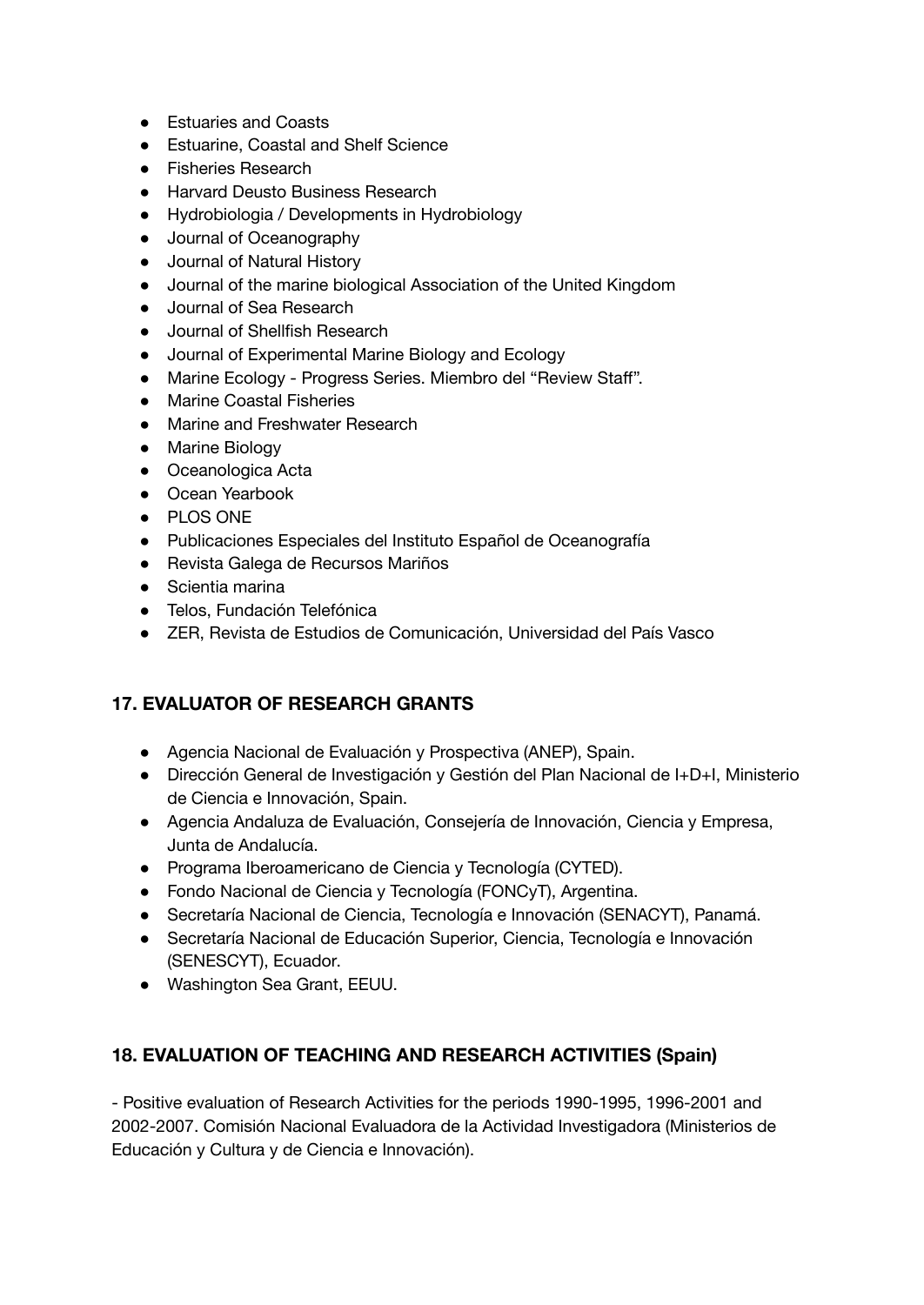- Estuaries and Coasts
- Estuarine, Coastal and Shelf Science
- Fisheries Research
- Harvard Deusto Business Research
- Hydrobiologia / Developments in Hydrobiology
- Journal of Oceanography
- Journal of Natural History
- Journal of the marine biological Association of the United Kingdom
- Journal of Sea Research
- Journal of Shellfish Research
- Journal of Experimental Marine Biology and Ecology
- Marine Ecology - Progress Series. Miembro del "Review Staff".
- Marine Coastal Fisheries
- Marine and Freshwater Research
- Marine Biology
- Oceanologica Acta
- Ocean Yearbook
- PLOS ONE
- Publicaciones Especiales del Instituto Español de Oceanografía
- Revista Galega de Recursos Mariños
- Scientia marina
- Telos, Fundación Telefónica
- ZER, Revista de Estudios de Comunicación, Universidad del País Vasco

## 17. EVALUATOR OF RESEARCH GRANTS

- Agencia Nacional de Evaluación y Prospectiva (ANEP), Spain.
- Dirección General de Investigación y Gestión del Plan Nacional de I+D+I, Ministerio de Ciencia e Innovación, Spain.
- Agencia Andaluza de Evaluación, Consejería de Innovación, Ciencia y Empresa, Junta de Andalucía.
- Programa Iberoamericano de Ciencia y Tecnología (CYTED).
- Fondo Nacional de Ciencia y Tecnología (FONCyT), Argentina.
- Secretaría Nacional de Ciencia, Tecnología e Innovación (SENACYT), Panamá.
- Secretaría Nacional de Educación Superior, Ciencia, Tecnología e Innovación (SENESCYT), Ecuador.
- Washington Sea Grant, EEUU.

## 18. EVALUATION OF TEACHING AND RESEARCH ACTIVITIES (Spain)

- Positive evaluation of Research Activities for the periods 1990-1995, 1996-2001 and 2002-2007. Comisión Nacional Evaluadora de la Actividad Investigadora (Ministerios de Educación y Cultura y de Ciencia e Innovación).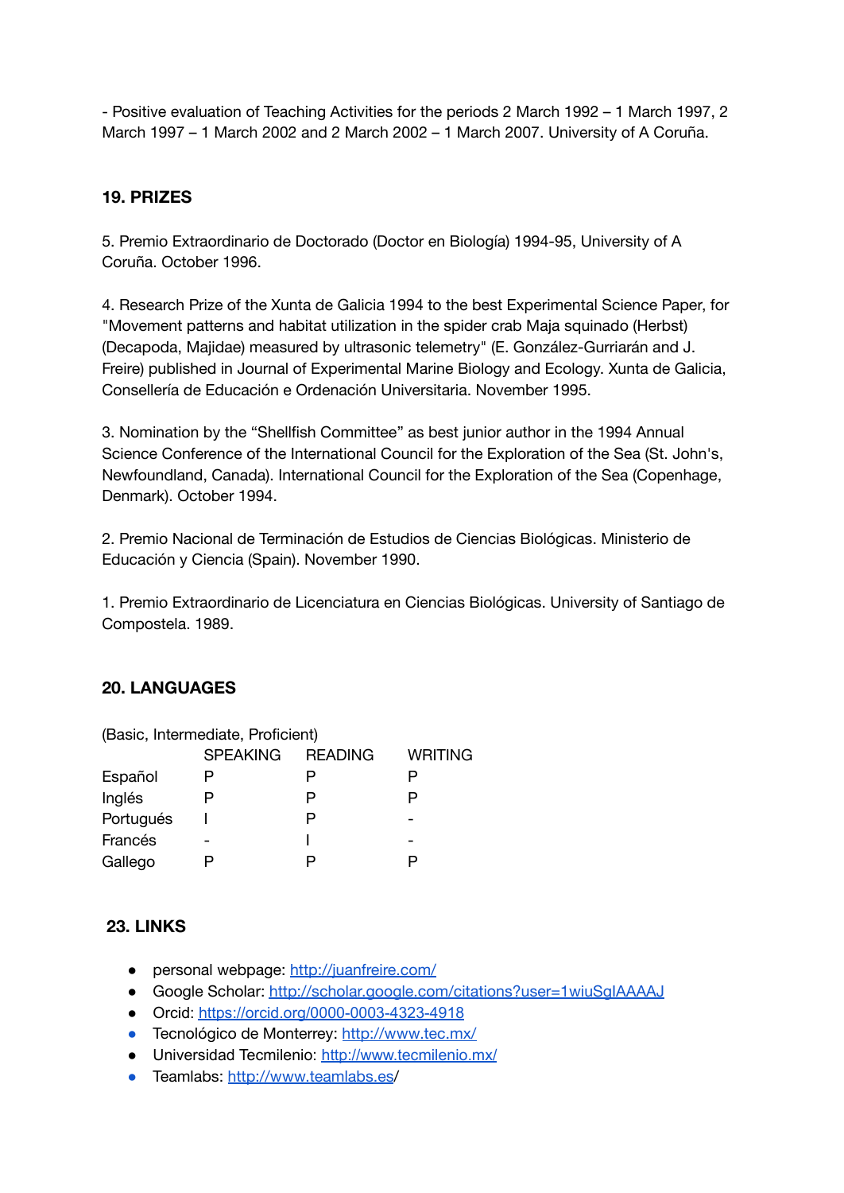- Positive evaluation of Teaching Activities for the periods 2 March 1992 – 1 March 1997, 2 March 1997 – 1 March 2002 and 2 March 2002 – 1 March 2007. University of A Coruña.

## 19. PRIZES

5. Premio Extraordinario de Doctorado (Doctor en Biología) 1994-95, University of A Coruña. October 1996.

4. Research Prize of the Xunta de Galicia 1994 to the best Experimental Science Paper, for "Movement patterns and habitat utilization in the spider crab Maja squinado (Herbst) (Decapoda, Majidae) measured by ultrasonic telemetry" (E. González-Gurriarán and J. Freire) published in Journal of Experimental Marine Biology and Ecology. Xunta de Galicia, Consellería de Educación e Ordenación Universitaria. November 1995.

3. Nomination by the “Shellfish Committee” as best junior author in the 1994 Annual Science Conference of the International Council for the Exploration of the Sea (St. John's, Newfoundland, Canada). International Council for the Exploration of the Sea (Copenhage, Denmark). October 1994.

2. Premio Nacional de Terminación de Estudios de Ciencias Biológicas. Ministerio de Educación y Ciencia (Spain). November 1990.

1. Premio Extraordinario de Licenciatura en Ciencias Biológicas. University of Santiago de Compostela. 1989.

## 20. LANGUAGES

(Basic, Intermediate, Proficient)

| | SPEAKING | READING | WRITING |
|---|---|---|---|
| Español | P | P | P |
| Inglés | P | P | P |
| Portugués | I | P | - |
| Francés | - | I | - |
| Gallego | P | P | P |

## 23. LINKS

- personal webpage: http://juanfreire.com/
- Google Scholar: http://scholar.google.com/citations?user=1wiuSglAAAAJ
- Orcid: https://orcid.org/0000-0003-4323-4918
- Tecnológico de Monterrey: http://www.tec.mx/
- Universidad Tecmilenio: http://www.tecmilenio.mx/
- Teamlabs: http://www.teamlabs.es/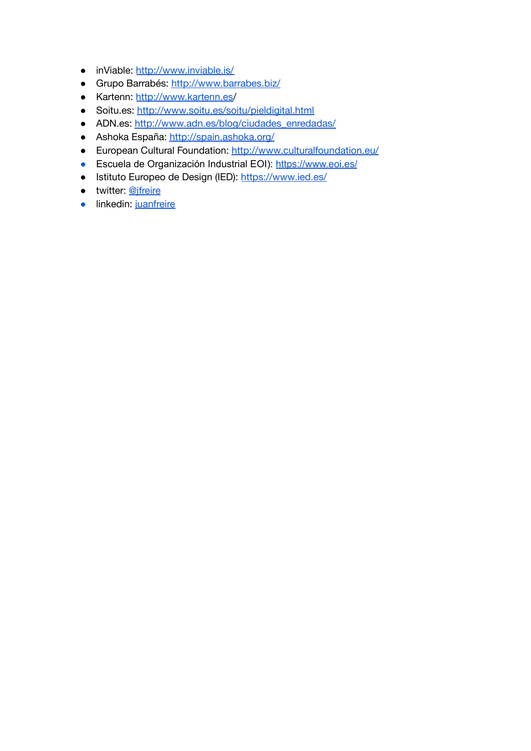- inViable: http://www.inviable.is/
- Grupo Barrabés: http://www.barrabes.biz/
- Kartenn: http://www.kartenn.es/
- Soitu.es: http://www.soitu.es/soitu/pieldigital.html
- ADN.es: http://www.adn.es/blog/ciudades_enredadas/
- Ashoka España: http://spain.ashoka.org/
- European Cultural Foundation: http://www.culturalfoundation.eu/
- Escuela de Organización Industrial EOI): https://www.eoi.es/
- Istituto Europeo de Design (IED): https://www.ied.es/
- twitter: @jfreire
- linkedin: juanfreire